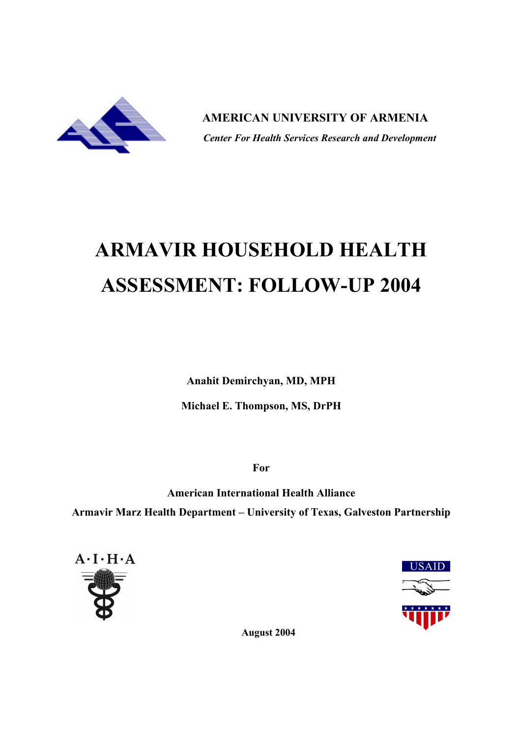**AMERICAN UNIVERSITY OF ARMENIA**

***Center For Health Services Research and Development***

# ARMAVIR HOUSEHOLD HEALTH ASSESSMENT: FOLLOW-UP 2004

**Anahit Demirchyan, MD, MPH**

**Michael E. Thompson, MS, DrPH**

**For**

**American International Health Alliance**

**Armavir Marz Health Department – University of Texas, Galveston Partnership**

A·I·H·A

USAID

**August 2004**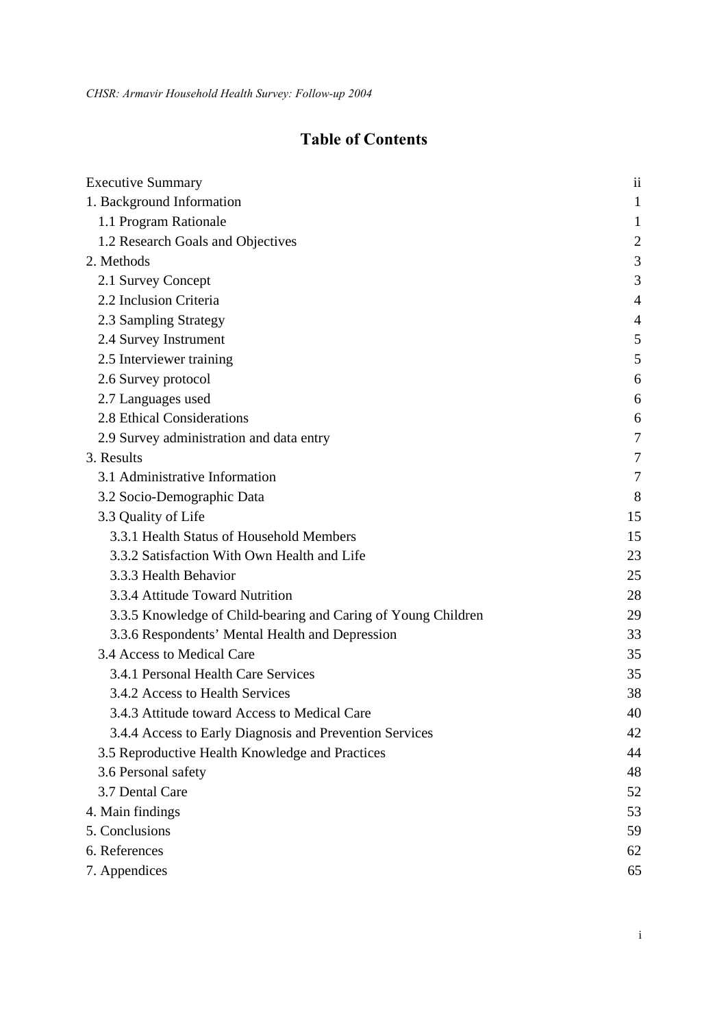# Table of Contents

| | |
|---|---|
| Executive Summary | ii |
| 1. Background Information | 1 |
| 1.1 Program Rationale | 1 |
| 1.2 Research Goals and Objectives | 2 |
| 2. Methods | 3 |
| 2.1 Survey Concept | 3 |
| 2.2 Inclusion Criteria | 4 |
| 2.3 Sampling Strategy | 4 |
| 2.4 Survey Instrument | 5 |
| 2.5 Interviewer training | 5 |
| 2.6 Survey protocol | 6 |
| 2.7 Languages used | 6 |
| 2.8 Ethical Considerations | 6 |
| 2.9 Survey administration and data entry | 7 |
| 3. Results | 7 |
| 3.1 Administrative Information | 7 |
| 3.2 Socio-Demographic Data | 8 |
| 3.3 Quality of Life | 15 |
| 3.3.1 Health Status of Household Members | 15 |
| 3.3.2 Satisfaction With Own Health and Life | 23 |
| 3.3.3 Health Behavior | 25 |
| 3.3.4 Attitude Toward Nutrition | 28 |
| 3.3.5 Knowledge of Child-bearing and Caring of Young Children | 29 |
| 3.3.6 Respondents' Mental Health and Depression | 33 |
| 3.4 Access to Medical Care | 35 |
| 3.4.1 Personal Health Care Services | 35 |
| 3.4.2 Access to Health Services | 38 |
| 3.4.3 Attitude toward Access to Medical Care | 40 |
| 3.4.4 Access to Early Diagnosis and Prevention Services | 42 |
| 3.5 Reproductive Health Knowledge and Practices | 44 |
| 3.6 Personal safety | 48 |
| 3.7 Dental Care | 52 |
| 4. Main findings | 53 |
| 5. Conclusions | 59 |
| 6. References | 62 |
| 7. Appendices | 65 |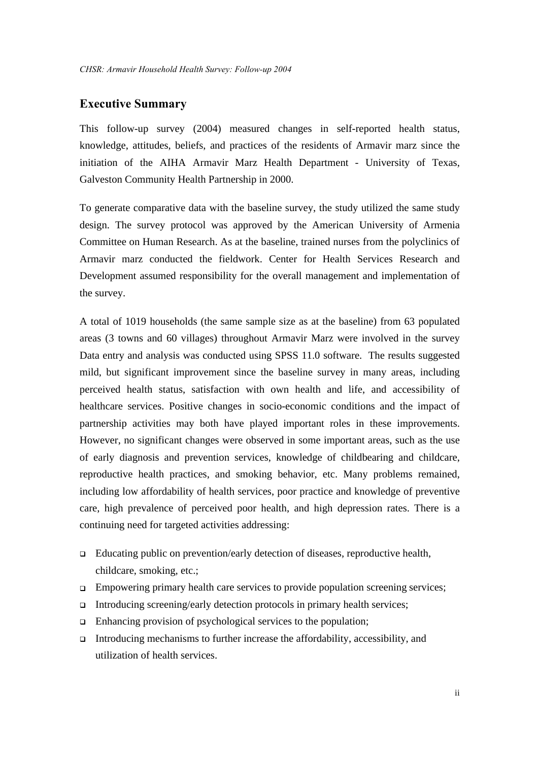## Executive Summary

This follow-up survey (2004) measured changes in self-reported health status, knowledge, attitudes, beliefs, and practices of the residents of Armavir marz since the initiation of the AIHA Armavir Marz Health Department - University of Texas, Galveston Community Health Partnership in 2000.

To generate comparative data with the baseline survey, the study utilized the same study design. The survey protocol was approved by the American University of Armenia Committee on Human Research. As at the baseline, trained nurses from the polyclinics of Armavir marz conducted the fieldwork. Center for Health Services Research and Development assumed responsibility for the overall management and implementation of the survey.

A total of 1019 households (the same sample size as at the baseline) from 63 populated areas (3 towns and 60 villages) throughout Armavir Marz were involved in the survey Data entry and analysis was conducted using SPSS 11.0 software. The results suggested mild, but significant improvement since the baseline survey in many areas, including perceived health status, satisfaction with own health and life, and accessibility of healthcare services. Positive changes in socio-economic conditions and the impact of partnership activities may both have played important roles in these improvements. However, no significant changes were observed in some important areas, such as the use of early diagnosis and prevention services, knowledge of childbearing and childcare, reproductive health practices, and smoking behavior, etc. Many problems remained, including low affordability of health services, poor practice and knowledge of preventive care, high prevalence of perceived poor health, and high depression rates. There is a continuing need for targeted activities addressing:

- Educating public on prevention/early detection of diseases, reproductive health, childcare, smoking, etc.;
- Empowering primary health care services to provide population screening services;
- Introducing screening/early detection protocols in primary health services;
- Enhancing provision of psychological services to the population;
- Introducing mechanisms to further increase the affordability, accessibility, and utilization of health services.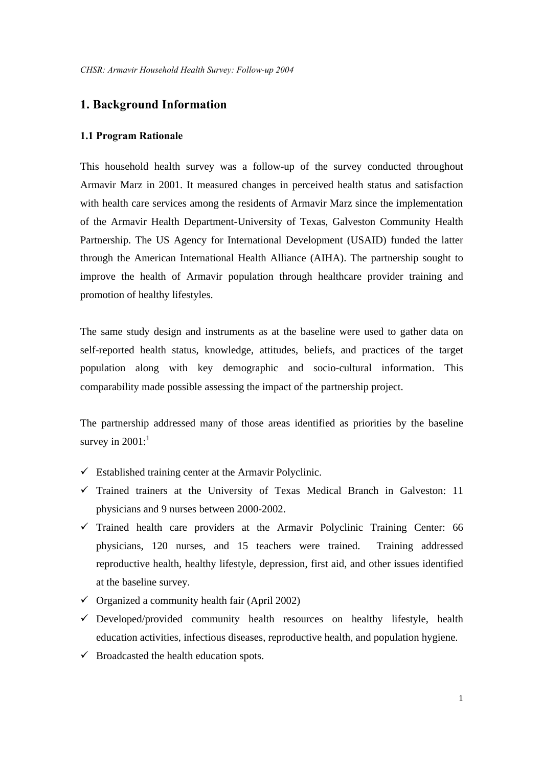# 1. Background Information

### 1.1 Program Rationale

This household health survey was a follow-up of the survey conducted throughout Armavir Marz in 2001. It measured changes in perceived health status and satisfaction with health care services among the residents of Armavir Marz since the implementation of the Armavir Health Department-University of Texas, Galveston Community Health Partnership. The US Agency for International Development (USAID) funded the latter through the American International Health Alliance (AIHA). The partnership sought to improve the health of Armavir population through healthcare provider training and promotion of healthy lifestyles.

The same study design and instruments as at the baseline were used to gather data on self-reported health status, knowledge, attitudes, beliefs, and practices of the target population along with key demographic and socio-cultural information. This comparability made possible assessing the impact of the partnership project.

The partnership addressed many of those areas identified as priorities by the baseline survey in 2001:[1]

- ✓ Established training center at the Armavir Polyclinic.
- ✓ Trained trainers at the University of Texas Medical Branch in Galveston: 11 physicians and 9 nurses between 2000-2002.
- ✓ Trained health care providers at the Armavir Polyclinic Training Center: 66 physicians, 120 nurses, and 15 teachers were trained. Training addressed reproductive health, healthy lifestyle, depression, first aid, and other issues identified at the baseline survey.
- ✓ Organized a community health fair (April 2002)
- ✓ Developed/provided community health resources on healthy lifestyle, health education activities, infectious diseases, reproductive health, and population hygiene.
- ✓ Broadcasted the health education spots.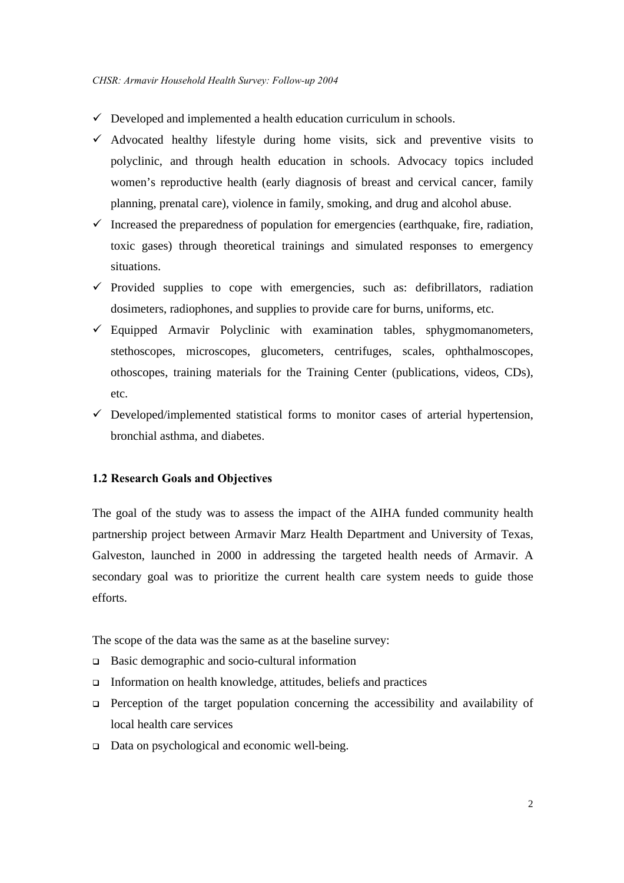- ✓ Developed and implemented a health education curriculum in schools.
- ✓ Advocated healthy lifestyle during home visits, sick and preventive visits to polyclinic, and through health education in schools. Advocacy topics included women's reproductive health (early diagnosis of breast and cervical cancer, family planning, prenatal care), violence in family, smoking, and drug and alcohol abuse.
- ✓ Increased the preparedness of population for emergencies (earthquake, fire, radiation, toxic gases) through theoretical trainings and simulated responses to emergency situations.
- ✓ Provided supplies to cope with emergencies, such as: defibrillators, radiation dosimeters, radiophones, and supplies to provide care for burns, uniforms, etc.
- ✓ Equipped Armavir Polyclinic with examination tables, sphygmomanometers, stethoscopes, microscopes, glucometers, centrifuges, scales, ophthalmoscopes, othoscopes, training materials for the Training Center (publications, videos, CDs), etc.
- ✓ Developed/implemented statistical forms to monitor cases of arterial hypertension, bronchial asthma, and diabetes.

### 1.2 Research Goals and Objectives

The goal of the study was to assess the impact of the AIHA funded community health partnership project between Armavir Marz Health Department and University of Texas, Galveston, launched in 2000 in addressing the targeted health needs of Armavir. A secondary goal was to prioritize the current health care system needs to guide those efforts.

The scope of the data was the same as at the baseline survey:

- ❑ Basic demographic and socio-cultural information
- ❑ Information on health knowledge, attitudes, beliefs and practices
- ❑ Perception of the target population concerning the accessibility and availability of local health care services
- ❑ Data on psychological and economic well-being.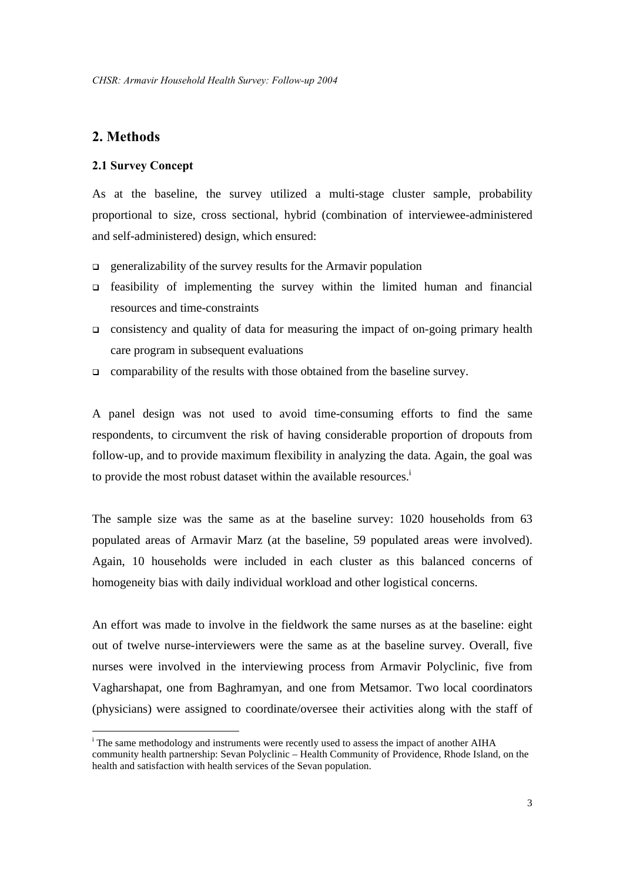## 2. Methods

### 2.1 Survey Concept

As at the baseline, the survey utilized a multi-stage cluster sample, probability proportional to size, cross sectional, hybrid (combination of interviewee-administered and self-administered) design, which ensured:

- generalizability of the survey results for the Armavir population
- feasibility of implementing the survey within the limited human and financial resources and time-constraints
- consistency and quality of data for measuring the impact of on-going primary health care program in subsequent evaluations
- comparability of the results with those obtained from the baseline survey.

A panel design was not used to avoid time-consuming efforts to find the same respondents, to circumvent the risk of having considerable proportion of dropouts from follow-up, and to provide maximum flexibility in analyzing the data. Again, the goal was to provide the most robust dataset within the available resources.[i]

The sample size was the same as at the baseline survey: 1020 households from 63 populated areas of Armavir Marz (at the baseline, 59 populated areas were involved). Again, 10 households were included in each cluster as this balanced concerns of homogeneity bias with daily individual workload and other logistical concerns.

An effort was made to involve in the fieldwork the same nurses as at the baseline: eight out of twelve nurse-interviewers were the same as at the baseline survey. Overall, five nurses were involved in the interviewing process from Armavir Polyclinic, five from Vagharshapat, one from Baghramyan, and one from Metsamor. Two local coordinators (physicians) were assigned to coordinate/oversee their activities along with the staff of

[i] The same methodology and instruments were recently used to assess the impact of another AIHA community health partnership: Sevan Polyclinic – Health Community of Providence, Rhode Island, on the health and satisfaction with health services of the Sevan population.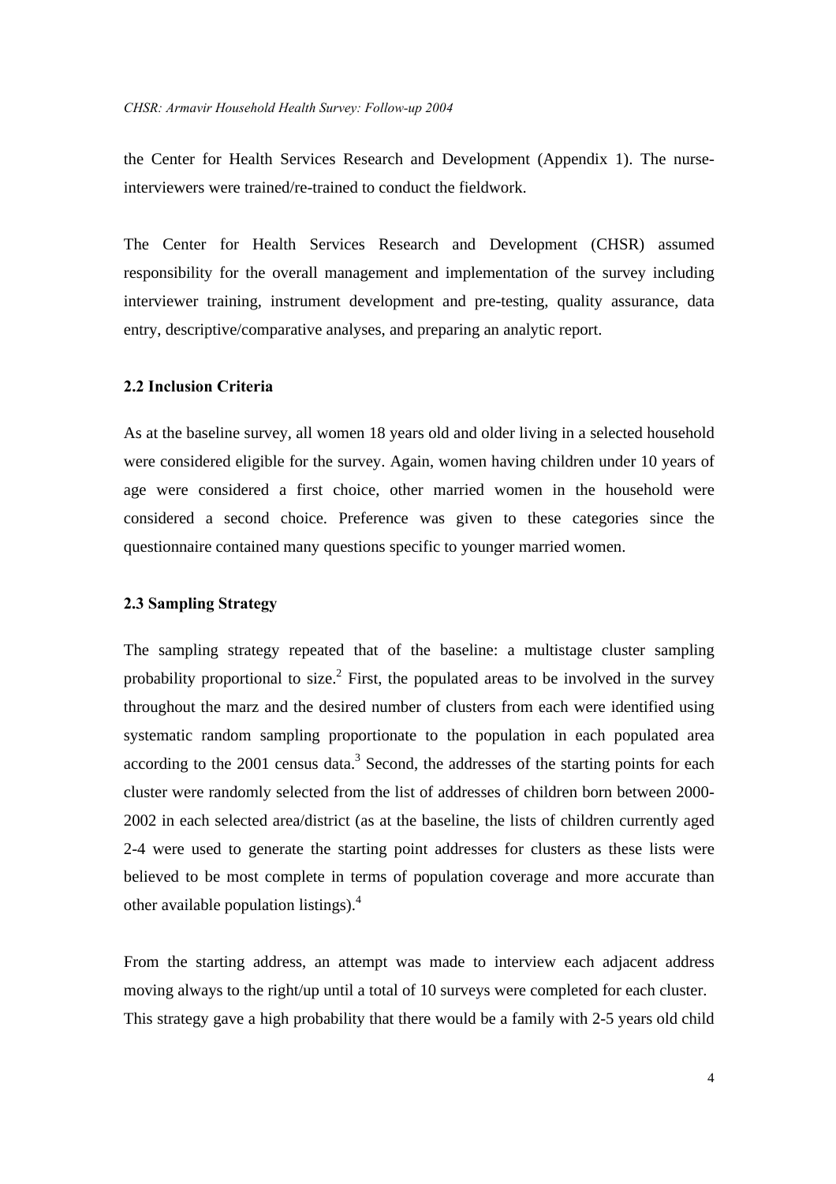the Center for Health Services Research and Development (Appendix 1). The nurse-interviewers were trained/re-trained to conduct the fieldwork.

The Center for Health Services Research and Development (CHSR) assumed responsibility for the overall management and implementation of the survey including interviewer training, instrument development and pre-testing, quality assurance, data entry, descriptive/comparative analyses, and preparing an analytic report.

### 2.2 Inclusion Criteria

As at the baseline survey, all women 18 years old and older living in a selected household were considered eligible for the survey. Again, women having children under 10 years of age were considered a first choice, other married women in the household were considered a second choice. Preference was given to these categories since the questionnaire contained many questions specific to younger married women.

### 2.3 Sampling Strategy

The sampling strategy repeated that of the baseline: a multistage cluster sampling probability proportional to size.[2] First, the populated areas to be involved in the survey throughout the marz and the desired number of clusters from each were identified using systematic random sampling proportionate to the population in each populated area according to the 2001 census data.[3] Second, the addresses of the starting points for each cluster were randomly selected from the list of addresses of children born between 2000-2002 in each selected area/district (as at the baseline, the lists of children currently aged 2-4 were used to generate the starting point addresses for clusters as these lists were believed to be most complete in terms of population coverage and more accurate than other available population listings).[4]

From the starting address, an attempt was made to interview each adjacent address moving always to the right/up until a total of 10 surveys were completed for each cluster. This strategy gave a high probability that there would be a family with 2-5 years old child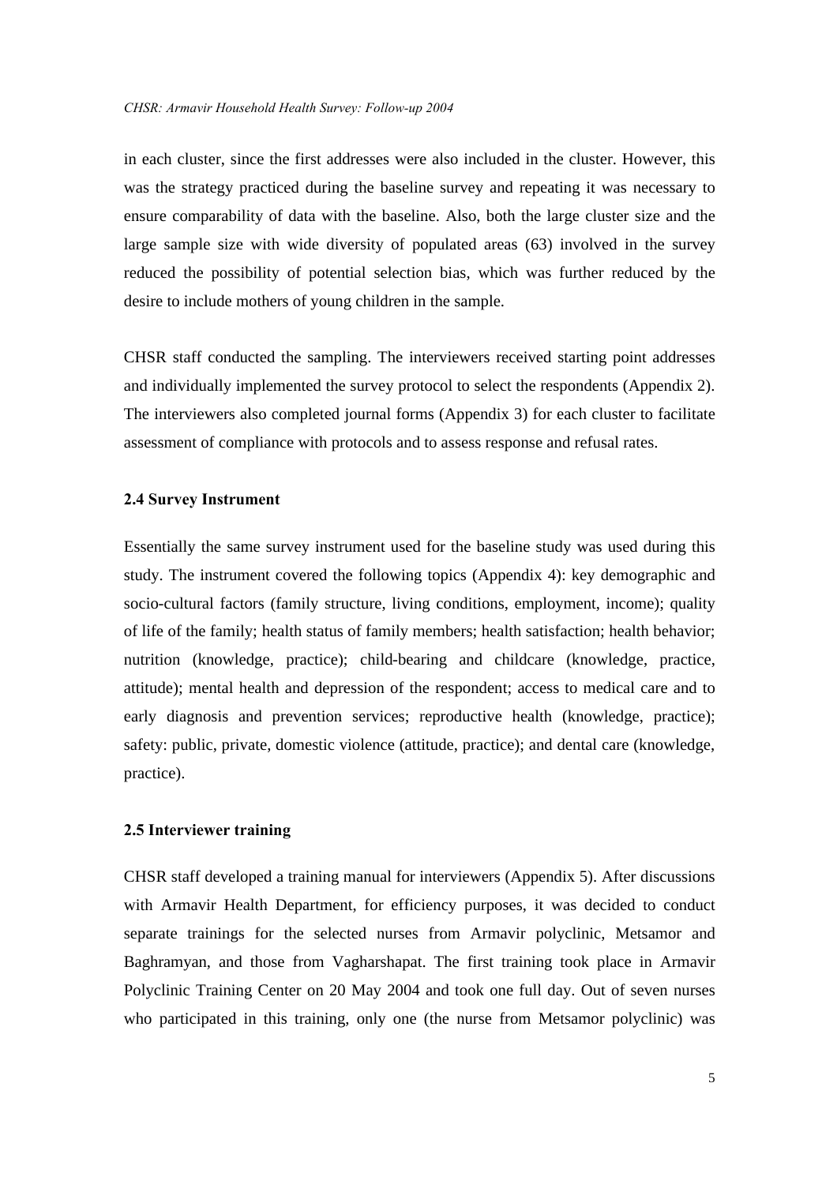in each cluster, since the first addresses were also included in the cluster. However, this was the strategy practiced during the baseline survey and repeating it was necessary to ensure comparability of data with the baseline. Also, both the large cluster size and the large sample size with wide diversity of populated areas (63) involved in the survey reduced the possibility of potential selection bias, which was further reduced by the desire to include mothers of young children in the sample.

CHSR staff conducted the sampling. The interviewers received starting point addresses and individually implemented the survey protocol to select the respondents (Appendix 2). The interviewers also completed journal forms (Appendix 3) for each cluster to facilitate assessment of compliance with protocols and to assess response and refusal rates.

### 2.4 Survey Instrument

Essentially the same survey instrument used for the baseline study was used during this study. The instrument covered the following topics (Appendix 4): key demographic and socio-cultural factors (family structure, living conditions, employment, income); quality of life of the family; health status of family members; health satisfaction; health behavior; nutrition (knowledge, practice); child-bearing and childcare (knowledge, practice, attitude); mental health and depression of the respondent; access to medical care and to early diagnosis and prevention services; reproductive health (knowledge, practice); safety: public, private, domestic violence (attitude, practice); and dental care (knowledge, practice).

### 2.5 Interviewer training

CHSR staff developed a training manual for interviewers (Appendix 5). After discussions with Armavir Health Department, for efficiency purposes, it was decided to conduct separate trainings for the selected nurses from Armavir polyclinic, Metsamor and Baghramyan, and those from Vagharshapat. The first training took place in Armavir Polyclinic Training Center on 20 May 2004 and took one full day. Out of seven nurses who participated in this training, only one (the nurse from Metsamor polyclinic) was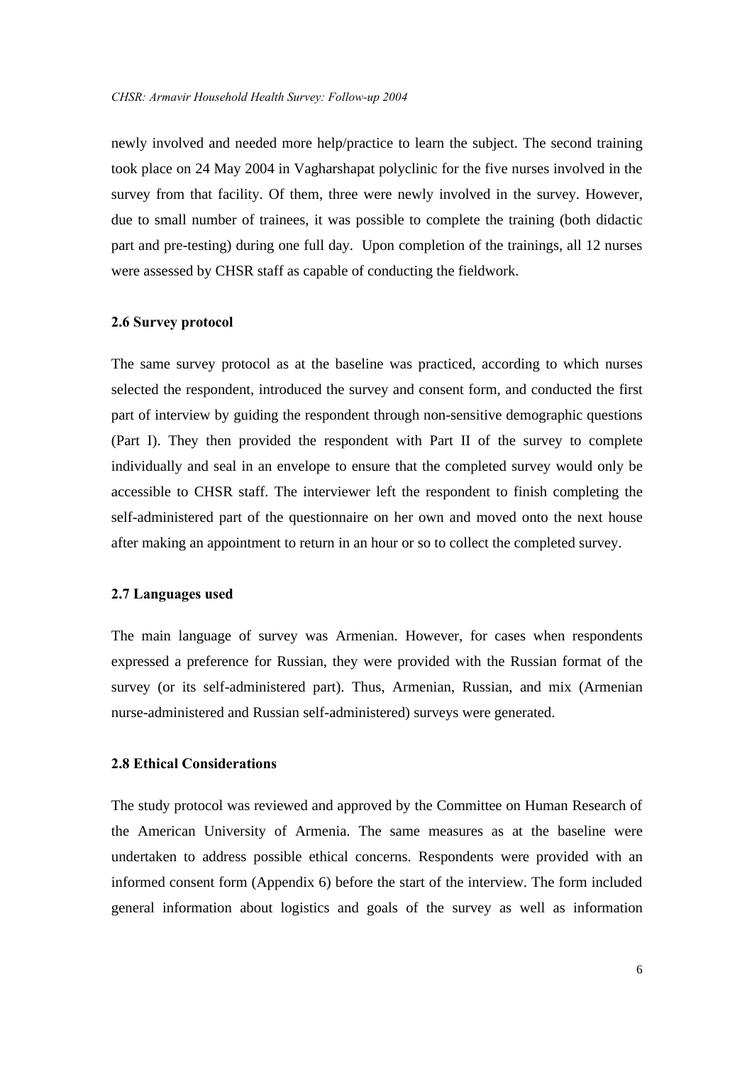newly involved and needed more help/practice to learn the subject. The second training took place on 24 May 2004 in Vagharshapat polyclinic for the five nurses involved in the survey from that facility. Of them, three were newly involved in the survey. However, due to small number of trainees, it was possible to complete the training (both didactic part and pre-testing) during one full day. Upon completion of the trainings, all 12 nurses were assessed by CHSR staff as capable of conducting the fieldwork.

### 2.6 Survey protocol

The same survey protocol as at the baseline was practiced, according to which nurses selected the respondent, introduced the survey and consent form, and conducted the first part of interview by guiding the respondent through non-sensitive demographic questions (Part I). They then provided the respondent with Part II of the survey to complete individually and seal in an envelope to ensure that the completed survey would only be accessible to CHSR staff. The interviewer left the respondent to finish completing the self-administered part of the questionnaire on her own and moved onto the next house after making an appointment to return in an hour or so to collect the completed survey.

### 2.7 Languages used

The main language of survey was Armenian. However, for cases when respondents expressed a preference for Russian, they were provided with the Russian format of the survey (or its self-administered part). Thus, Armenian, Russian, and mix (Armenian nurse-administered and Russian self-administered) surveys were generated.

### 2.8 Ethical Considerations

The study protocol was reviewed and approved by the Committee on Human Research of the American University of Armenia. The same measures as at the baseline were undertaken to address possible ethical concerns. Respondents were provided with an informed consent form (Appendix 6) before the start of the interview. The form included general information about logistics and goals of the survey as well as information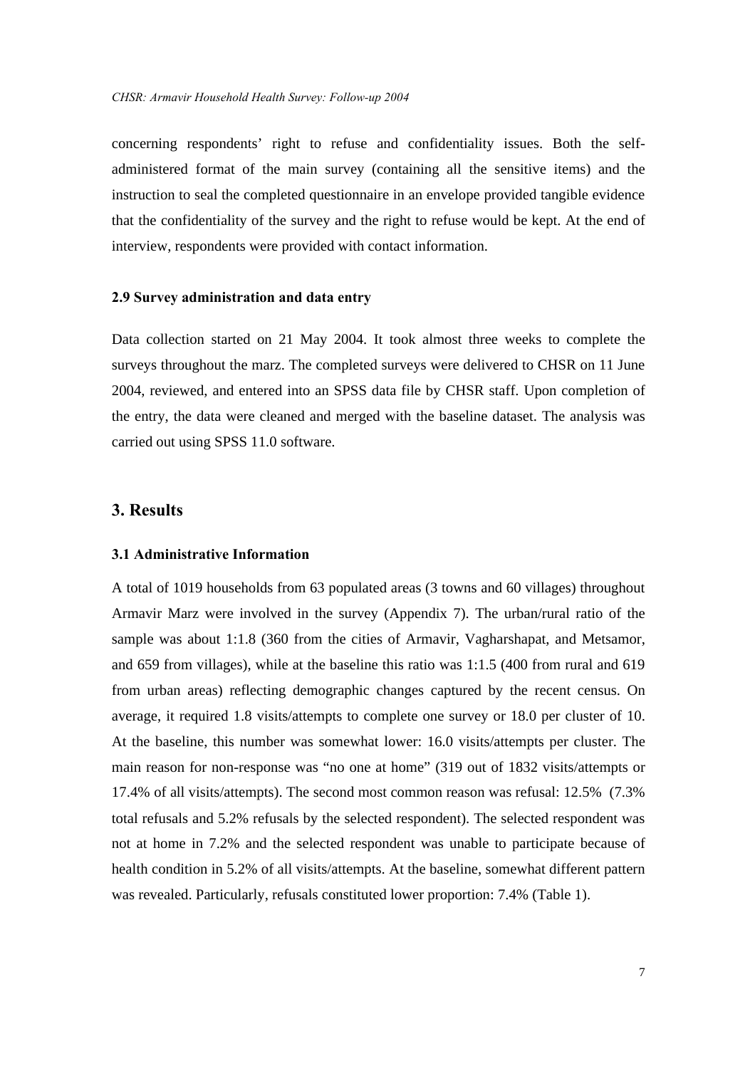concerning respondents' right to refuse and confidentiality issues. Both the self-administered format of the main survey (containing all the sensitive items) and the instruction to seal the completed questionnaire in an envelope provided tangible evidence that the confidentiality of the survey and the right to refuse would be kept. At the end of interview, respondents were provided with contact information.

### 2.9 Survey administration and data entry

Data collection started on 21 May 2004. It took almost three weeks to complete the surveys throughout the marz. The completed surveys were delivered to CHSR on 11 June 2004, reviewed, and entered into an SPSS data file by CHSR staff. Upon completion of the entry, the data were cleaned and merged with the baseline dataset. The analysis was carried out using SPSS 11.0 software.

## 3. Results

### 3.1 Administrative Information

A total of 1019 households from 63 populated areas (3 towns and 60 villages) throughout Armavir Marz were involved in the survey (Appendix 7). The urban/rural ratio of the sample was about 1:1.8 (360 from the cities of Armavir, Vagharshapat, and Metsamor, and 659 from villages), while at the baseline this ratio was 1:1.5 (400 from rural and 619 from urban areas) reflecting demographic changes captured by the recent census. On average, it required 1.8 visits/attempts to complete one survey or 18.0 per cluster of 10. At the baseline, this number was somewhat lower: 16.0 visits/attempts per cluster. The main reason for non-response was "no one at home" (319 out of 1832 visits/attempts or 17.4% of all visits/attempts). The second most common reason was refusal: 12.5% (7.3% total refusals and 5.2% refusals by the selected respondent). The selected respondent was not at home in 7.2% and the selected respondent was unable to participate because of health condition in 5.2% of all visits/attempts. At the baseline, somewhat different pattern was revealed. Particularly, refusals constituted lower proportion: 7.4% (Table 1).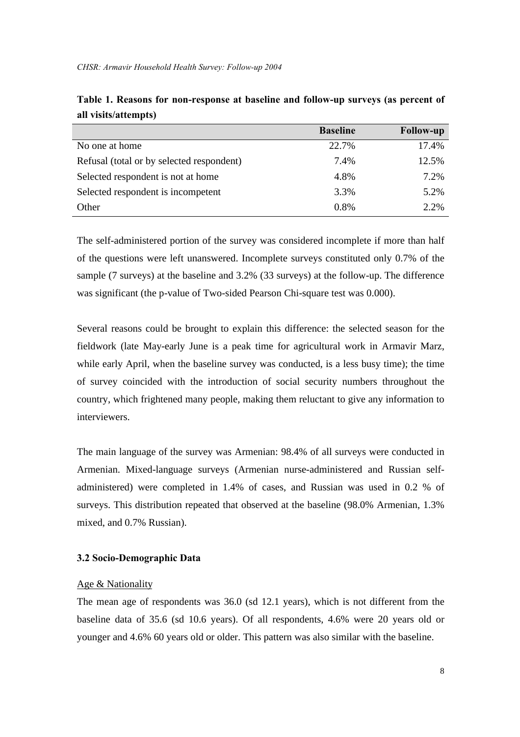**Table 1. Reasons for non-response at baseline and follow-up surveys (as percent of all visits/attempts)**

| | Baseline | Follow-up |
|---|---|---|
| No one at home | 22.7% | 17.4% |
| Refusal (total or by selected respondent) | 7.4% | 12.5% |
| Selected respondent is not at home | 4.8% | 7.2% |
| Selected respondent is incompetent | 3.3% | 5.2% |
| Other | 0.8% | 2.2% |

The self-administered portion of the survey was considered incomplete if more than half of the questions were left unanswered. Incomplete surveys constituted only 0.7% of the sample (7 surveys) at the baseline and 3.2% (33 surveys) at the follow-up. The difference was significant (the p-value of Two-sided Pearson Chi-square test was 0.000).

Several reasons could be brought to explain this difference: the selected season for the fieldwork (late May-early June is a peak time for agricultural work in Armavir Marz, while early April, when the baseline survey was conducted, is a less busy time); the time of survey coincided with the introduction of social security numbers throughout the country, which frightened many people, making them reluctant to give any information to interviewers.

The main language of the survey was Armenian: 98.4% of all surveys were conducted in Armenian. Mixed-language surveys (Armenian nurse-administered and Russian self-administered) were completed in 1.4% of cases, and Russian was used in 0.2 % of surveys. This distribution repeated that observed at the baseline (98.0% Armenian, 1.3% mixed, and 0.7% Russian).

### 3.2 Socio-Demographic Data

Age & Nationality

The mean age of respondents was 36.0 (sd 12.1 years), which is not different from the baseline data of 35.6 (sd 10.6 years). Of all respondents, 4.6% were 20 years old or younger and 4.6% 60 years old or older. This pattern was also similar with the baseline.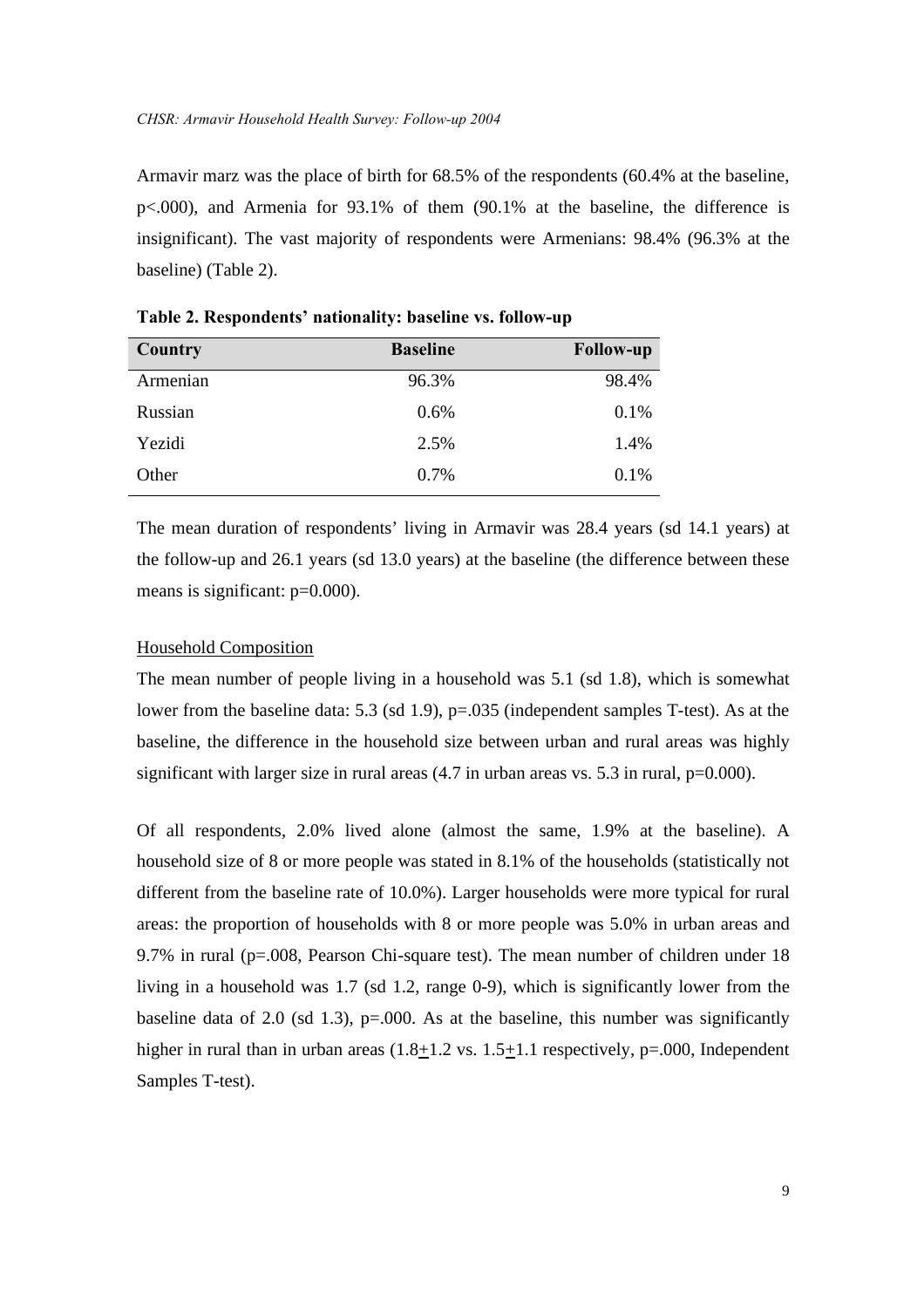Armavir marz was the place of birth for 68.5% of the respondents (60.4% at the baseline, $p<.000$), and Armenia for 93.1% of them (90.1% at the baseline, the difference is insignificant). The vast majority of respondents were Armenians: 98.4% (96.3% at the baseline) (Table 2).

**Table 2. Respondents' nationality: baseline vs. follow-up**

| Country | Baseline | Follow-up |
|---|---|---|
| Armenian | 96.3% | 98.4% |
| Russian | 0.6% | 0.1% |
| Yezidi | 2.5% | 1.4% |
| Other | 0.7% | 0.1% |

The mean duration of respondents' living in Armavir was 28.4 years (sd 14.1 years) at the follow-up and 26.1 years (sd 13.0 years) at the baseline (the difference between these means is significant: $p=0.000$).

Household Composition

The mean number of people living in a household was 5.1 (sd 1.8), which is somewhat lower from the baseline data: 5.3 (sd 1.9), $p=.035$ (independent samples T-test). As at the baseline, the difference in the household size between urban and rural areas was highly significant with larger size in rural areas (4.7 in urban areas vs. 5.3 in rural, $p=0.000$).

Of all respondents, 2.0% lived alone (almost the same, 1.9% at the baseline). A household size of 8 or more people was stated in 8.1% of the households (statistically not different from the baseline rate of 10.0%). Larger households were more typical for rural areas: the proportion of households with 8 or more people was 5.0% in urban areas and 9.7% in rural ($p=.008$, Pearson Chi-square test). The mean number of children under 18 living in a household was 1.7 (sd 1.2, range 0-9), which is significantly lower from the baseline data of 2.0 (sd 1.3), $p=.000$. As at the baseline, this number was significantly higher in rural than in urban areas ($1.8 \pm 1.2$ vs. $1.5 \pm 1.1$ respectively, $p=.000$, Independent Samples T-test).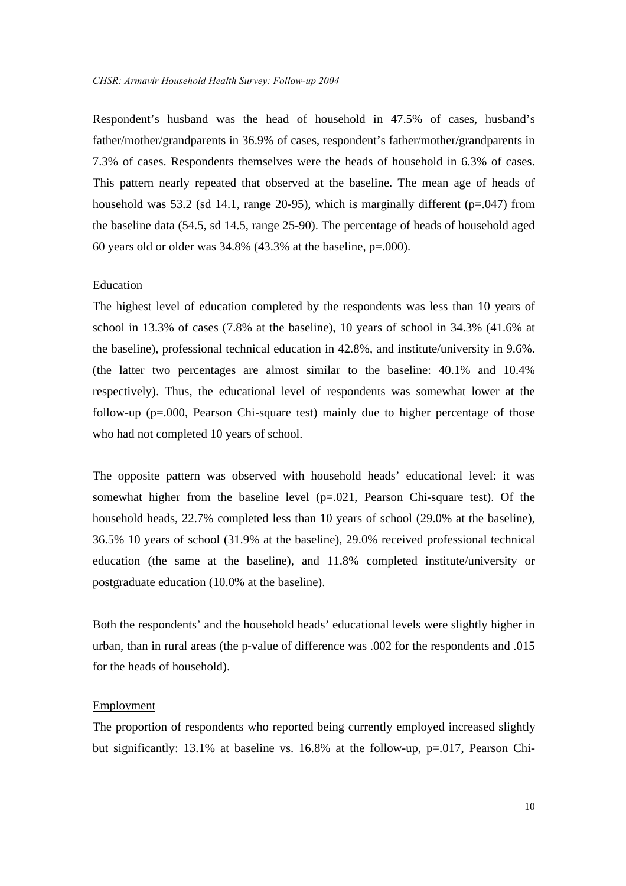Respondent's husband was the head of household in 47.5% of cases, husband's father/mother/grandparents in 36.9% of cases, respondent's father/mother/grandparents in 7.3% of cases. Respondents themselves were the heads of household in 6.3% of cases. This pattern nearly repeated that observed at the baseline. The mean age of heads of household was 53.2 (sd 14.1, range 20-95), which is marginally different (p=.047) from the baseline data (54.5, sd 14.5, range 25-90). The percentage of heads of household aged 60 years old or older was 34.8% (43.3% at the baseline, p=.000).

## Education

The highest level of education completed by the respondents was less than 10 years of school in 13.3% of cases (7.8% at the baseline), 10 years of school in 34.3% (41.6% at the baseline), professional technical education in 42.8%, and institute/university in 9.6%. (the latter two percentages are almost similar to the baseline: 40.1% and 10.4% respectively). Thus, the educational level of respondents was somewhat lower at the follow-up (p=.000, Pearson Chi-square test) mainly due to higher percentage of those who had not completed 10 years of school.

The opposite pattern was observed with household heads' educational level: it was somewhat higher from the baseline level (p=.021, Pearson Chi-square test). Of the household heads, 22.7% completed less than 10 years of school (29.0% at the baseline), 36.5% 10 years of school (31.9% at the baseline), 29.0% received professional technical education (the same at the baseline), and 11.8% completed institute/university or postgraduate education (10.0% at the baseline).

Both the respondents' and the household heads' educational levels were slightly higher in urban, than in rural areas (the p-value of difference was .002 for the respondents and .015 for the heads of household).

## Employment

The proportion of respondents who reported being currently employed increased slightly but significantly: 13.1% at baseline vs. 16.8% at the follow-up, p=.017, Pearson Chi-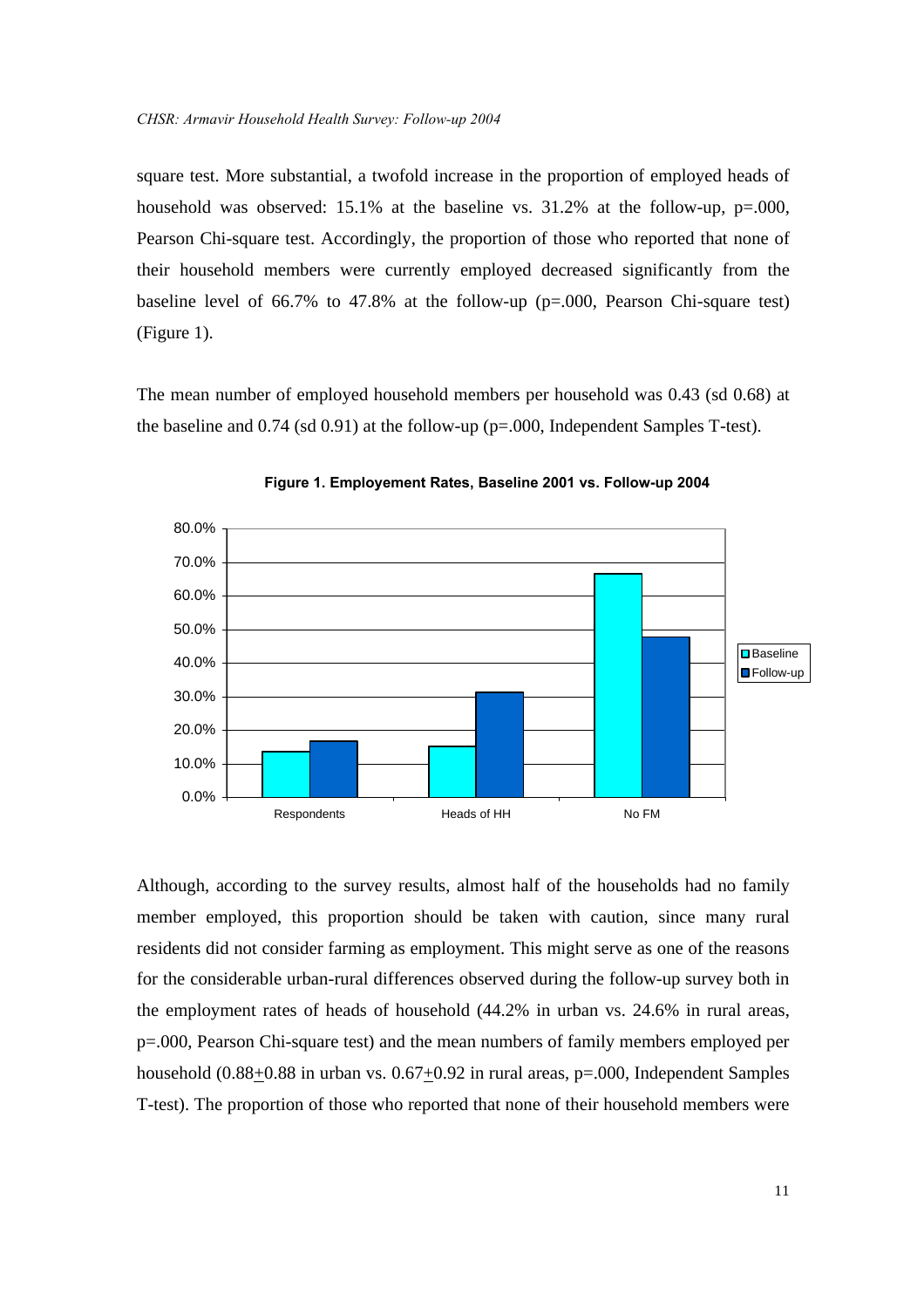square test. More substantial, a twofold increase in the proportion of employed heads of household was observed: 15.1% at the baseline vs. 31.2% at the follow-up, p=.000, Pearson Chi-square test. Accordingly, the proportion of those who reported that none of their household members were currently employed decreased significantly from the baseline level of 66.7% to 47.8% at the follow-up (p=.000, Pearson Chi-square test) (Figure 1).

The mean number of employed household members per household was 0.43 (sd 0.68) at the baseline and 0.74 (sd 0.91) at the follow-up (p=.000, Independent Samples T-test).

**Figure 1. Employement Rates, Baseline 2001 vs. Follow-up 2004**

Although, according to the survey results, almost half of the households had no family member employed, this proportion should be taken with caution, since many rural residents did not consider farming as employment. This might serve as one of the reasons for the considerable urban-rural differences observed during the follow-up survey both in the employment rates of heads of household (44.2% in urban vs. 24.6% in rural areas, p=.000, Pearson Chi-square test) and the mean numbers of family members employed per household (0.88±0.88 in urban vs. 0.67±0.92 in rural areas, p=.000, Independent Samples T-test). The proportion of those who reported that none of their household members were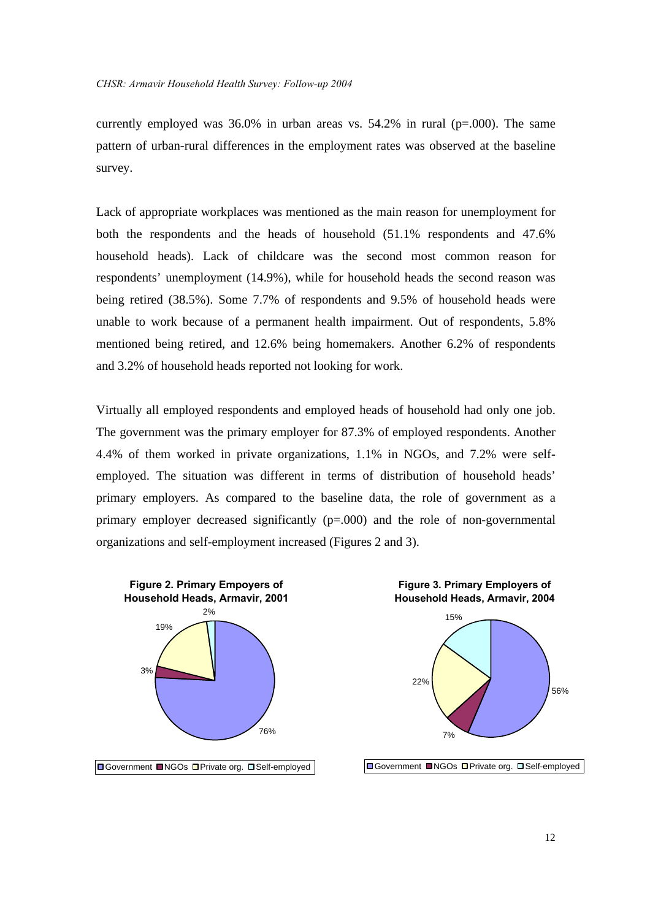currently employed was 36.0% in urban areas vs. 54.2% in rural (p=.000). The same pattern of urban-rural differences in the employment rates was observed at the baseline survey.

Lack of appropriate workplaces was mentioned as the main reason for unemployment for both the respondents and the heads of household (51.1% respondents and 47.6% household heads). Lack of childcare was the second most common reason for respondents' unemployment (14.9%), while for household heads the second reason was being retired (38.5%). Some 7.7% of respondents and 9.5% of household heads were unable to work because of a permanent health impairment. Out of respondents, 5.8% mentioned being retired, and 12.6% being homemakers. Another 6.2% of respondents and 3.2% of household heads reported not looking for work.

Virtually all employed respondents and employed heads of household had only one job. The government was the primary employer for 87.3% of employed respondents. Another 4.4% of them worked in private organizations, 1.1% in NGOs, and 7.2% were self-employed. The situation was different in terms of distribution of household heads' primary employers. As compared to the baseline data, the role of government as a primary employer decreased significantly (p=.000) and the role of non-governmental organizations and self-employment increased (Figures 2 and 3).

**Figure 2. Primary Empoyers of Household Heads, Armavir, 2001**

| Employer | % |
|---|---|
| Government | 76% |
| NGOs | 3% |
| Private org. | 19% |
| Self-employed | 2% |

**Figure 3. Primary Employers of Household Heads, Armavir, 2004**

| Employer | % |
|---|---|
| Government | 56% |
| NGOs | 7% |
| Private org. | 22% |
| Self-employed | 15% |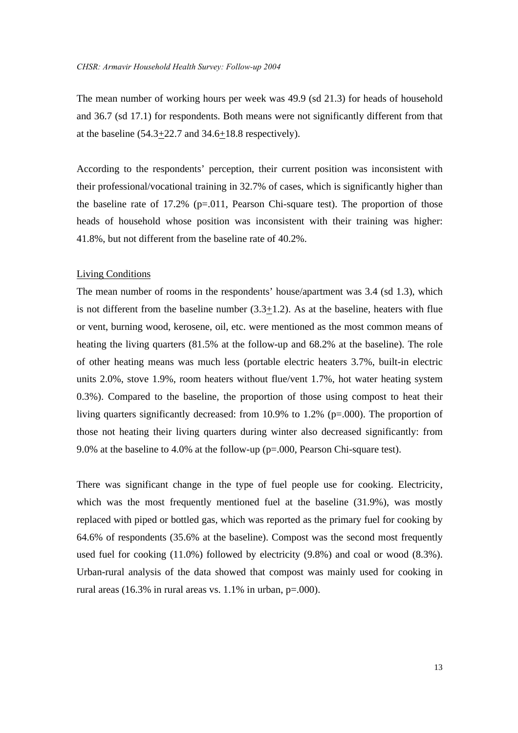The mean number of working hours per week was 49.9 (sd 21.3) for heads of household and 36.7 (sd 17.1) for respondents. Both means were not significantly different from that at the baseline (54.3$\pm$22.7 and 34.6$\pm$18.8 respectively).

According to the respondents' perception, their current position was inconsistent with their professional/vocational training in 32.7% of cases, which is significantly higher than the baseline rate of 17.2% (p=.011, Pearson Chi-square test). The proportion of those heads of household whose position was inconsistent with their training was higher: 41.8%, but not different from the baseline rate of 40.2%.

<u>Living Conditions</u>

The mean number of rooms in the respondents' house/apartment was 3.4 (sd 1.3), which is not different from the baseline number (3.3$\pm$1.2). As at the baseline, heaters with flue or vent, burning wood, kerosene, oil, etc. were mentioned as the most common means of heating the living quarters (81.5% at the follow-up and 68.2% at the baseline). The role of other heating means was much less (portable electric heaters 3.7%, built-in electric units 2.0%, stove 1.9%, room heaters without flue/vent 1.7%, hot water heating system 0.3%). Compared to the baseline, the proportion of those using compost to heat their living quarters significantly decreased: from 10.9% to 1.2% (p=.000). The proportion of those not heating their living quarters during winter also decreased significantly: from 9.0% at the baseline to 4.0% at the follow-up (p=.000, Pearson Chi-square test).

There was significant change in the type of fuel people use for cooking. Electricity, which was the most frequently mentioned fuel at the baseline (31.9%), was mostly replaced with piped or bottled gas, which was reported as the primary fuel for cooking by 64.6% of respondents (35.6% at the baseline). Compost was the second most frequently used fuel for cooking (11.0%) followed by electricity (9.8%) and coal or wood (8.3%). Urban-rural analysis of the data showed that compost was mainly used for cooking in rural areas (16.3% in rural areas vs. 1.1% in urban, p=.000).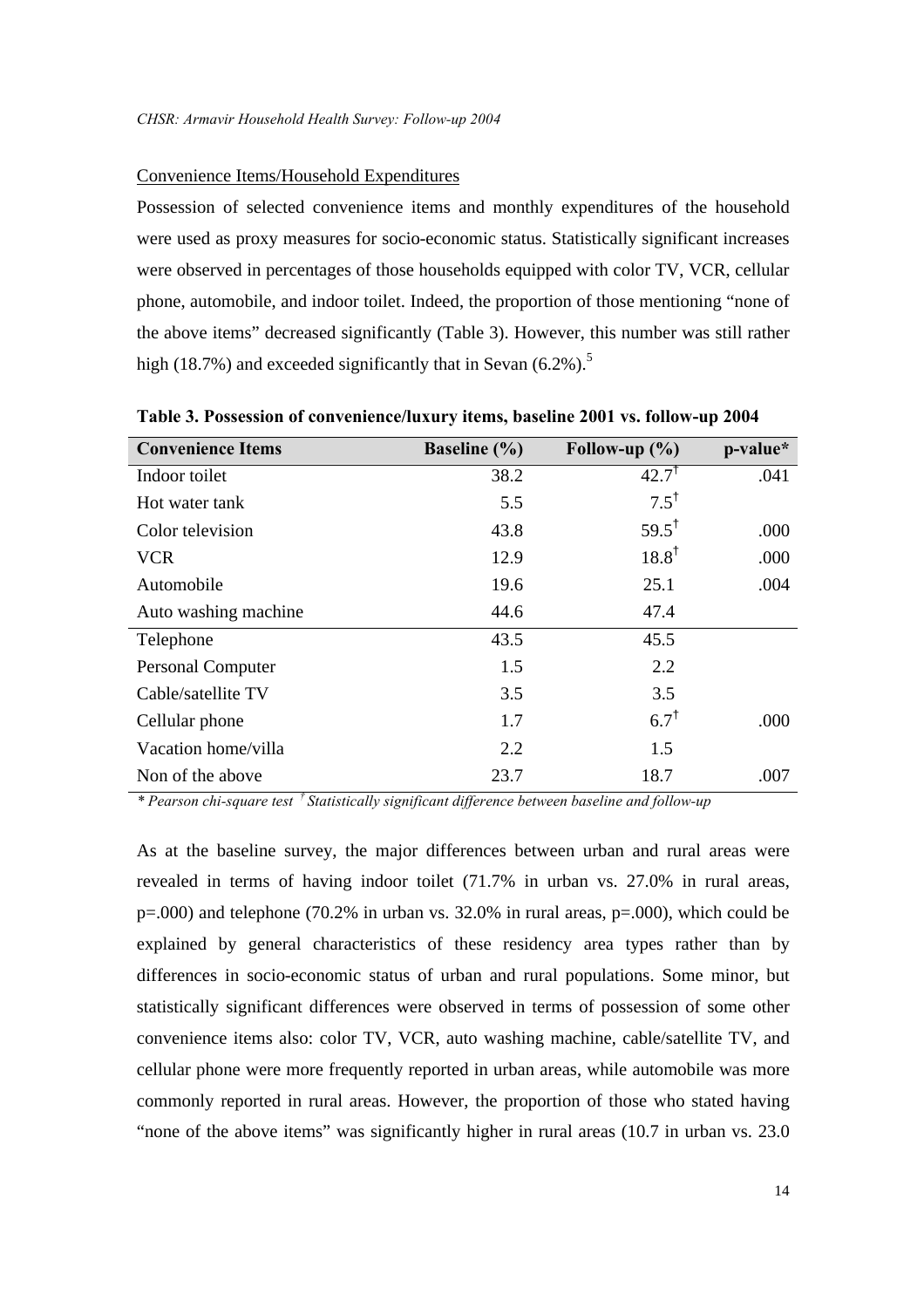Convenience Items/Household Expenditures

Possession of selected convenience items and monthly expenditures of the household were used as proxy measures for socio-economic status. Statistically significant increases were observed in percentages of those households equipped with color TV, VCR, cellular phone, automobile, and indoor toilet. Indeed, the proportion of those mentioning "none of the above items" decreased significantly (Table 3). However, this number was still rather high (18.7%) and exceeded significantly that in Sevan (6.2%).[5]

**Table 3. Possession of convenience/luxury items, baseline 2001 vs. follow-up 2004**

| Convenience Items | Baseline (%) | Follow-up (%) | p-value* |
|---|---|---|---|
| Indoor toilet | 38.2 | 42.7† | .041 |
| Hot water tank | 5.5 | 7.5† | |
| Color television | 43.8 | 59.5† | .000 |
| VCR | 12.9 | 18.8† | .000 |
| Automobile | 19.6 | 25.1 | .004 |
| Auto washing machine | 44.6 | 47.4 | |
| Telephone | 43.5 | 45.5 | |
| Personal Computer | 1.5 | 2.2 | |
| Cable/satellite TV | 3.5 | 3.5 | |
| Cellular phone | 1.7 | 6.7† | .000 |
| Vacation home/villa | 2.2 | 1.5 | |
| Non of the above | 23.7 | 18.7 | .007 |

*\* Pearson chi-square test † Statistically significant difference between baseline and follow-up*

As at the baseline survey, the major differences between urban and rural areas were revealed in terms of having indoor toilet (71.7% in urban vs. 27.0% in rural areas, p=.000) and telephone (70.2% in urban vs. 32.0% in rural areas, p=.000), which could be explained by general characteristics of these residency area types rather than by differences in socio-economic status of urban and rural populations. Some minor, but statistically significant differences were observed in terms of possession of some other convenience items also: color TV, VCR, auto washing machine, cable/satellite TV, and cellular phone were more frequently reported in urban areas, while automobile was more commonly reported in rural areas. However, the proportion of those who stated having "none of the above items" was significantly higher in rural areas (10.7 in urban vs. 23.0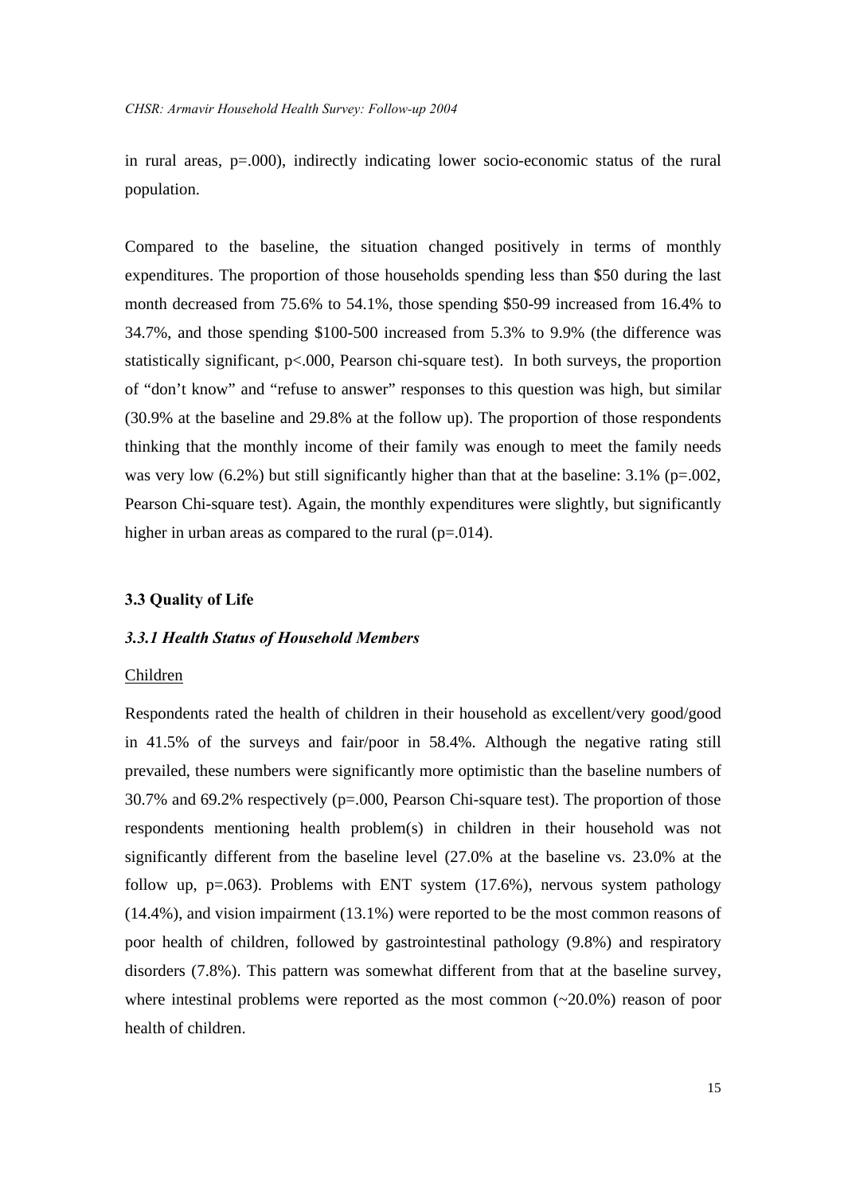in rural areas, $p=.000$), indirectly indicating lower socio-economic status of the rural population.

Compared to the baseline, the situation changed positively in terms of monthly expenditures. The proportion of those households spending less than $50 during the last month decreased from 75.6% to 54.1%, those spending $50-99 increased from 16.4% to 34.7%, and those spending $100-500 increased from 5.3% to 9.9% (the difference was statistically significant, $p<.000$, Pearson chi-square test). In both surveys, the proportion of "don't know" and "refuse to answer" responses to this question was high, but similar (30.9% at the baseline and 29.8% at the follow up). The proportion of those respondents thinking that the monthly income of their family was enough to meet the family needs was very low (6.2%) but still significantly higher than that at the baseline: 3.1% ($p=.002$, Pearson Chi-square test). Again, the monthly expenditures were slightly, but significantly higher in urban areas as compared to the rural ($p=.014$).

## 3.3 Quality of Life

### *3.3.1 Health Status of Household Members*

Children

Respondents rated the health of children in their household as excellent/very good/good in 41.5% of the surveys and fair/poor in 58.4%. Although the negative rating still prevailed, these numbers were significantly more optimistic than the baseline numbers of 30.7% and 69.2% respectively ($p=.000$, Pearson Chi-square test). The proportion of those respondents mentioning health problem(s) in children in their household was not significantly different from the baseline level (27.0% at the baseline vs. 23.0% at the follow up, $p=.063$). Problems with ENT system (17.6%), nervous system pathology (14.4%), and vision impairment (13.1%) were reported to be the most common reasons of poor health of children, followed by gastrointestinal pathology (9.8%) and respiratory disorders (7.8%). This pattern was somewhat different from that at the baseline survey, where intestinal problems were reported as the most common (~20.0%) reason of poor health of children.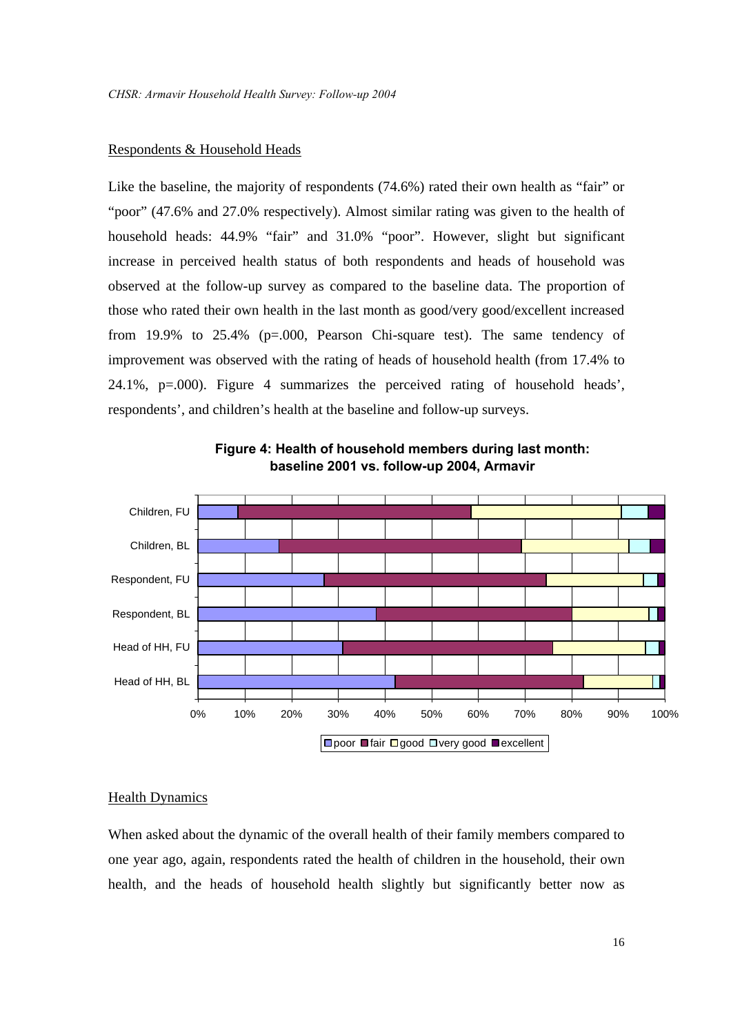## Respondents & Household Heads

Like the baseline, the majority of respondents (74.6%) rated their own health as "fair" or "poor" (47.6% and 27.0% respectively). Almost similar rating was given to the health of household heads: 44.9% "fair" and 31.0% "poor". However, slight but significant increase in perceived health status of both respondents and heads of household was observed at the follow-up survey as compared to the baseline data. The proportion of those who rated their own health in the last month as good/very good/excellent increased from 19.9% to 25.4% (p=.000, Pearson Chi-square test). The same tendency of improvement was observed with the rating of heads of household health (from 17.4% to 24.1%, p=.000). Figure 4 summarizes the perceived rating of household heads', respondents', and children's health at the baseline and follow-up surveys.

**Figure 4: Health of household members during last month: baseline 2001 vs. follow-up 2004, Armavir**

## Health Dynamics

When asked about the dynamic of the overall health of their family members compared to one year ago, again, respondents rated the health of children in the household, their own health, and the heads of household health slightly but significantly better now as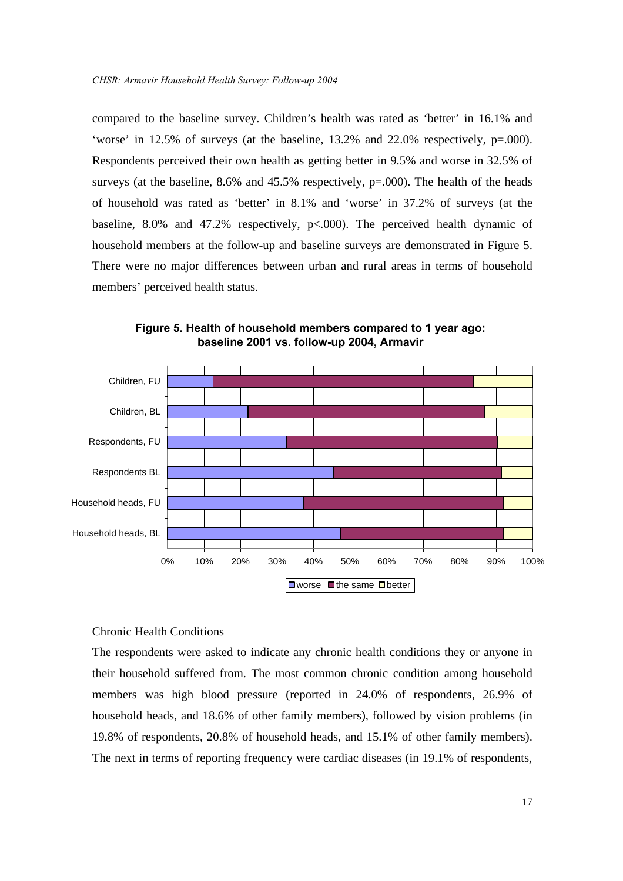compared to the baseline survey. Children's health was rated as 'better' in 16.1% and 'worse' in 12.5% of surveys (at the baseline, 13.2% and 22.0% respectively, p=.000). Respondents perceived their own health as getting better in 9.5% and worse in 32.5% of surveys (at the baseline, 8.6% and 45.5% respectively, p=.000). The health of the heads of household was rated as 'better' in 8.1% and 'worse' in 37.2% of surveys (at the baseline, 8.0% and 47.2% respectively, p<.000). The perceived health dynamic of household members at the follow-up and baseline surveys are demonstrated in Figure 5. There were no major differences between urban and rural areas in terms of household members' perceived health status.

**Figure 5. Health of household members compared to 1 year ago: baseline 2001 vs. follow-up 2004, Armavir**

Chronic Health Conditions

The respondents were asked to indicate any chronic health conditions they or anyone in their household suffered from. The most common chronic condition among household members was high blood pressure (reported in 24.0% of respondents, 26.9% of household heads, and 18.6% of other family members), followed by vision problems (in 19.8% of respondents, 20.8% of household heads, and 15.1% of other family members). The next in terms of reporting frequency were cardiac diseases (in 19.1% of respondents,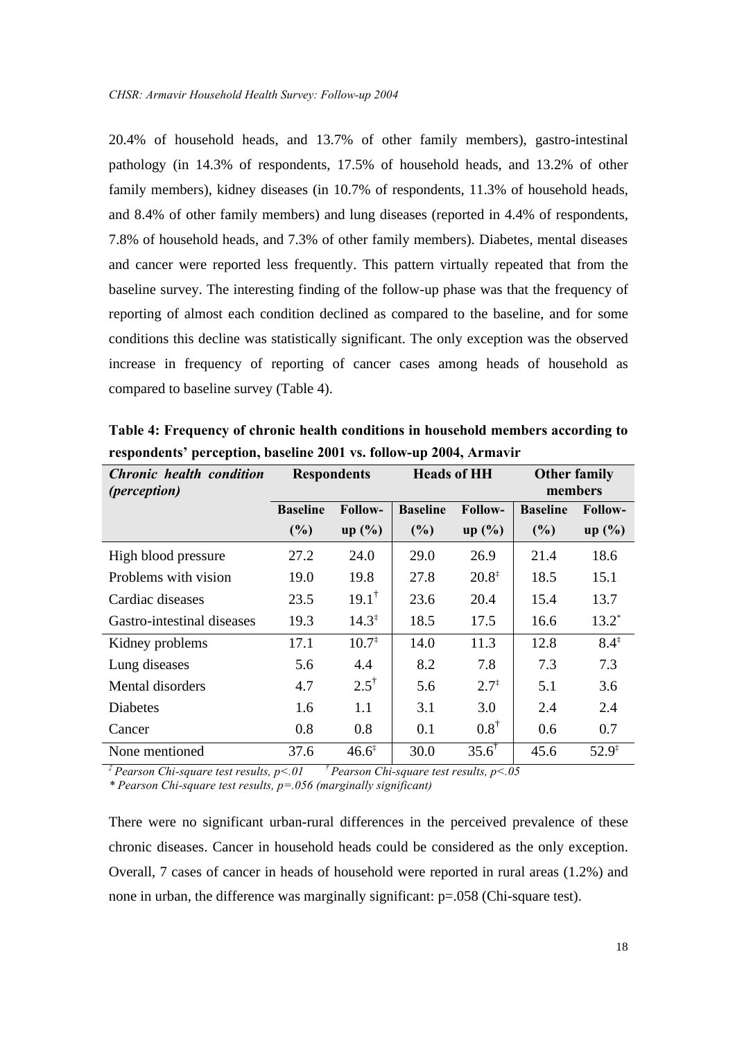20.4% of household heads, and 13.7% of other family members), gastro-intestinal pathology (in 14.3% of respondents, 17.5% of household heads, and 13.2% of other family members), kidney diseases (in 10.7% of respondents, 11.3% of household heads, and 8.4% of other family members) and lung diseases (reported in 4.4% of respondents, 7.8% of household heads, and 7.3% of other family members). Diabetes, mental diseases and cancer were reported less frequently. This pattern virtually repeated that from the baseline survey. The interesting finding of the follow-up phase was that the frequency of reporting of almost each condition declined as compared to the baseline, and for some conditions this decline was statistically significant. The only exception was the observed increase in frequency of reporting of cancer cases among heads of household as compared to baseline survey (Table 4).

**Table 4: Frequency of chronic health conditions in household members according to respondents' perception, baseline 2001 vs. follow-up 2004, Armavir**

| ***Chronic health condition (perception)*** | **Respondents** | | **Heads of HH** | | **Other family members** | |
|---|---|---|---|---|---|---|
| | **Baseline (%)** | **Follow-up (%)** | **Baseline (%)** | **Follow-up (%)** | **Baseline (%)** | **Follow-up (%)** |
| High blood pressure | 27.2 | 24.0 | 29.0 | 26.9 | 21.4 | 18.6 |
| Problems with vision | 19.0 | 19.8 | 27.8 | 20.8‡ | 18.5 | 15.1 |
| Cardiac diseases | 23.5 | 19.1† | 23.6 | 20.4 | 15.4 | 13.7 |
| Gastro-intestinal diseases | 19.3 | 14.3‡ | 18.5 | 17.5 | 16.6 | 13.2* |
| Kidney problems | 17.1 | 10.7‡ | 14.0 | 11.3 | 12.8 | 8.4‡ |
| Lung diseases | 5.6 | 4.4 | 8.2 | 7.8 | 7.3 | 7.3 |
| Mental disorders | 4.7 | 2.5† | 5.6 | 2.7‡ | 5.1 | 3.6 |
| Diabetes | 1.6 | 1.1 | 3.1 | 3.0 | 2.4 | 2.4 |
| Cancer | 0.8 | 0.8 | 0.1 | 0.8† | 0.6 | 0.7 |
| None mentioned | 37.6 | 46.6‡ | 30.0 | 35.6† | 45.6 | 52.9‡ |

*‡ Pearson Chi-square test results, $p<.01$ † Pearson Chi-square test results, $p<.05$*
*\* Pearson Chi-square test results, $p=.056$ (marginally significant)*

There were no significant urban-rural differences in the perceived prevalence of these chronic diseases. Cancer in household heads could be considered as the only exception. Overall, 7 cases of cancer in heads of household were reported in rural areas (1.2%) and none in urban, the difference was marginally significant: $p=.058$ (Chi-square test).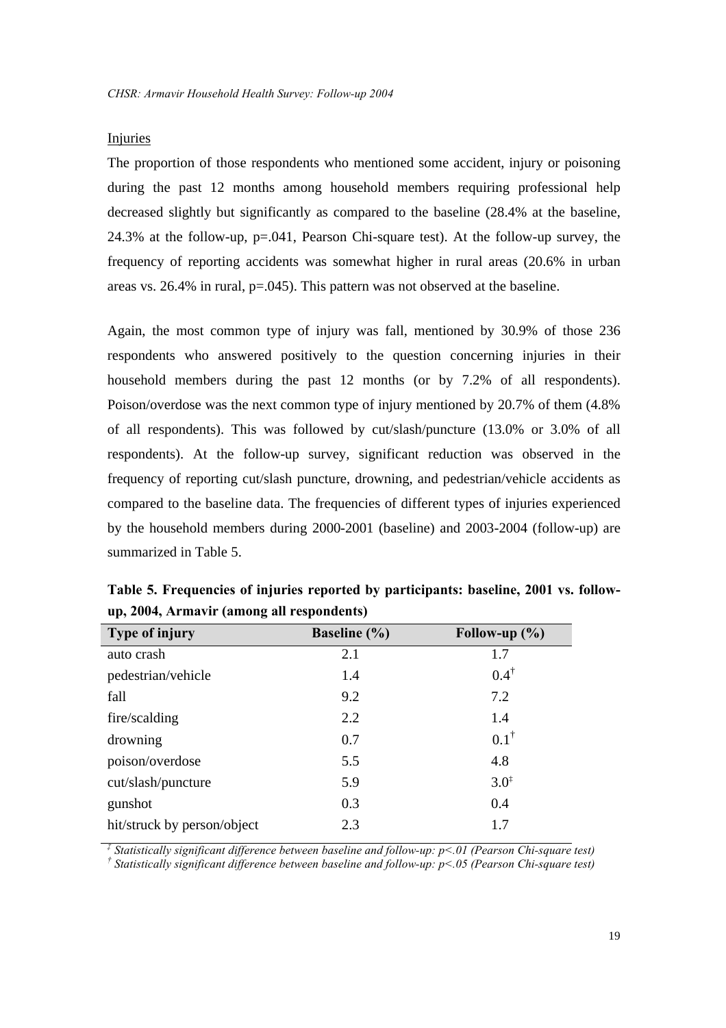Injuries

The proportion of those respondents who mentioned some accident, injury or poisoning during the past 12 months among household members requiring professional help decreased slightly but significantly as compared to the baseline (28.4% at the baseline, 24.3% at the follow-up, p=.041, Pearson Chi-square test). At the follow-up survey, the frequency of reporting accidents was somewhat higher in rural areas (20.6% in urban areas vs. 26.4% in rural, p=.045). This pattern was not observed at the baseline.

Again, the most common type of injury was fall, mentioned by 30.9% of those 236 respondents who answered positively to the question concerning injuries in their household members during the past 12 months (or by 7.2% of all respondents). Poison/overdose was the next common type of injury mentioned by 20.7% of them (4.8% of all respondents). This was followed by cut/slash/puncture (13.0% or 3.0% of all respondents). At the follow-up survey, significant reduction was observed in the frequency of reporting cut/slash puncture, drowning, and pedestrian/vehicle accidents as compared to the baseline data. The frequencies of different types of injuries experienced by the household members during 2000-2001 (baseline) and 2003-2004 (follow-up) are summarized in Table 5.

**Table 5. Frequencies of injuries reported by participants: baseline, 2001 vs. follow-up, 2004, Armavir (among all respondents)**

| Type of injury | Baseline (%) | Follow-up (%) |
|---|---|---|
| auto crash | 2.1 | 1.7 |
| pedestrian/vehicle | 1.4 | 0.4† |
| fall | 9.2 | 7.2 |
| fire/scalding | 2.2 | 1.4 |
| drowning | 0.7 | 0.1† |
| poison/overdose | 5.5 | 4.8 |
| cut/slash/puncture | 5.9 | 3.0‡ |
| gunshot | 0.3 | 0.4 |
| hit/struck by person/object | 2.3 | 1.7 |

‡ *Statistically significant difference between baseline and follow-up: p<.01 (Pearson Chi-square test)*
† *Statistically significant difference between baseline and follow-up: p<.05 (Pearson Chi-square test)*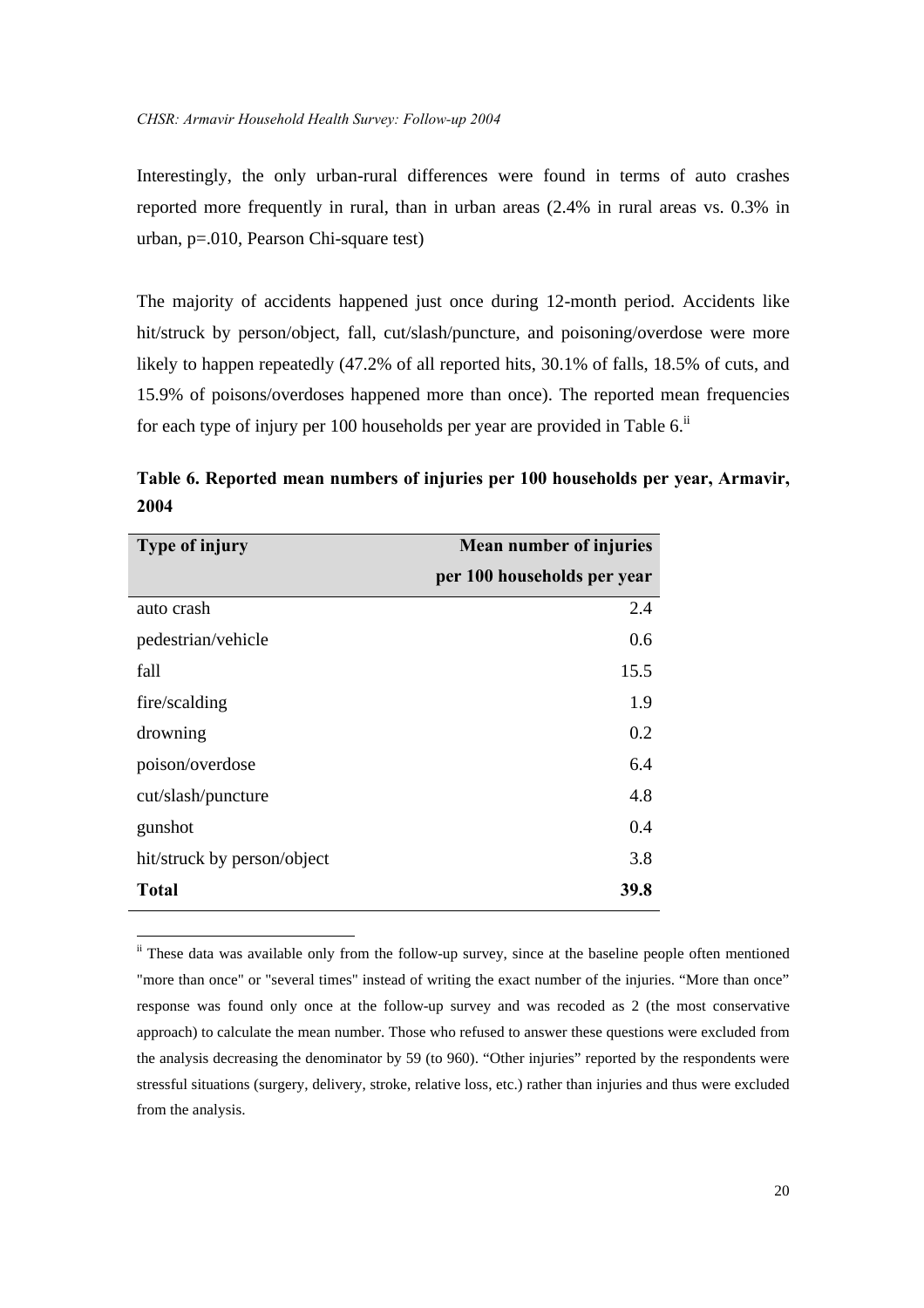Interestingly, the only urban-rural differences were found in terms of auto crashes reported more frequently in rural, than in urban areas (2.4% in rural areas vs. 0.3% in urban, p=.010, Pearson Chi-square test)

The majority of accidents happened just once during 12-month period. Accidents like hit/struck by person/object, fall, cut/slash/puncture, and poisoning/overdose were more likely to happen repeatedly (47.2% of all reported hits, 30.1% of falls, 18.5% of cuts, and 15.9% of poisons/overdoses happened more than once). The reported mean frequencies for each type of injury per 100 households per year are provided in Table 6.[ii]

**Table 6. Reported mean numbers of injuries per 100 households per year, Armavir, 2004**

| Type of injury | Mean number of injuries per 100 households per year |
|---|---:|
| auto crash | 2.4 |
| pedestrian/vehicle | 0.6 |
| fall | 15.5 |
| fire/scalding | 1.9 |
| drowning | 0.2 |
| poison/overdose | 6.4 |
| cut/slash/puncture | 4.8 |
| gunshot | 0.4 |
| hit/struck by person/object | 3.8 |
| **Total** | **39.8** |

[ii] These data was available only from the follow-up survey, since at the baseline people often mentioned "more than once" or "several times" instead of writing the exact number of the injuries. “More than once” response was found only once at the follow-up survey and was recoded as 2 (the most conservative approach) to calculate the mean number. Those who refused to answer these questions were excluded from the analysis decreasing the denominator by 59 (to 960). “Other injuries” reported by the respondents were stressful situations (surgery, delivery, stroke, relative loss, etc.) rather than injuries and thus were excluded from the analysis.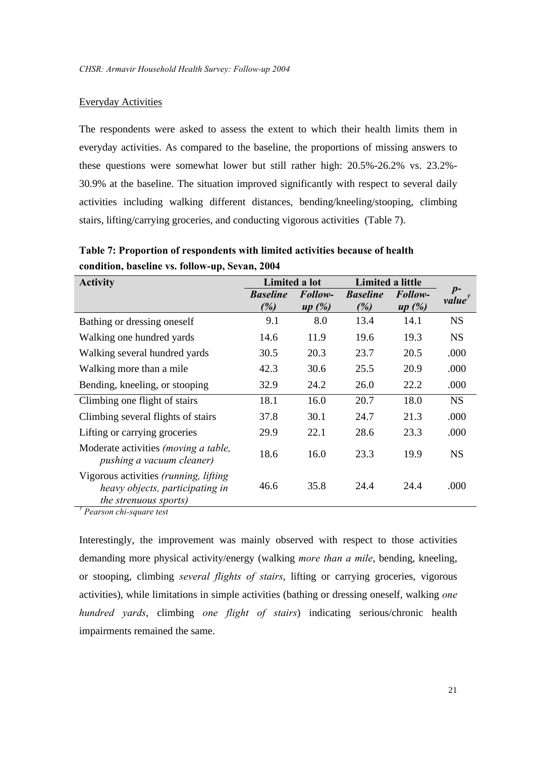Everyday Activities

The respondents were asked to assess the extent to which their health limits them in everyday activities. As compared to the baseline, the proportions of missing answers to these questions were somewhat lower but still rather high: 20.5%-26.2% vs. 23.2%-30.9% at the baseline. The situation improved significantly with respect to several daily activities including walking different distances, bending/kneeling/stooping, climbing stairs, lifting/carrying groceries, and conducting vigorous activities (Table 7).

**Table 7: Proportion of respondents with limited activities because of health condition, baseline vs. follow-up, Sevan, 2004**

| Activity | Limited a lot | | Limited a little | | *p*-value† |
|---|---|---|---|---|---|
| | ***Baseline (%)*** | ***Follow-up (%)*** | ***Baseline (%)*** | ***Follow-up (%)*** | |
| Bathing or dressing oneself | 9.1 | 8.0 | 13.4 | 14.1 | NS |
| Walking one hundred yards | 14.6 | 11.9 | 19.6 | 19.3 | NS |
| Walking several hundred yards | 30.5 | 20.3 | 23.7 | 20.5 | .000 |
| Walking more than a mile | 42.3 | 30.6 | 25.5 | 20.9 | .000 |
| Bending, kneeling, or stooping | 32.9 | 24.2 | 26.0 | 22.2 | .000 |
| Climbing one flight of stairs | 18.1 | 16.0 | 20.7 | 18.0 | NS |
| Climbing several flights of stairs | 37.8 | 30.1 | 24.7 | 21.3 | .000 |
| Lifting or carrying groceries | 29.9 | 22.1 | 28.6 | 23.3 | .000 |
| Moderate activities *(moving a table, pushing a vacuum cleaner)* | 18.6 | 16.0 | 23.3 | 19.9 | NS |
| Vigorous activities *(running, lifting heavy objects, participating in the strenuous sports)* | 46.6 | 35.8 | 24.4 | 24.4 | .000 |

† *Pearson chi-square test*

Interestingly, the improvement was mainly observed with respect to those activities demanding more physical activity/energy (walking *more than a mile*, bending, kneeling, or stooping, climbing *several flights of stairs*, lifting or carrying groceries, vigorous activities), while limitations in simple activities (bathing or dressing oneself, walking *one hundred yards*, climbing *one flight of stairs*) indicating serious/chronic health impairments remained the same.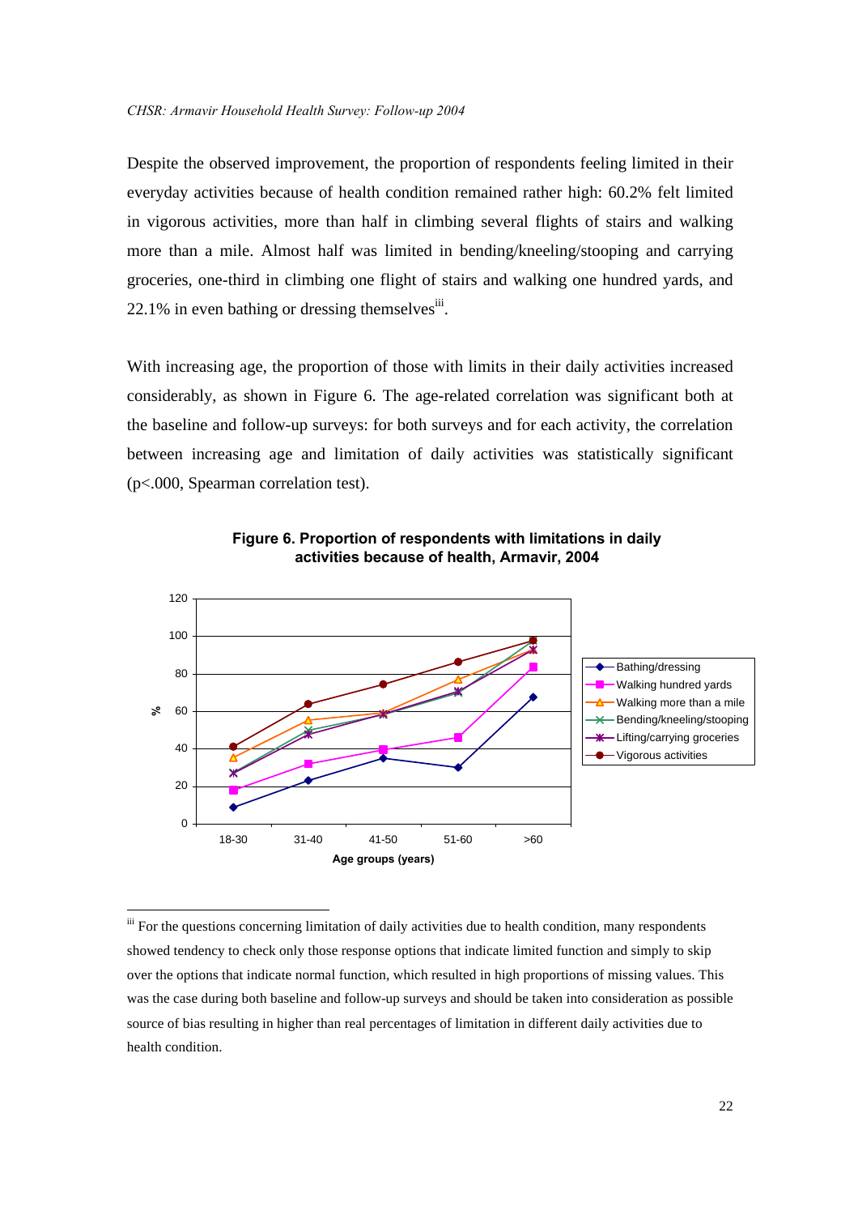Despite the observed improvement, the proportion of respondents feeling limited in their everyday activities because of health condition remained rather high: 60.2% felt limited in vigorous activities, more than half in climbing several flights of stairs and walking more than a mile. Almost half was limited in bending/kneeling/stooping and carrying groceries, one-third in climbing one flight of stairs and walking one hundred yards, and 22.1% in even bathing or dressing themselves[iii].

With increasing age, the proportion of those with limits in their daily activities increased considerably, as shown in Figure 6. The age-related correlation was significant both at the baseline and follow-up surveys: for both surveys and for each activity, the correlation between increasing age and limitation of daily activities was statistically significant (p<.000, Spearman correlation test).

**Figure 6. Proportion of respondents with limitations in daily activities because of health, Armavir, 2004**

[iii] For the questions concerning limitation of daily activities due to health condition, many respondents showed tendency to check only those response options that indicate limited function and simply to skip over the options that indicate normal function, which resulted in high proportions of missing values. This was the case during both baseline and follow-up surveys and should be taken into consideration as possible source of bias resulting in higher than real percentages of limitation in different daily activities due to health condition.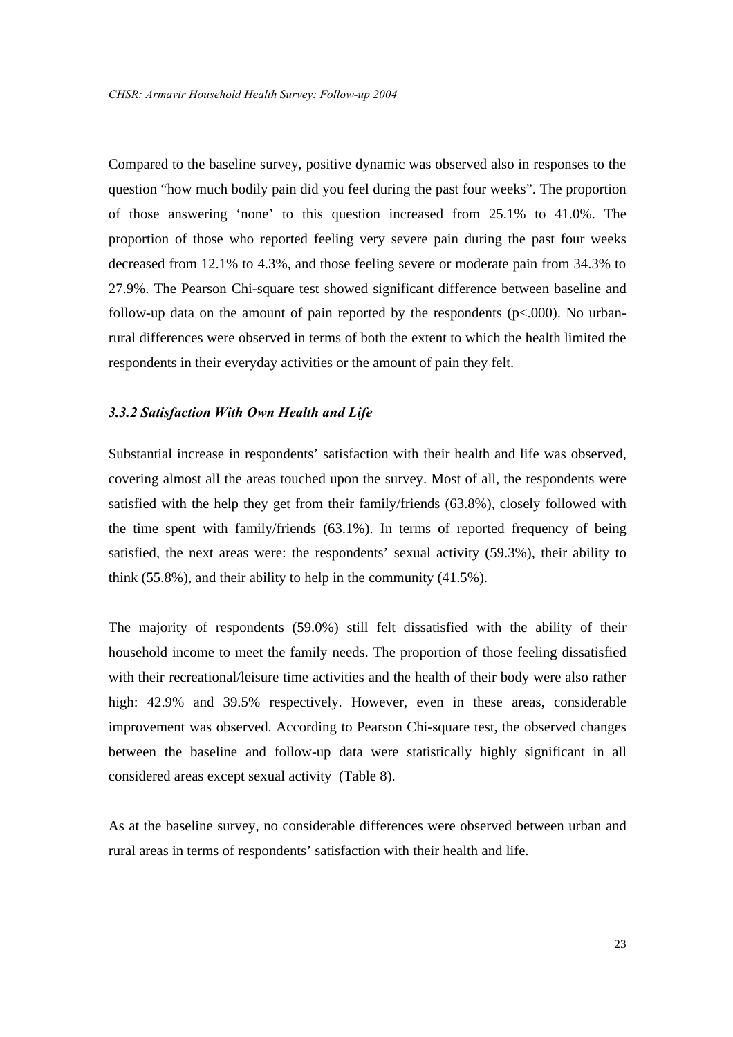Compared to the baseline survey, positive dynamic was observed also in responses to the question "how much bodily pain did you feel during the past four weeks". The proportion of those answering 'none' to this question increased from 25.1% to 41.0%. The proportion of those who reported feeling very severe pain during the past four weeks decreased from 12.1% to 4.3%, and those feeling severe or moderate pain from 34.3% to 27.9%. The Pearson Chi-square test showed significant difference between baseline and follow-up data on the amount of pain reported by the respondents ($p<.000$). No urban-rural differences were observed in terms of both the extent to which the health limited the respondents in their everyday activities or the amount of pain they felt.

### *3.3.2 Satisfaction With Own Health and Life*

Substantial increase in respondents' satisfaction with their health and life was observed, covering almost all the areas touched upon the survey. Most of all, the respondents were satisfied with the help they get from their family/friends (63.8%), closely followed with the time spent with family/friends (63.1%). In terms of reported frequency of being satisfied, the next areas were: the respondents' sexual activity (59.3%), their ability to think (55.8%), and their ability to help in the community (41.5%).

The majority of respondents (59.0%) still felt dissatisfied with the ability of their household income to meet the family needs. The proportion of those feeling dissatisfied with their recreational/leisure time activities and the health of their body were also rather high: 42.9% and 39.5% respectively. However, even in these areas, considerable improvement was observed. According to Pearson Chi-square test, the observed changes between the baseline and follow-up data were statistically highly significant in all considered areas except sexual activity (Table 8).

As at the baseline survey, no considerable differences were observed between urban and rural areas in terms of respondents' satisfaction with their health and life.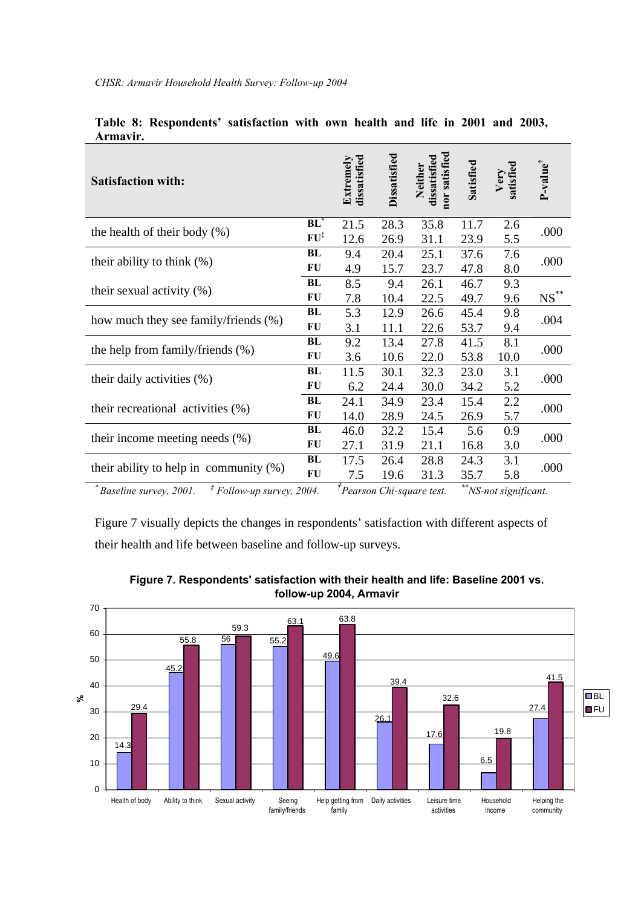**Table 8: Respondents' satisfaction with own health and life in 2001 and 2003, Armavir.**

| Satisfaction with: | | Extremely dissatisfied | Dissatisfied | Neither dissatisfied nor satisfied | Satisfied | Very satisfied | P-value[†] |
|---|---|---|---|---|---|---|---|
| the health of their body (%) | BL[*] | 21.5 | 28.3 | 35.8 | 11.7 | 2.6 | .000 |
| | FU[‡] | 12.6 | 26.9 | 31.1 | 23.9 | 5.5 | |
| their ability to think (%) | BL | 9.4 | 20.4 | 25.1 | 37.6 | 7.6 | .000 |
| | FU | 4.9 | 15.7 | 23.7 | 47.8 | 8.0 | |
| their sexual activity (%) | BL | 8.5 | 9.4 | 26.1 | 46.7 | 9.3 | NS[**] |
| | FU | 7.8 | 10.4 | 22.5 | 49.7 | 9.6 | |
| how much they see family/friends (%) | BL | 5.3 | 12.9 | 26.6 | 45.4 | 9.8 | .004 |
| | FU | 3.1 | 11.1 | 22.6 | 53.7 | 9.4 | |
| the help from family/friends (%) | BL | 9.2 | 13.4 | 27.8 | 41.5 | 8.1 | .000 |
| | FU | 3.6 | 10.6 | 22.0 | 53.8 | 10.0 | |
| their daily activities (%) | BL | 11.5 | 30.1 | 32.3 | 23.0 | 3.1 | .000 |
| | FU | 6.2 | 24.4 | 30.0 | 34.2 | 5.2 | |
| their recreational activities (%) | BL | 24.1 | 34.9 | 23.4 | 15.4 | 2.2 | .000 |
| | FU | 14.0 | 28.9 | 24.5 | 26.9 | 5.7 | |
| their income meeting needs (%) | BL | 46.0 | 32.2 | 15.4 | 5.6 | 0.9 | .000 |
| | FU | 27.1 | 31.9 | 21.1 | 16.8 | 3.0 | |
| their ability to help in community (%) | BL | 17.5 | 26.4 | 28.8 | 24.3 | 3.1 | .000 |
| | FU | 7.5 | 19.6 | 31.3 | 35.7 | 5.8 | |

*[*] Baseline survey, 2001. [‡] Follow-up survey, 2004. [†] Pearson Chi-square test. [**] NS-not significant.*

Figure 7 visually depicts the changes in respondents' satisfaction with different aspects of their health and life between baseline and follow-up surveys.

**Figure 7. Respondents' satisfaction with their health and life: Baseline 2001 vs. follow-up 2004, Armavir**

| | BL | FU |
|---|---|---|
| Health of body | 14.3 | 29.4 |
| Ability to think | 45.2 | 55.8 |
| Sexual activity | 56 | 59.3 |
| Seeing family/friends | 55.2 | 63.1 |
| Help getting from family | 49.6 | 63.8 |
| Daily activities | 26.1 | 39.4 |
| Leisure time activities | 17.6 | 32.6 |
| Household income | 6.5 | 19.8 |
| Helping the community | 27.4 | 41.5 |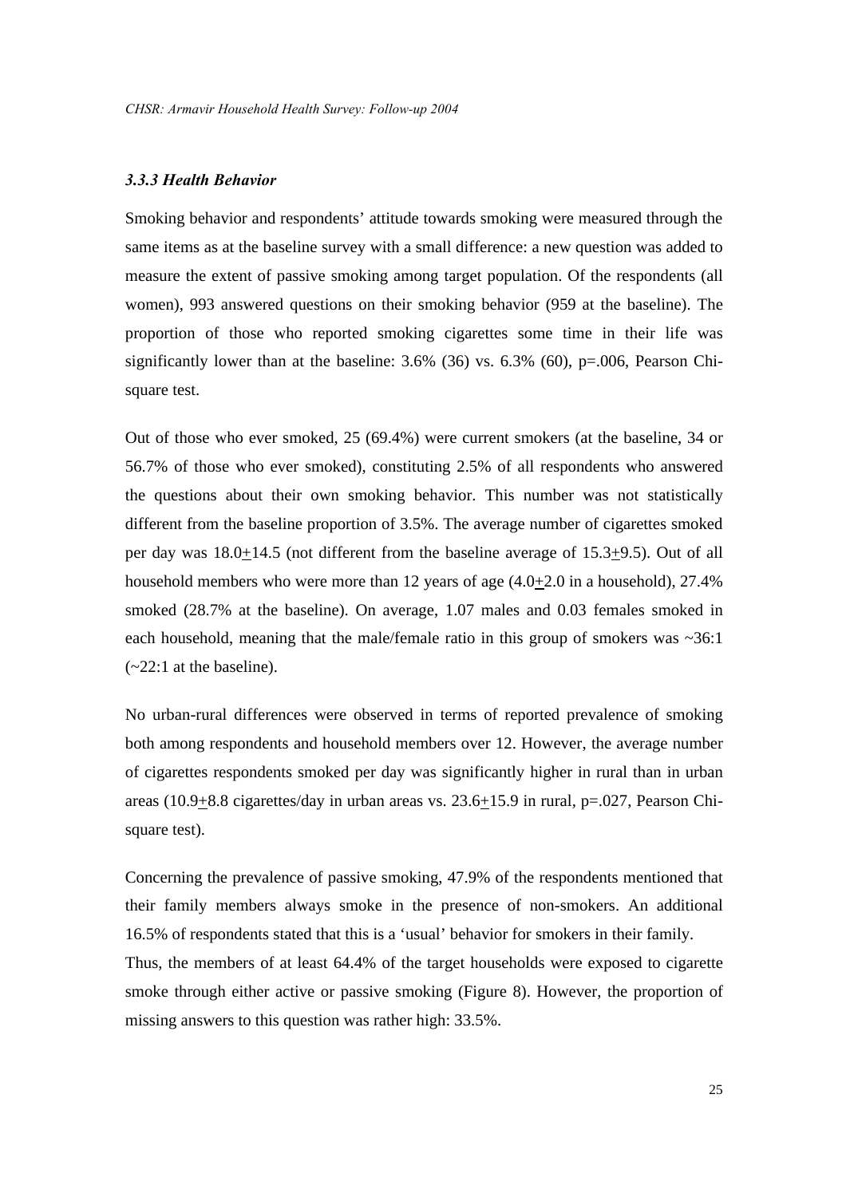### *3.3.3 Health Behavior*

Smoking behavior and respondents' attitude towards smoking were measured through the same items as at the baseline survey with a small difference: a new question was added to measure the extent of passive smoking among target population. Of the respondents (all women), 993 answered questions on their smoking behavior (959 at the baseline). The proportion of those who reported smoking cigarettes some time in their life was significantly lower than at the baseline: 3.6% (36) vs. 6.3% (60), p=.006, Pearson Chi-square test.

Out of those who ever smoked, 25 (69.4%) were current smokers (at the baseline, 34 or 56.7% of those who ever smoked), constituting 2.5% of all respondents who answered the questions about their own smoking behavior. This number was not statistically different from the baseline proportion of 3.5%. The average number of cigarettes smoked per day was $18.0 \pm 14.5$ (not different from the baseline average of $15.3 \pm 9.5$). Out of all household members who were more than 12 years of age ($4.0 \pm 2.0$ in a household), 27.4% smoked (28.7% at the baseline). On average, 1.07 males and 0.03 females smoked in each household, meaning that the male/female ratio in this group of smokers was ~36:1 (~22:1 at the baseline).

No urban-rural differences were observed in terms of reported prevalence of smoking both among respondents and household members over 12. However, the average number of cigarettes respondents smoked per day was significantly higher in rural than in urban areas ($10.9 \pm 8.8$ cigarettes/day in urban areas vs. $23.6 \pm 15.9$ in rural, p=.027, Pearson Chi-square test).

Concerning the prevalence of passive smoking, 47.9% of the respondents mentioned that their family members always smoke in the presence of non-smokers. An additional 16.5% of respondents stated that this is a 'usual' behavior for smokers in their family.
Thus, the members of at least 64.4% of the target households were exposed to cigarette smoke through either active or passive smoking (Figure 8). However, the proportion of missing answers to this question was rather high: 33.5%.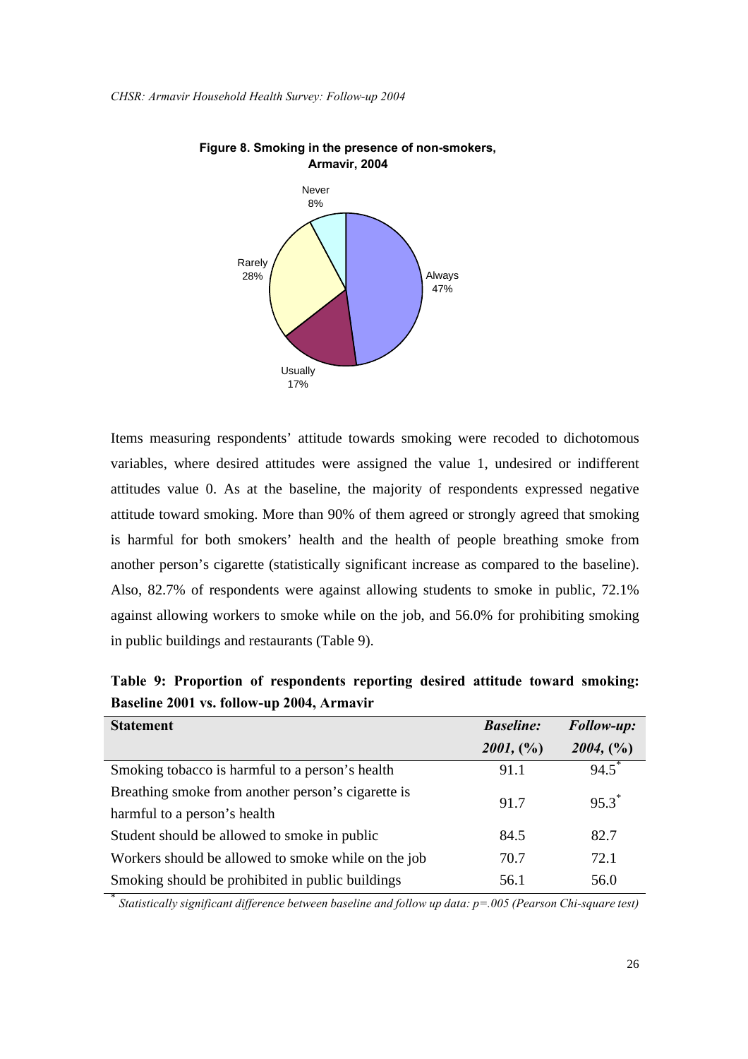**Figure 8. Smoking in the presence of non-smokers, Armavir, 2004**

Never 8%

Rarely 28%

Always 47%

Usually 17%

Items measuring respondents' attitude towards smoking were recoded to dichotomous variables, where desired attitudes were assigned the value 1, undesired or indifferent attitudes value 0. As at the baseline, the majority of respondents expressed negative attitude toward smoking. More than 90% of them agreed or strongly agreed that smoking is harmful for both smokers' health and the health of people breathing smoke from another person's cigarette (statistically significant increase as compared to the baseline). Also, 82.7% of respondents were against allowing students to smoke in public, 72.1% against allowing workers to smoke while on the job, and 56.0% for prohibiting smoking in public buildings and restaurants (Table 9).

**Table 9: Proportion of respondents reporting desired attitude toward smoking: Baseline 2001 vs. follow-up 2004, Armavir**

| Statement | *Baseline: 2001, (%)* | *Follow-up: 2004, (%)* |
|---|---|---|
| Smoking tobacco is harmful to a person's health | 91.1 | 94.5* |
| Breathing smoke from another person's cigarette is harmful to a person's health | 91.7 | 95.3* |
| Student should be allowed to smoke in public | 84.5 | 82.7 |
| Workers should be allowed to smoke while on the job | 70.7 | 72.1 |
| Smoking should be prohibited in public buildings | 56.1 | 56.0 |

* *Statistically significant difference between baseline and follow up data: $p=.005$ (Pearson Chi-square test)*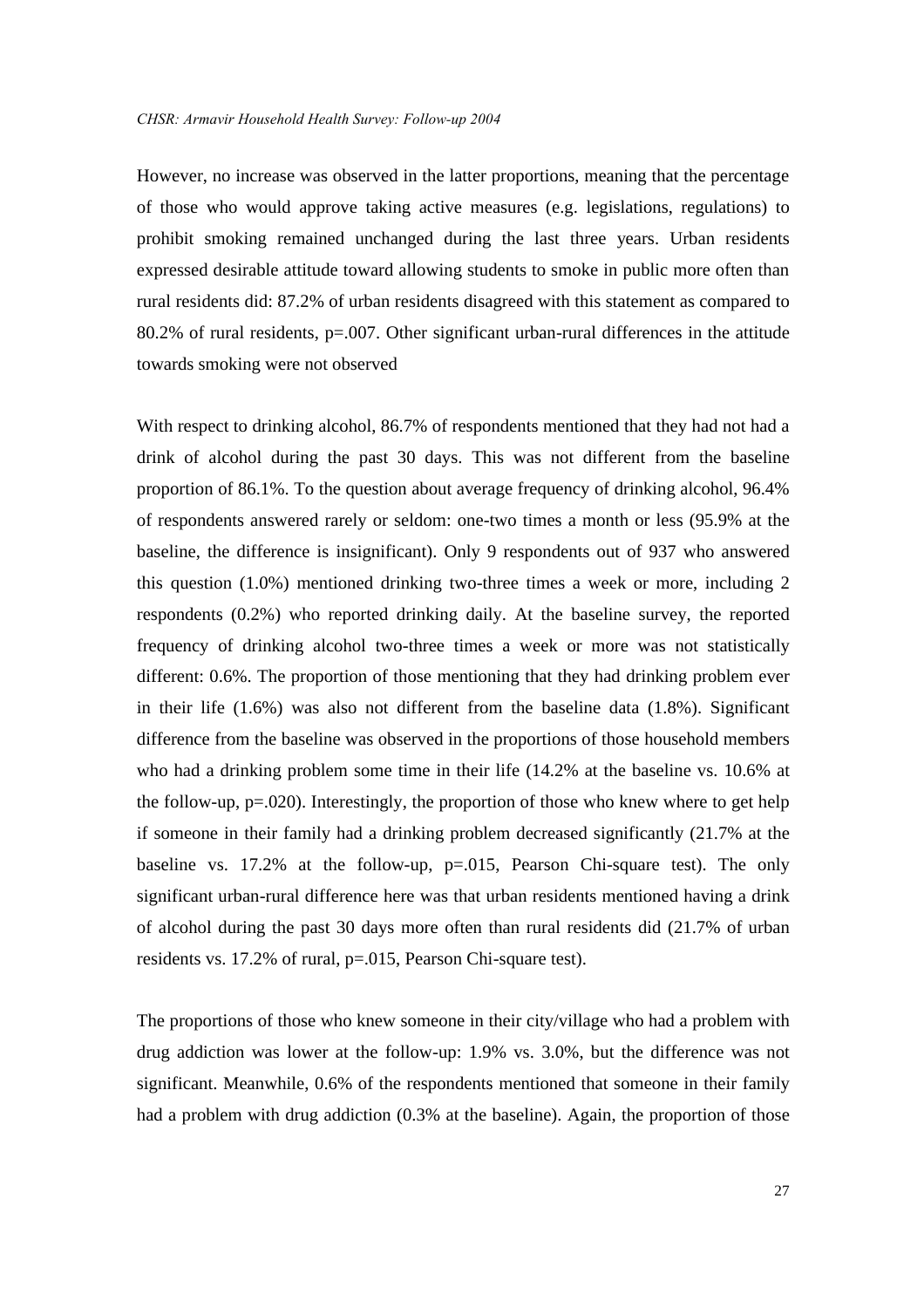However, no increase was observed in the latter proportions, meaning that the percentage of those who would approve taking active measures (e.g. legislations, regulations) to prohibit smoking remained unchanged during the last three years. Urban residents expressed desirable attitude toward allowing students to smoke in public more often than rural residents did: 87.2% of urban residents disagreed with this statement as compared to 80.2% of rural residents, p=.007. Other significant urban-rural differences in the attitude towards smoking were not observed

With respect to drinking alcohol, 86.7% of respondents mentioned that they had not had a drink of alcohol during the past 30 days. This was not different from the baseline proportion of 86.1%. To the question about average frequency of drinking alcohol, 96.4% of respondents answered rarely or seldom: one-two times a month or less (95.9% at the baseline, the difference is insignificant). Only 9 respondents out of 937 who answered this question (1.0%) mentioned drinking two-three times a week or more, including 2 respondents (0.2%) who reported drinking daily. At the baseline survey, the reported frequency of drinking alcohol two-three times a week or more was not statistically different: 0.6%. The proportion of those mentioning that they had drinking problem ever in their life (1.6%) was also not different from the baseline data (1.8%). Significant difference from the baseline was observed in the proportions of those household members who had a drinking problem some time in their life (14.2% at the baseline vs. 10.6% at the follow-up, p=.020). Interestingly, the proportion of those who knew where to get help if someone in their family had a drinking problem decreased significantly (21.7% at the baseline vs. 17.2% at the follow-up, p=.015, Pearson Chi-square test). The only significant urban-rural difference here was that urban residents mentioned having a drink of alcohol during the past 30 days more often than rural residents did (21.7% of urban residents vs. 17.2% of rural, p=.015, Pearson Chi-square test).

The proportions of those who knew someone in their city/village who had a problem with drug addiction was lower at the follow-up: 1.9% vs. 3.0%, but the difference was not significant. Meanwhile, 0.6% of the respondents mentioned that someone in their family had a problem with drug addiction (0.3% at the baseline). Again, the proportion of those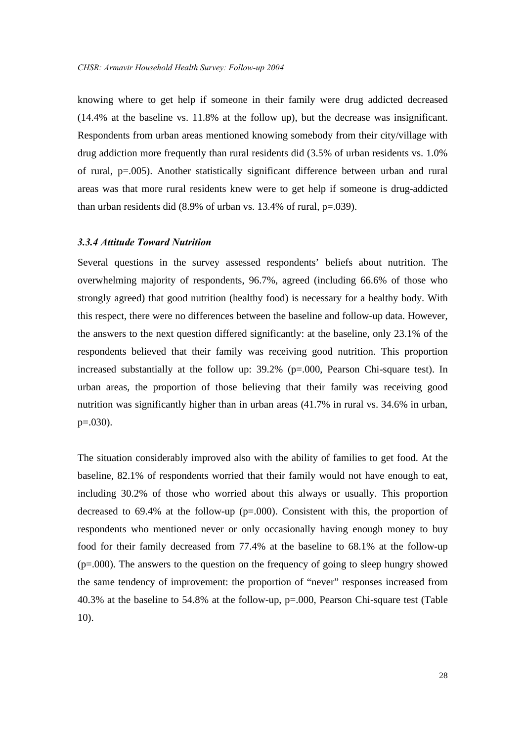knowing where to get help if someone in their family were drug addicted decreased (14.4% at the baseline vs. 11.8% at the follow up), but the decrease was insignificant. Respondents from urban areas mentioned knowing somebody from their city/village with drug addiction more frequently than rural residents did (3.5% of urban residents vs. 1.0% of rural, p=.005). Another statistically significant difference between urban and rural areas was that more rural residents knew were to get help if someone is drug-addicted than urban residents did (8.9% of urban vs. 13.4% of rural, p=.039).

### *3.3.4 Attitude Toward Nutrition*

Several questions in the survey assessed respondents' beliefs about nutrition. The overwhelming majority of respondents, 96.7%, agreed (including 66.6% of those who strongly agreed) that good nutrition (healthy food) is necessary for a healthy body. With this respect, there were no differences between the baseline and follow-up data. However, the answers to the next question differed significantly: at the baseline, only 23.1% of the respondents believed that their family was receiving good nutrition. This proportion increased substantially at the follow up: 39.2% (p=.000, Pearson Chi-square test). In urban areas, the proportion of those believing that their family was receiving good nutrition was significantly higher than in urban areas (41.7% in rural vs. 34.6% in urban, p=.030).

The situation considerably improved also with the ability of families to get food. At the baseline, 82.1% of respondents worried that their family would not have enough to eat, including 30.2% of those who worried about this always or usually. This proportion decreased to 69.4% at the follow-up (p=.000). Consistent with this, the proportion of respondents who mentioned never or only occasionally having enough money to buy food for their family decreased from 77.4% at the baseline to 68.1% at the follow-up (p=.000). The answers to the question on the frequency of going to sleep hungry showed the same tendency of improvement: the proportion of "never" responses increased from 40.3% at the baseline to 54.8% at the follow-up, p=.000, Pearson Chi-square test (Table 10).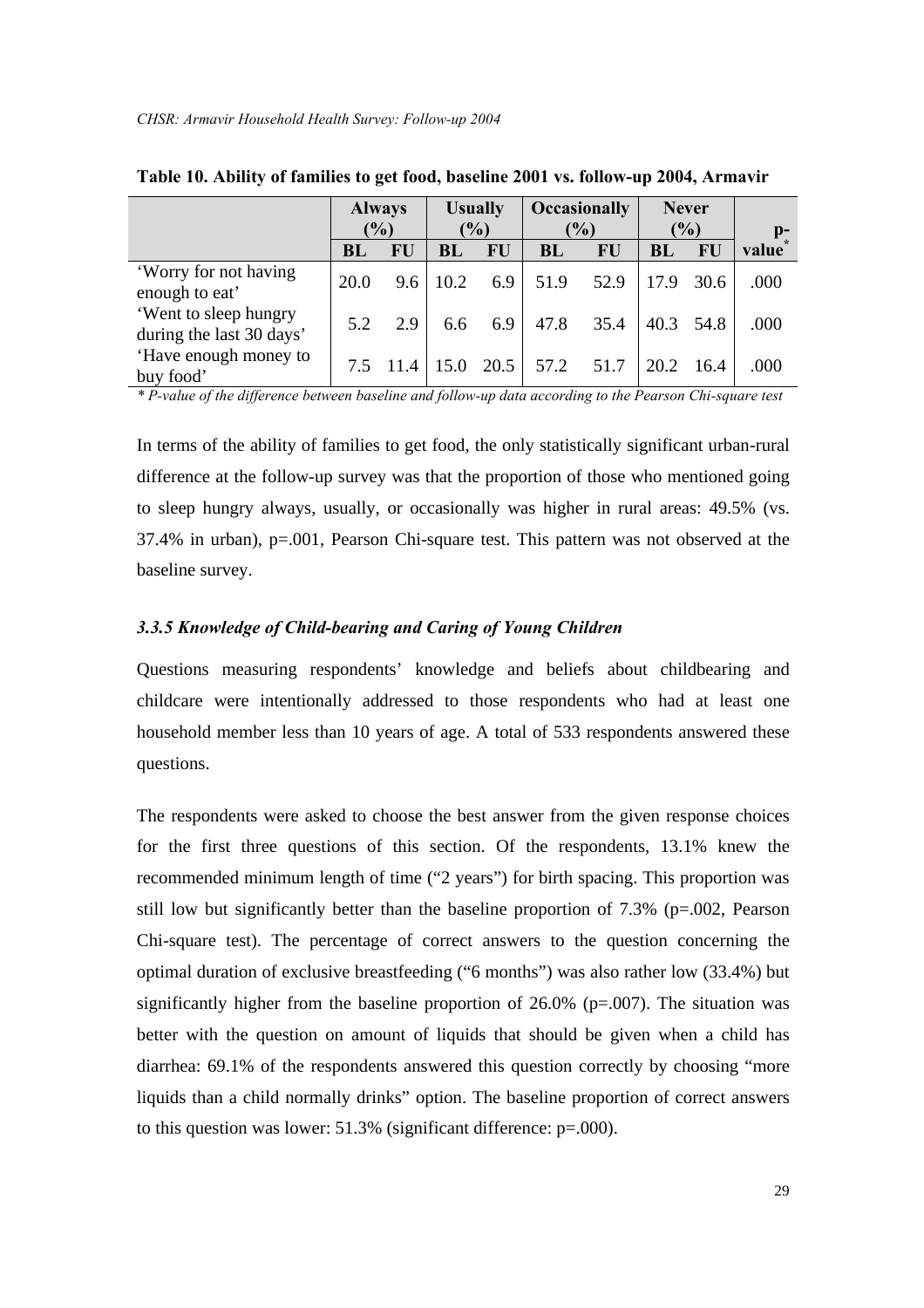**Table 10. Ability of families to get food, baseline 2001 vs. follow-up 2004, Armavir**

| | Always (%) | | Usually (%) | | Occasionally (%) | | Never (%) | | p-value* |
|---|---|---|---|---|---|---|---|---|---|
| | BL | FU | BL | FU | BL | FU | BL | FU | |
| 'Worry for not having enough to eat' | 20.0 | 9.6 | 10.2 | 6.9 | 51.9 | 52.9 | 17.9 | 30.6 | .000 |
| 'Went to sleep hungry during the last 30 days' | 5.2 | 2.9 | 6.6 | 6.9 | 47.8 | 35.4 | 40.3 | 54.8 | .000 |
| 'Have enough money to buy food' | 7.5 | 11.4 | 15.0 | 20.5 | 57.2 | 51.7 | 20.2 | 16.4 | .000 |

*\* P-value of the difference between baseline and follow-up data according to the Pearson Chi-square test*

In terms of the ability of families to get food, the only statistically significant urban-rural difference at the follow-up survey was that the proportion of those who mentioned going to sleep hungry always, usually, or occasionally was higher in rural areas: 49.5% (vs. 37.4% in urban), p=.001, Pearson Chi-square test. This pattern was not observed at the baseline survey.

### *3.3.5 Knowledge of Child-bearing and Caring of Young Children*

Questions measuring respondents' knowledge and beliefs about childbearing and childcare were intentionally addressed to those respondents who had at least one household member less than 10 years of age. A total of 533 respondents answered these questions.

The respondents were asked to choose the best answer from the given response choices for the first three questions of this section. Of the respondents, 13.1% knew the recommended minimum length of time ("2 years") for birth spacing. This proportion was still low but significantly better than the baseline proportion of 7.3% (p=.002, Pearson Chi-square test). The percentage of correct answers to the question concerning the optimal duration of exclusive breastfeeding ("6 months") was also rather low (33.4%) but significantly higher from the baseline proportion of 26.0% (p=.007). The situation was better with the question on amount of liquids that should be given when a child has diarrhea: 69.1% of the respondents answered this question correctly by choosing "more liquids than a child normally drinks" option. The baseline proportion of correct answers to this question was lower: 51.3% (significant difference: p=.000).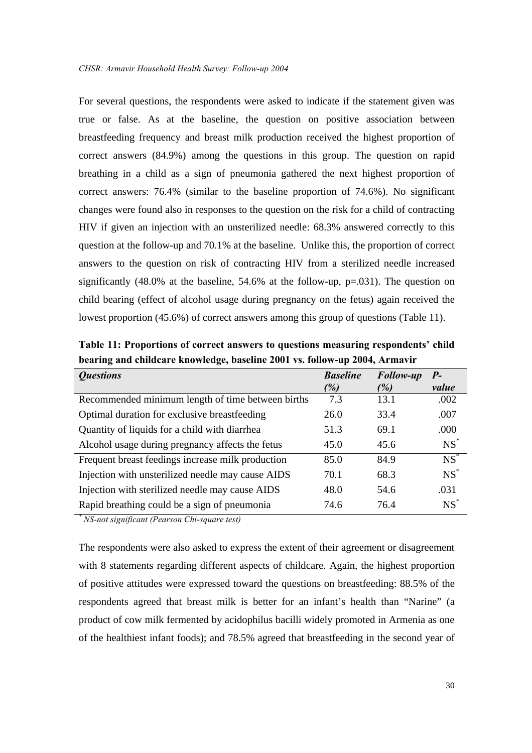For several questions, the respondents were asked to indicate if the statement given was true or false. As at the baseline, the question on positive association between breastfeeding frequency and breast milk production received the highest proportion of correct answers (84.9%) among the questions in this group. The question on rapid breathing in a child as a sign of pneumonia gathered the next highest proportion of correct answers: 76.4% (similar to the baseline proportion of 74.6%). No significant changes were found also in responses to the question on the risk for a child of contracting HIV if given an injection with an unsterilized needle: 68.3% answered correctly to this question at the follow-up and 70.1% at the baseline. Unlike this, the proportion of correct answers to the question on risk of contracting HIV from a sterilized needle increased significantly (48.0% at the baseline, 54.6% at the follow-up, p=.031). The question on child bearing (effect of alcohol usage during pregnancy on the fetus) again received the lowest proportion (45.6%) of correct answers among this group of questions (Table 11).

**Table 11: Proportions of correct answers to questions measuring respondents' child bearing and childcare knowledge, baseline 2001 vs. follow-up 2004, Armavir**

| *Questions* | *Baseline (%)* | *Follow-up (%)* | *P-value* |
|---|---|---|---|
| Recommended minimum length of time between births | 7.3 | 13.1 | .002 |
| Optimal duration for exclusive breastfeeding | 26.0 | 33.4 | .007 |
| Quantity of liquids for a child with diarrhea | 51.3 | 69.1 | .000 |
| Alcohol usage during pregnancy affects the fetus | 45.0 | 45.6 | NS* |
| Frequent breast feedings increase milk production | 85.0 | 84.9 | NS* |
| Injection with unsterilized needle may cause AIDS | 70.1 | 68.3 | NS* |
| Injection with sterilized needle may cause AIDS | 48.0 | 54.6 | .031 |
| Rapid breathing could be a sign of pneumonia | 74.6 | 76.4 | NS* |

*\* NS-not significant (Pearson Chi-square test)*

The respondents were also asked to express the extent of their agreement or disagreement with 8 statements regarding different aspects of childcare. Again, the highest proportion of positive attitudes were expressed toward the questions on breastfeeding: 88.5% of the respondents agreed that breast milk is better for an infant's health than "Narine" (a product of cow milk fermented by acidophilus bacilli widely promoted in Armenia as one of the healthiest infant foods); and 78.5% agreed that breastfeeding in the second year of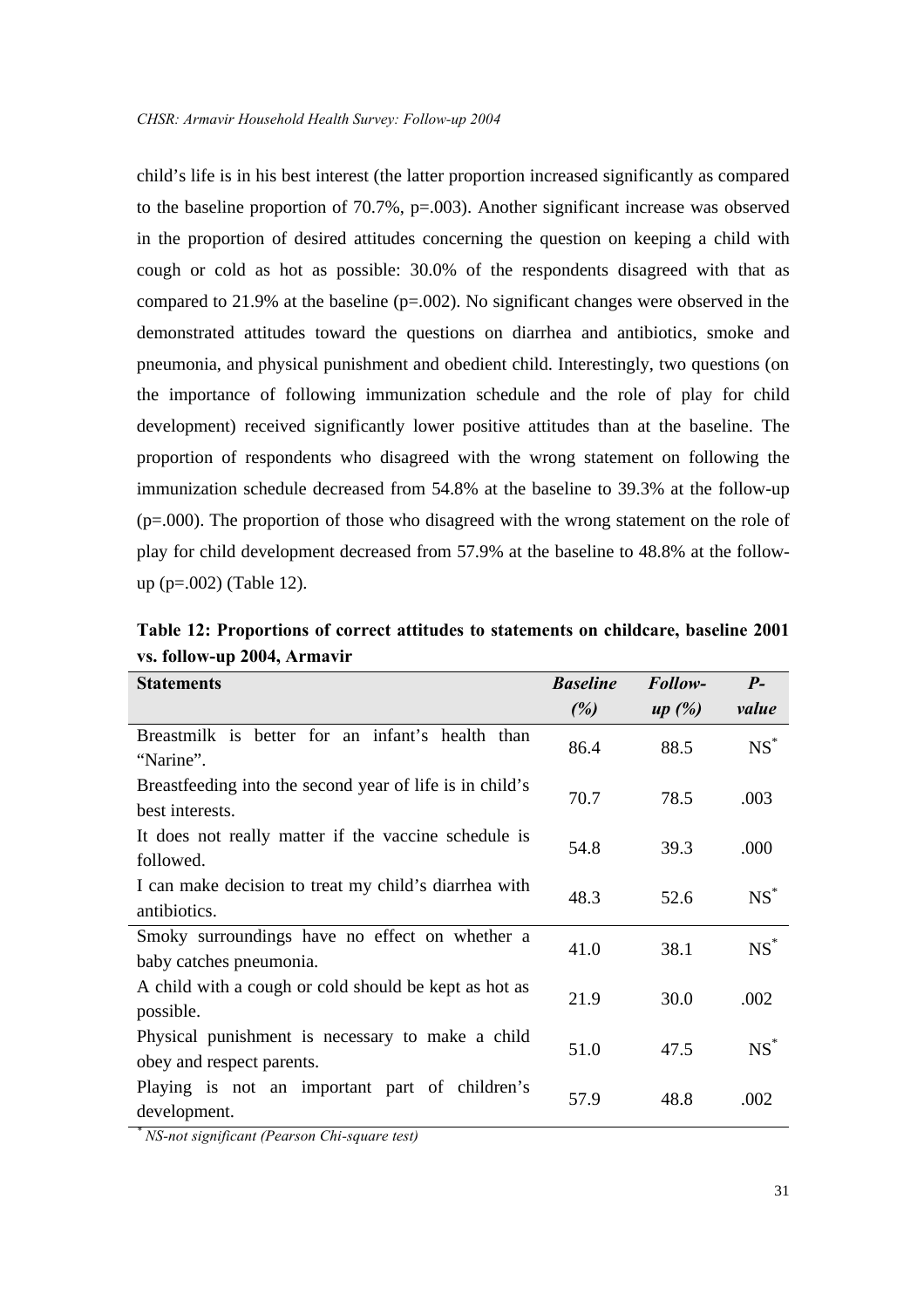child's life is in his best interest (the latter proportion increased significantly as compared to the baseline proportion of 70.7%, p=.003). Another significant increase was observed in the proportion of desired attitudes concerning the question on keeping a child with cough or cold as hot as possible: 30.0% of the respondents disagreed with that as compared to 21.9% at the baseline (p=.002). No significant changes were observed in the demonstrated attitudes toward the questions on diarrhea and antibiotics, smoke and pneumonia, and physical punishment and obedient child. Interestingly, two questions (on the importance of following immunization schedule and the role of play for child development) received significantly lower positive attitudes than at the baseline. The proportion of respondents who disagreed with the wrong statement on following the immunization schedule decreased from 54.8% at the baseline to 39.3% at the follow-up (p=.000). The proportion of those who disagreed with the wrong statement on the role of play for child development decreased from 57.9% at the baseline to 48.8% at the follow-up (p=.002) (Table 12).

**Table 12: Proportions of correct attitudes to statements on childcare, baseline 2001 vs. follow-up 2004, Armavir**

| Statements | *Baseline (%)* | *Follow-up (%)* | *P-value* |
|---|---|---|---|
| Breastmilk is better for an infant's health than "Narine". | 86.4 | 88.5 | NS* |
| Breastfeeding into the second year of life is in child's best interests. | 70.7 | 78.5 | .003 |
| It does not really matter if the vaccine schedule is followed. | 54.8 | 39.3 | .000 |
| I can make decision to treat my child's diarrhea with antibiotics. | 48.3 | 52.6 | NS* |
| Smoky surroundings have no effect on whether a baby catches pneumonia. | 41.0 | 38.1 | NS* |
| A child with a cough or cold should be kept as hot as possible. | 21.9 | 30.0 | .002 |
| Physical punishment is necessary to make a child obey and respect parents. | 51.0 | 47.5 | NS* |
| Playing is not an important part of children's development. | 57.9 | 48.8 | .002 |

* *NS-not significant (Pearson Chi-square test)*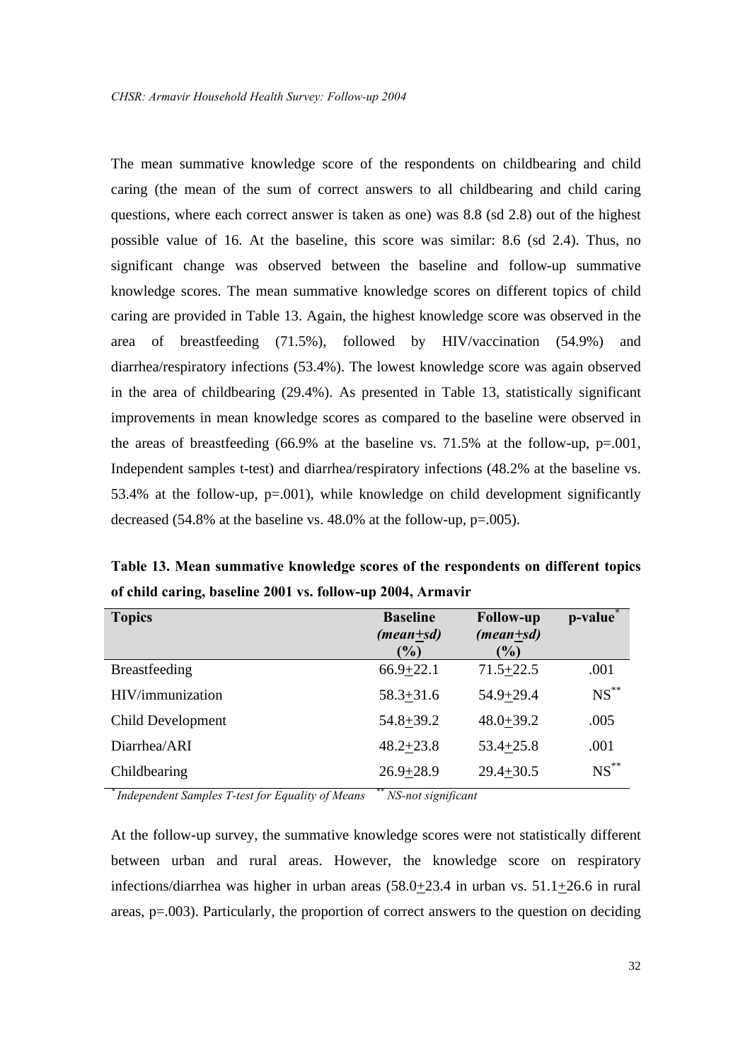The mean summative knowledge score of the respondents on childbearing and child caring (the mean of the sum of correct answers to all childbearing and child caring questions, where each correct answer is taken as one) was 8.8 (sd 2.8) out of the highest possible value of 16. At the baseline, this score was similar: 8.6 (sd 2.4). Thus, no significant change was observed between the baseline and follow-up summative knowledge scores. The mean summative knowledge scores on different topics of child caring are provided in Table 13. Again, the highest knowledge score was observed in the area of breastfeeding (71.5%), followed by HIV/vaccination (54.9%) and diarrhea/respiratory infections (53.4%). The lowest knowledge score was again observed in the area of childbearing (29.4%). As presented in Table 13, statistically significant improvements in mean knowledge scores as compared to the baseline were observed in the areas of breastfeeding (66.9% at the baseline vs. 71.5% at the follow-up, p=.001, Independent samples t-test) and diarrhea/respiratory infections (48.2% at the baseline vs. 53.4% at the follow-up, p=.001), while knowledge on child development significantly decreased (54.8% at the baseline vs. 48.0% at the follow-up, p=.005).

**Table 13. Mean summative knowledge scores of the respondents on different topics of child caring, baseline 2001 vs. follow-up 2004, Armavir**

| Topics | Baseline *(mean±sd)* (%) | Follow-up *(mean±sd)* (%) | p-value* |
|---|---|---|---|
| Breastfeeding | 66.9±22.1 | 71.5±22.5 | .001 |
| HIV/immunization | 58.3±31.6 | 54.9±29.4 | NS** |
| Child Development | 54.8±39.2 | 48.0±39.2 | .005 |
| Diarrhea/ARI | 48.2±23.8 | 53.4±25.8 | .001 |
| Childbearing | 26.9±28.9 | 29.4±30.5 | NS** |

*\* Independent Samples T-test for Equality of Means &nbsp;&nbsp; \*\* NS-not significant*

At the follow-up survey, the summative knowledge scores were not statistically different between urban and rural areas. However, the knowledge score on respiratory infections/diarrhea was higher in urban areas (58.0±23.4 in urban vs. 51.1±26.6 in rural areas, p=.003). Particularly, the proportion of correct answers to the question on deciding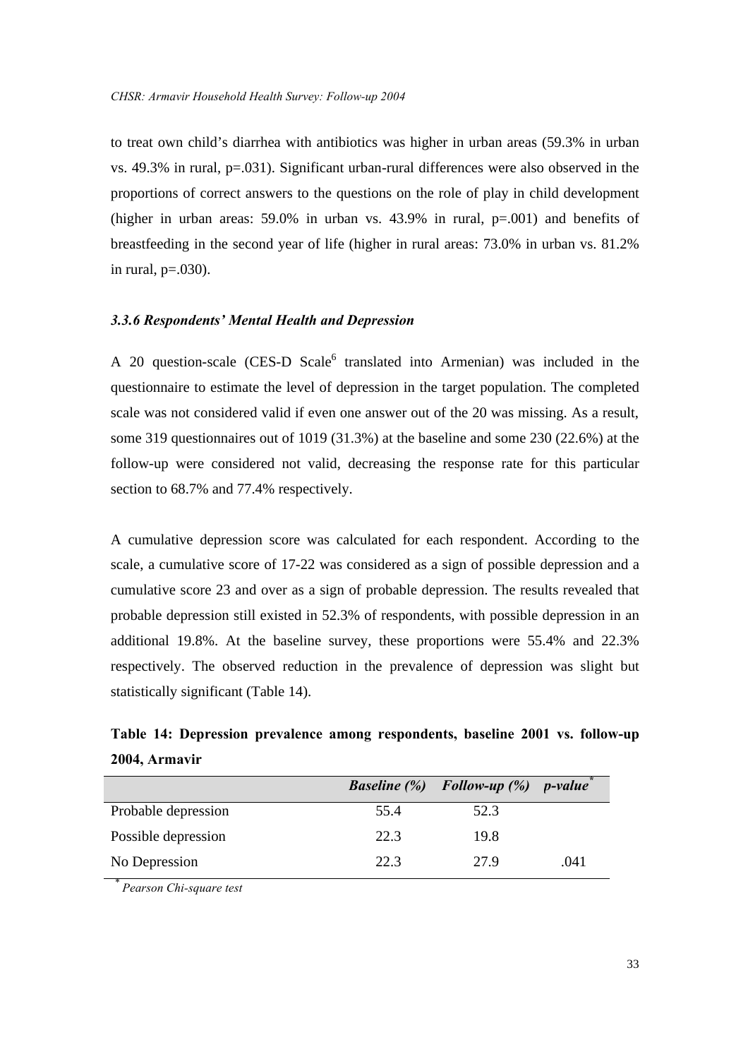to treat own child's diarrhea with antibiotics was higher in urban areas (59.3% in urban vs. 49.3% in rural, p=.031). Significant urban-rural differences were also observed in the proportions of correct answers to the questions on the role of play in child development (higher in urban areas: 59.0% in urban vs. 43.9% in rural, p=.001) and benefits of breastfeeding in the second year of life (higher in rural areas: 73.0% in urban vs. 81.2% in rural, p=.030).

### *3.3.6 Respondents' Mental Health and Depression*

A 20 question-scale (CES-D Scale[6] translated into Armenian) was included in the questionnaire to estimate the level of depression in the target population. The completed scale was not considered valid if even one answer out of the 20 was missing. As a result, some 319 questionnaires out of 1019 (31.3%) at the baseline and some 230 (22.6%) at the follow-up were considered not valid, decreasing the response rate for this particular section to 68.7% and 77.4% respectively.

A cumulative depression score was calculated for each respondent. According to the scale, a cumulative score of 17-22 was considered as a sign of possible depression and a cumulative score 23 and over as a sign of probable depression. The results revealed that probable depression still existed in 52.3% of respondents, with possible depression in an additional 19.8%. At the baseline survey, these proportions were 55.4% and 22.3% respectively. The observed reduction in the prevalence of depression was slight but statistically significant (Table 14).

**Table 14: Depression prevalence among respondents, baseline 2001 vs. follow-up 2004, Armavir**

| | *Baseline (%)* | *Follow-up (%)* | *p-value*[*] |
|---|---|---|---|
| Probable depression | 55.4 | 52.3 | |
| Possible depression | 22.3 | 19.8 | |
| No Depression | 22.3 | 27.9 | .041 |

[*] *Pearson Chi-square test*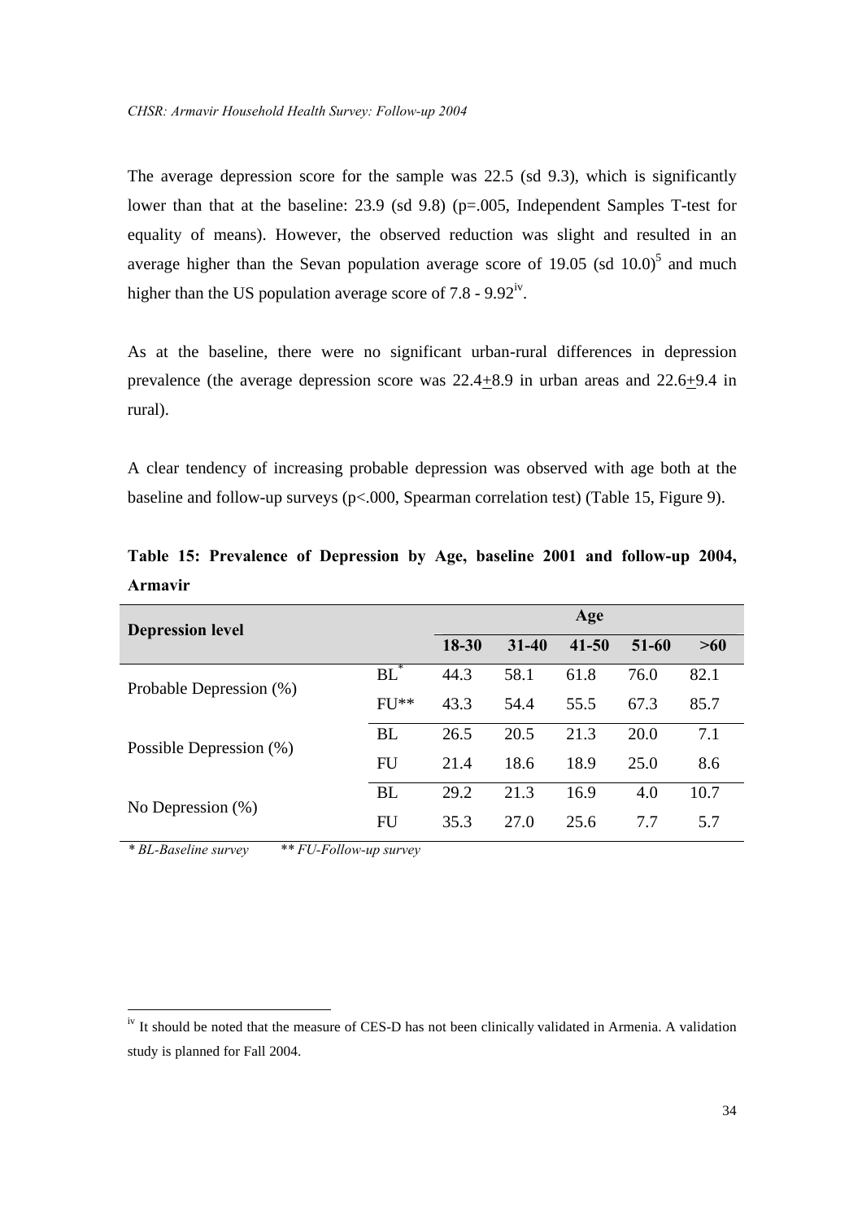The average depression score for the sample was 22.5 (sd 9.3), which is significantly lower than that at the baseline: 23.9 (sd 9.8) (p=.005, Independent Samples T-test for equality of means). However, the observed reduction was slight and resulted in an average higher than the Sevan population average score of 19.05 (sd 10.0)[5] and much higher than the US population average score of 7.8 - 9.92[iv].

As at the baseline, there were no significant urban-rural differences in depression prevalence (the average depression score was 22.4+8.9 in urban areas and 22.6+9.4 in rural).

A clear tendency of increasing probable depression was observed with age both at the baseline and follow-up surveys (p<.000, Spearman correlation test) (Table 15, Figure 9).

**Table 15: Prevalence of Depression by Age, baseline 2001 and follow-up 2004, Armavir**

| Depression level | | Age | | | | |
|---|---|---|---|---|---|---|
| | | 18-30 | 31-40 | 41-50 | 51-60 | >60 |
| Probable Depression (%) | BL* | 44.3 | 58.1 | 61.8 | 76.0 | 82.1 |
| | FU** | 43.3 | 54.4 | 55.5 | 67.3 | 85.7 |
| Possible Depression (%) | BL | 26.5 | 20.5 | 21.3 | 20.0 | 7.1 |
| | FU | 21.4 | 18.6 | 18.9 | 25.0 | 8.6 |
| No Depression (%) | BL | 29.2 | 21.3 | 16.9 | 4.0 | 10.7 |
| | FU | 35.3 | 27.0 | 25.6 | 7.7 | 5.7 |

*\* BL-Baseline survey* *\*\* FU-Follow-up survey*

---

[iv] It should be noted that the measure of CES-D has not been clinically validated in Armenia. A validation study is planned for Fall 2004.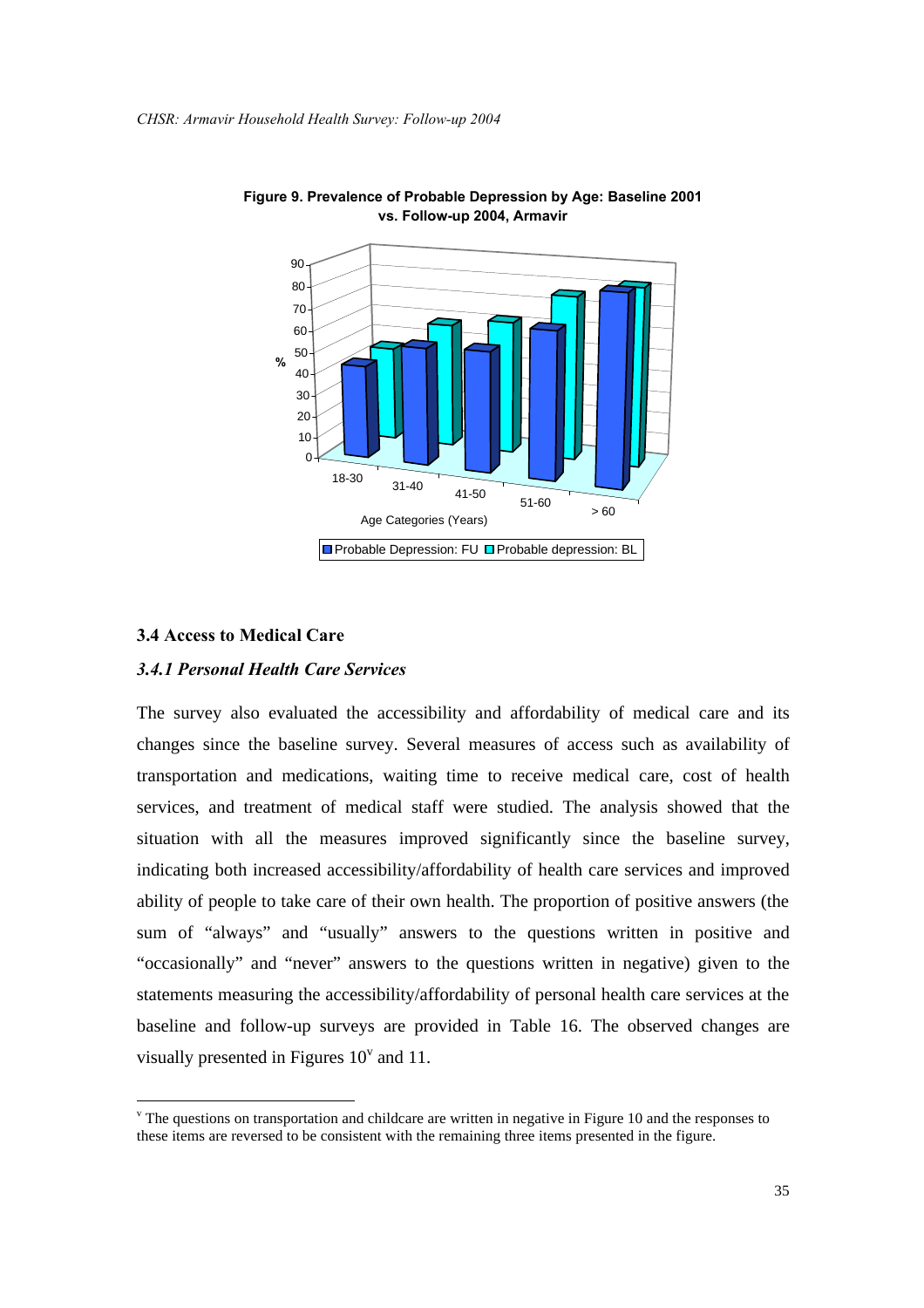**Figure 9. Prevalence of Probable Depression by Age: Baseline 2001 vs. Follow-up 2004, Armavir**

### 3.4 Access to Medical Care

#### *3.4.1 Personal Health Care Services*

The survey also evaluated the accessibility and affordability of medical care and its changes since the baseline survey. Several measures of access such as availability of transportation and medications, waiting time to receive medical care, cost of health services, and treatment of medical staff were studied. The analysis showed that the situation with all the measures improved significantly since the baseline survey, indicating both increased accessibility/affordability of health care services and improved ability of people to take care of their own health. The proportion of positive answers (the sum of "always" and "usually" answers to the questions written in positive and "occasionally" and "never" answers to the questions written in negative) given to the statements measuring the accessibility/affordability of personal health care services at the baseline and follow-up surveys are provided in Table 16. The observed changes are visually presented in Figures 10[v] and 11.

---

[v] The questions on transportation and childcare are written in negative in Figure 10 and the responses to these items are reversed to be consistent with the remaining three items presented in the figure.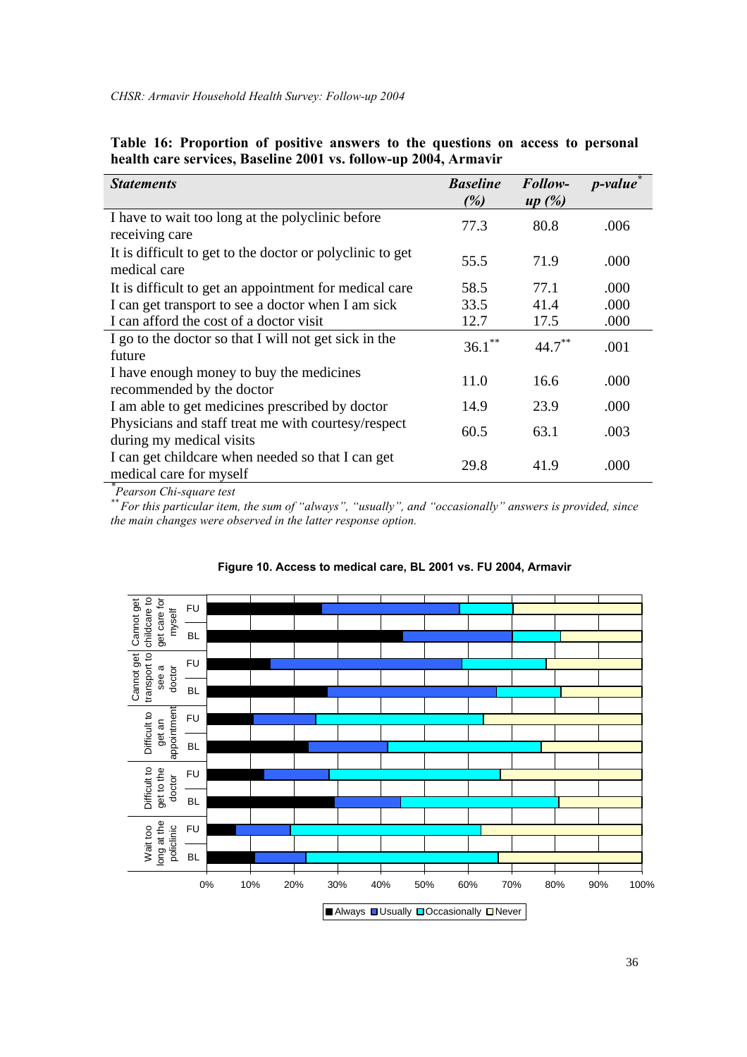**Table 16: Proportion of positive answers to the questions on access to personal health care services, Baseline 2001 vs. follow-up 2004, Armavir**

| *Statements* | *Baseline (%)* | *Follow-up (%)* | *p-value*[*] |
|---|---|---|---|
| I have to wait too long at the polyclinic before receiving care | 77.3 | 80.8 | .006 |
| It is difficult to get to the doctor or polyclinic to get medical care | 55.5 | 71.9 | .000 |
| It is difficult to get an appointment for medical care | 58.5 | 77.1 | .000 |
| I can get transport to see a doctor when I am sick | 33.5 | 41.4 | .000 |
| I can afford the cost of a doctor visit | 12.7 | 17.5 | .000 |
| I go to the doctor so that I will not get sick in the future | 36.1[**] | 44.7[**] | .001 |
| I have enough money to buy the medicines recommended by the doctor | 11.0 | 16.6 | .000 |
| I am able to get medicines prescribed by doctor | 14.9 | 23.9 | .000 |
| Physicians and staff treat me with courtesy/respect during my medical visits | 60.5 | 63.1 | .003 |
| I can get childcare when needed so that I can get medical care for myself | 29.8 | 41.9 | .000 |

[*] *Pearson Chi-square test*

[**] *For this particular item, the sum of "always", "usually", and "occasionally" answers is provided, since the main changes were observed in the latter response option.*

**Figure 10. Access to medical care, BL 2001 vs. FU 2004, Armavir**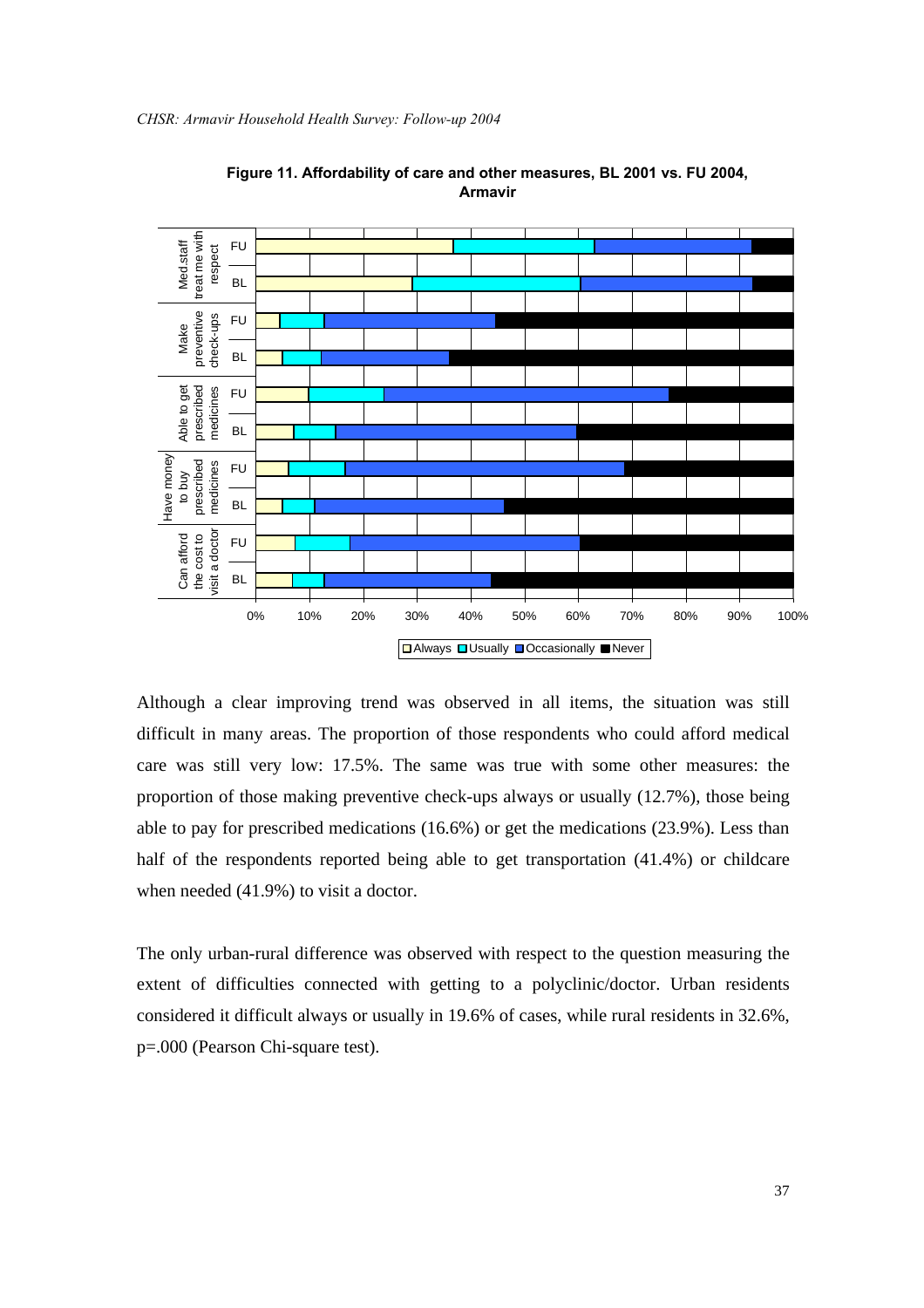**Figure 11. Affordability of care and other measures, BL 2001 vs. FU 2004, Armavir**

Although a clear improving trend was observed in all items, the situation was still difficult in many areas. The proportion of those respondents who could afford medical care was still very low: 17.5%. The same was true with some other measures: the proportion of those making preventive check-ups always or usually (12.7%), those being able to pay for prescribed medications (16.6%) or get the medications (23.9%). Less than half of the respondents reported being able to get transportation (41.4%) or childcare when needed (41.9%) to visit a doctor.

The only urban-rural difference was observed with respect to the question measuring the extent of difficulties connected with getting to a polyclinic/doctor. Urban residents considered it difficult always or usually in 19.6% of cases, while rural residents in 32.6%, p=.000 (Pearson Chi-square test).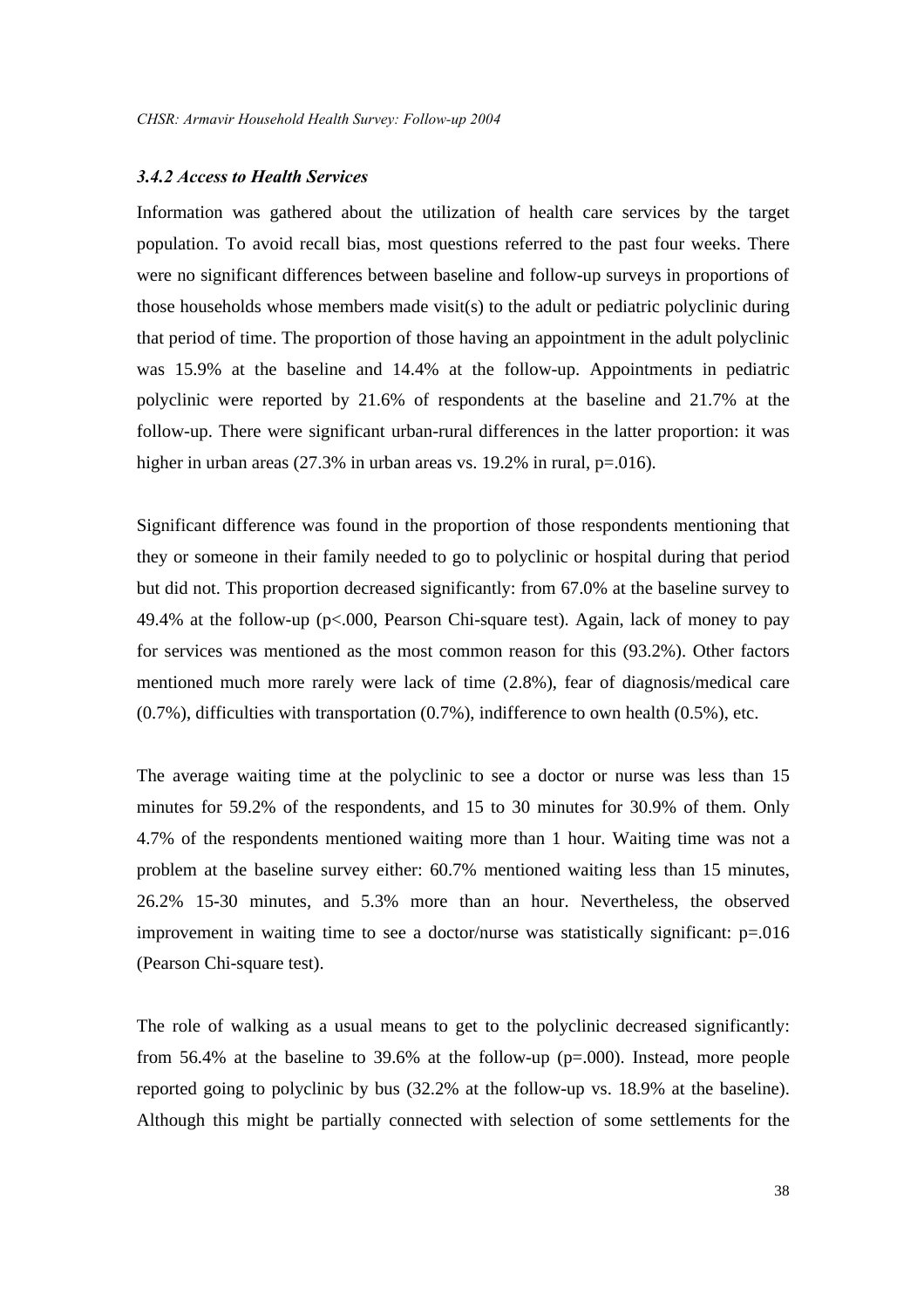### *3.4.2 Access to Health Services*

Information was gathered about the utilization of health care services by the target population. To avoid recall bias, most questions referred to the past four weeks. There were no significant differences between baseline and follow-up surveys in proportions of those households whose members made visit(s) to the adult or pediatric polyclinic during that period of time. The proportion of those having an appointment in the adult polyclinic was 15.9% at the baseline and 14.4% at the follow-up. Appointments in pediatric polyclinic were reported by 21.6% of respondents at the baseline and 21.7% at the follow-up. There were significant urban-rural differences in the latter proportion: it was higher in urban areas (27.3% in urban areas vs. 19.2% in rural, p=.016).

Significant difference was found in the proportion of those respondents mentioning that they or someone in their family needed to go to polyclinic or hospital during that period but did not. This proportion decreased significantly: from 67.0% at the baseline survey to 49.4% at the follow-up (p<.000, Pearson Chi-square test). Again, lack of money to pay for services was mentioned as the most common reason for this (93.2%). Other factors mentioned much more rarely were lack of time (2.8%), fear of diagnosis/medical care (0.7%), difficulties with transportation (0.7%), indifference to own health (0.5%), etc.

The average waiting time at the polyclinic to see a doctor or nurse was less than 15 minutes for 59.2% of the respondents, and 15 to 30 minutes for 30.9% of them. Only 4.7% of the respondents mentioned waiting more than 1 hour. Waiting time was not a problem at the baseline survey either: 60.7% mentioned waiting less than 15 minutes, 26.2% 15-30 minutes, and 5.3% more than an hour. Nevertheless, the observed improvement in waiting time to see a doctor/nurse was statistically significant: p=.016 (Pearson Chi-square test).

The role of walking as a usual means to get to the polyclinic decreased significantly: from 56.4% at the baseline to 39.6% at the follow-up (p=.000). Instead, more people reported going to polyclinic by bus (32.2% at the follow-up vs. 18.9% at the baseline). Although this might be partially connected with selection of some settlements for the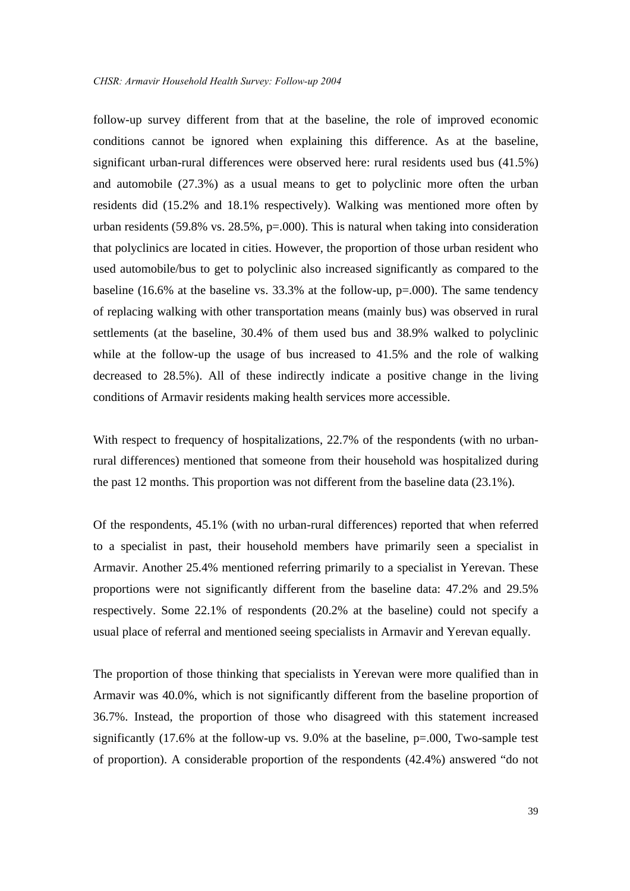follow-up survey different from that at the baseline, the role of improved economic conditions cannot be ignored when explaining this difference. As at the baseline, significant urban-rural differences were observed here: rural residents used bus (41.5%) and automobile (27.3%) as a usual means to get to polyclinic more often the urban residents did (15.2% and 18.1% respectively). Walking was mentioned more often by urban residents (59.8% vs. 28.5%, p=.000). This is natural when taking into consideration that polyclinics are located in cities. However, the proportion of those urban resident who used automobile/bus to get to polyclinic also increased significantly as compared to the baseline (16.6% at the baseline vs. 33.3% at the follow-up, p=.000). The same tendency of replacing walking with other transportation means (mainly bus) was observed in rural settlements (at the baseline, 30.4% of them used bus and 38.9% walked to polyclinic while at the follow-up the usage of bus increased to 41.5% and the role of walking decreased to 28.5%). All of these indirectly indicate a positive change in the living conditions of Armavir residents making health services more accessible.

With respect to frequency of hospitalizations, 22.7% of the respondents (with no urban-rural differences) mentioned that someone from their household was hospitalized during the past 12 months. This proportion was not different from the baseline data (23.1%).

Of the respondents, 45.1% (with no urban-rural differences) reported that when referred to a specialist in past, their household members have primarily seen a specialist in Armavir. Another 25.4% mentioned referring primarily to a specialist in Yerevan. These proportions were not significantly different from the baseline data: 47.2% and 29.5% respectively. Some 22.1% of respondents (20.2% at the baseline) could not specify a usual place of referral and mentioned seeing specialists in Armavir and Yerevan equally.

The proportion of those thinking that specialists in Yerevan were more qualified than in Armavir was 40.0%, which is not significantly different from the baseline proportion of 36.7%. Instead, the proportion of those who disagreed with this statement increased significantly (17.6% at the follow-up vs. 9.0% at the baseline, p=.000, Two-sample test of proportion). A considerable proportion of the respondents (42.4%) answered "do not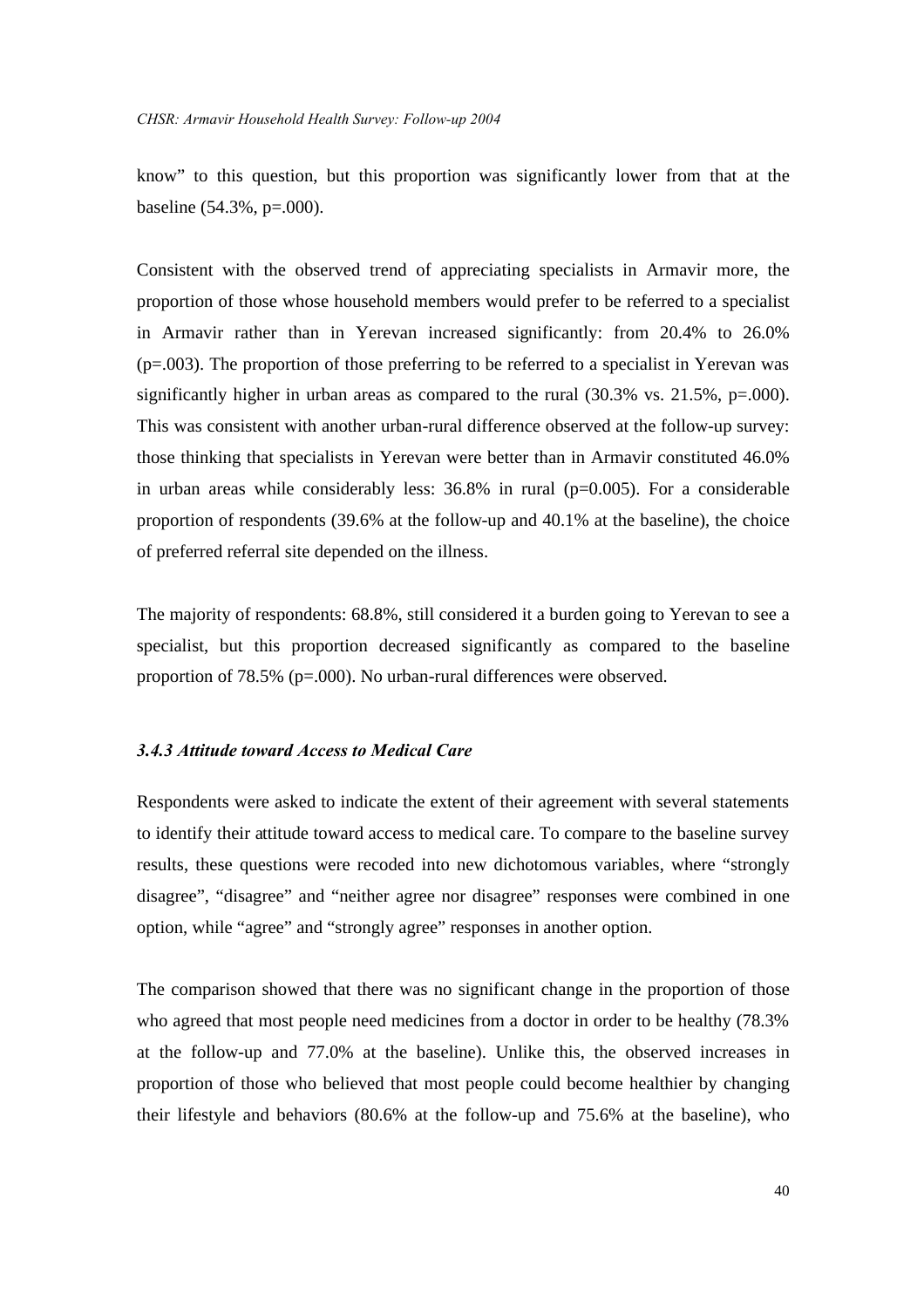know" to this question, but this proportion was significantly lower from that at the baseline (54.3%, p=.000).

Consistent with the observed trend of appreciating specialists in Armavir more, the proportion of those whose household members would prefer to be referred to a specialist in Armavir rather than in Yerevan increased significantly: from 20.4% to 26.0% (p=.003). The proportion of those preferring to be referred to a specialist in Yerevan was significantly higher in urban areas as compared to the rural (30.3% vs. 21.5%, p=.000). This was consistent with another urban-rural difference observed at the follow-up survey: those thinking that specialists in Yerevan were better than in Armavir constituted 46.0% in urban areas while considerably less: 36.8% in rural (p=0.005). For a considerable proportion of respondents (39.6% at the follow-up and 40.1% at the baseline), the choice of preferred referral site depended on the illness.

The majority of respondents: 68.8%, still considered it a burden going to Yerevan to see a specialist, but this proportion decreased significantly as compared to the baseline proportion of 78.5% (p=.000). No urban-rural differences were observed.

### *3.4.3 Attitude toward Access to Medical Care*

Respondents were asked to indicate the extent of their agreement with several statements to identify their attitude toward access to medical care. To compare to the baseline survey results, these questions were recoded into new dichotomous variables, where "strongly disagree", "disagree" and "neither agree nor disagree" responses were combined in one option, while "agree" and "strongly agree" responses in another option.

The comparison showed that there was no significant change in the proportion of those who agreed that most people need medicines from a doctor in order to be healthy (78.3% at the follow-up and 77.0% at the baseline). Unlike this, the observed increases in proportion of those who believed that most people could become healthier by changing their lifestyle and behaviors (80.6% at the follow-up and 75.6% at the baseline), who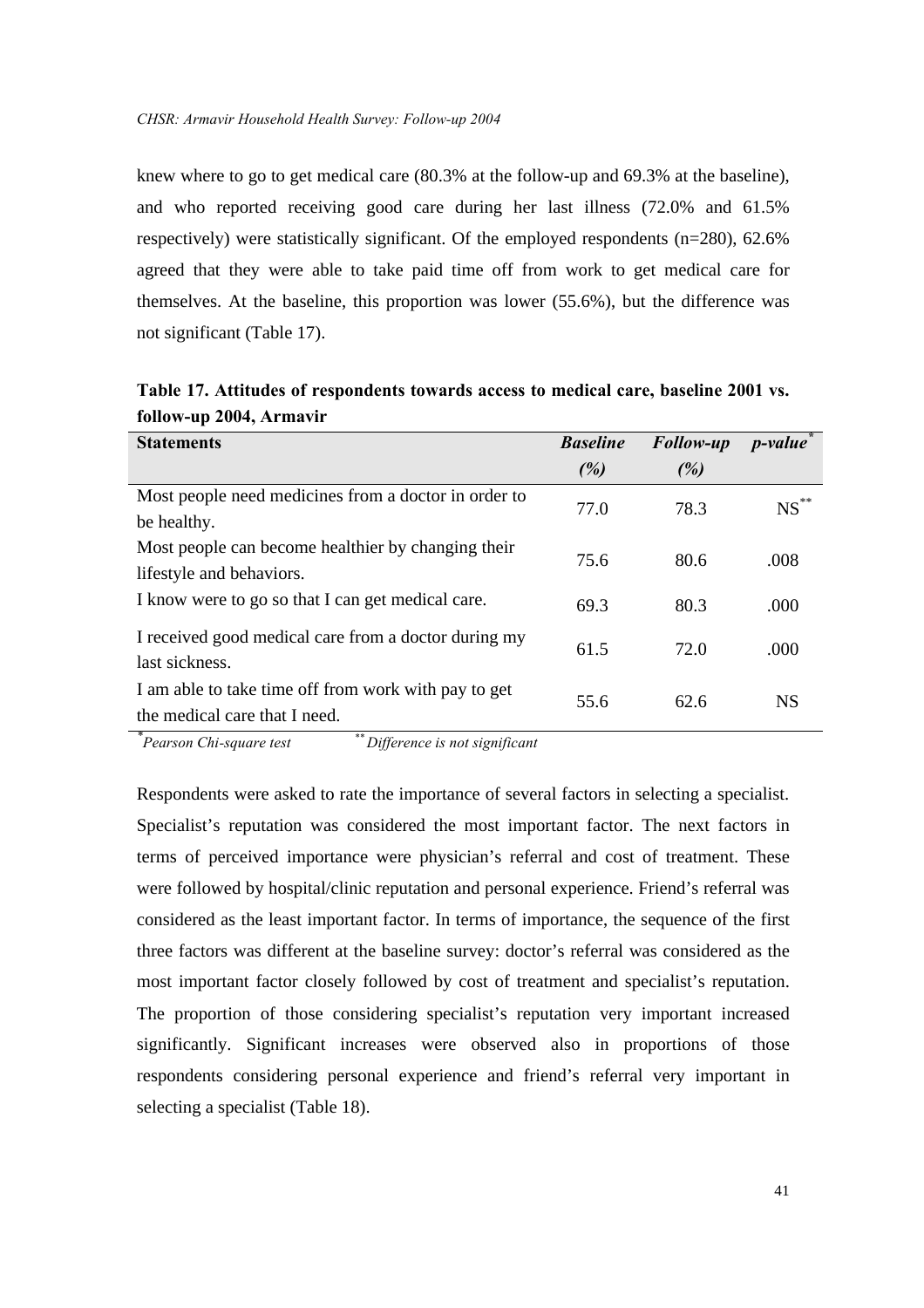knew where to go to get medical care (80.3% at the follow-up and 69.3% at the baseline), and who reported receiving good care during her last illness (72.0% and 61.5% respectively) were statistically significant. Of the employed respondents (n=280), 62.6% agreed that they were able to take paid time off from work to get medical care for themselves. At the baseline, this proportion was lower (55.6%), but the difference was not significant (Table 17).

**Table 17. Attitudes of respondents towards access to medical care, baseline 2001 vs. follow-up 2004, Armavir**

| Statements | *Baseline (%)* | *Follow-up (%)* | *p-value*[*] |
|---|---|---|---|
| Most people need medicines from a doctor in order to be healthy. | 77.0 | 78.3 | NS[**] |
| Most people can become healthier by changing their lifestyle and behaviors. | 75.6 | 80.6 | .008 |
| I know were to go so that I can get medical care. | 69.3 | 80.3 | .000 |
| I received good medical care from a doctor during my last sickness. | 61.5 | 72.0 | .000 |
| I am able to take time off from work with pay to get the medical care that I need. | 55.6 | 62.6 | NS |

[*] *Pearson Chi-square test* [**] *Difference is not significant*

Respondents were asked to rate the importance of several factors in selecting a specialist. Specialist's reputation was considered the most important factor. The next factors in terms of perceived importance were physician's referral and cost of treatment. These were followed by hospital/clinic reputation and personal experience. Friend's referral was considered as the least important factor. In terms of importance, the sequence of the first three factors was different at the baseline survey: doctor's referral was considered as the most important factor closely followed by cost of treatment and specialist's reputation. The proportion of those considering specialist's reputation very important increased significantly. Significant increases were observed also in proportions of those respondents considering personal experience and friend's referral very important in selecting a specialist (Table 18).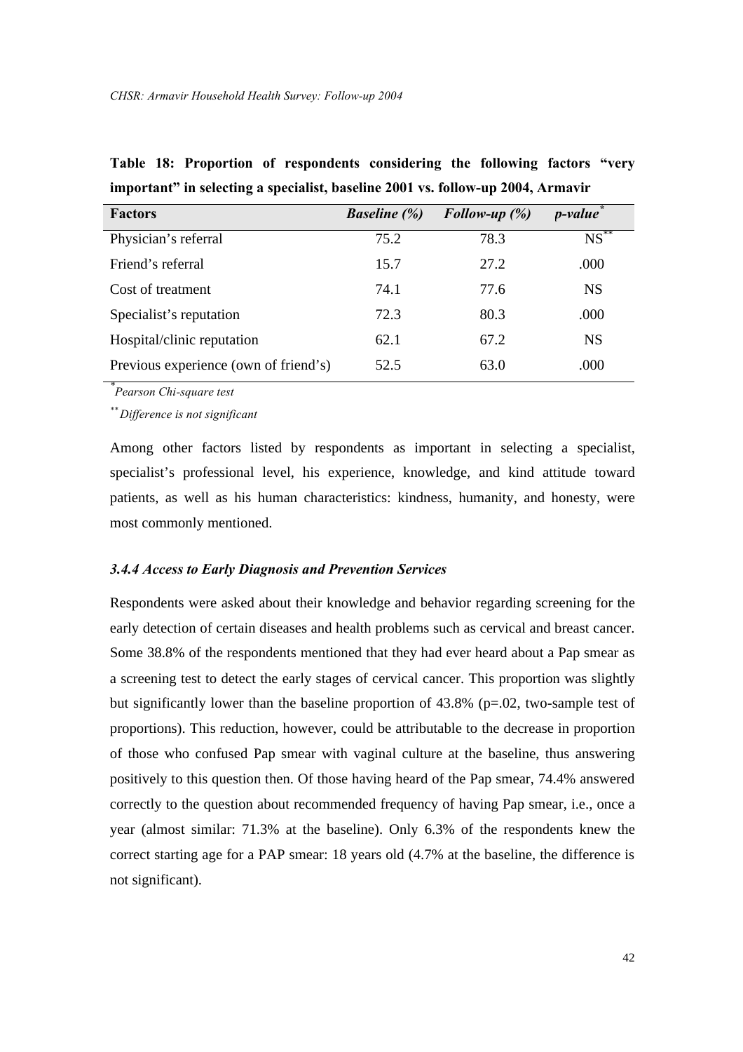**Table 18: Proportion of respondents considering the following factors "very important" in selecting a specialist, baseline 2001 vs. follow-up 2004, Armavir**

| Factors | *Baseline (%)* | *Follow-up (%)* | *p-value*[*] |
|---|---|---|---|
| Physician's referral | 75.2 | 78.3 | NS[**] |
| Friend's referral | 15.7 | 27.2 | .000 |
| Cost of treatment | 74.1 | 77.6 | NS |
| Specialist's reputation | 72.3 | 80.3 | .000 |
| Hospital/clinic reputation | 62.1 | 67.2 | NS |
| Previous experience (own of friend's) | 52.5 | 63.0 | .000 |

[*] *Pearson Chi-square test*

[**] *Difference is not significant*

Among other factors listed by respondents as important in selecting a specialist, specialist's professional level, his experience, knowledge, and kind attitude toward patients, as well as his human characteristics: kindness, humanity, and honesty, were most commonly mentioned.

### *3.4.4 Access to Early Diagnosis and Prevention Services*

Respondents were asked about their knowledge and behavior regarding screening for the early detection of certain diseases and health problems such as cervical and breast cancer. Some 38.8% of the respondents mentioned that they had ever heard about a Pap smear as a screening test to detect the early stages of cervical cancer. This proportion was slightly but significantly lower than the baseline proportion of 43.8% (p=.02, two-sample test of proportions). This reduction, however, could be attributable to the decrease in proportion of those who confused Pap smear with vaginal culture at the baseline, thus answering positively to this question then. Of those having heard of the Pap smear, 74.4% answered correctly to the question about recommended frequency of having Pap smear, i.e., once a year (almost similar: 71.3% at the baseline). Only 6.3% of the respondents knew the correct starting age for a PAP smear: 18 years old (4.7% at the baseline, the difference is not significant).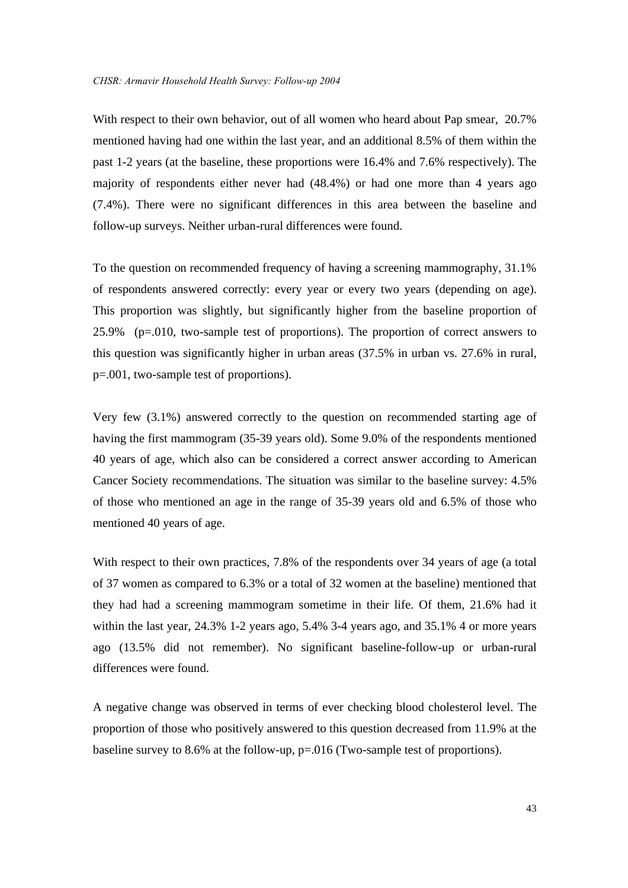With respect to their own behavior, out of all women who heard about Pap smear, 20.7% mentioned having had one within the last year, and an additional 8.5% of them within the past 1-2 years (at the baseline, these proportions were 16.4% and 7.6% respectively). The majority of respondents either never had (48.4%) or had one more than 4 years ago (7.4%). There were no significant differences in this area between the baseline and follow-up surveys. Neither urban-rural differences were found.

To the question on recommended frequency of having a screening mammography, 31.1% of respondents answered correctly: every year or every two years (depending on age). This proportion was slightly, but significantly higher from the baseline proportion of 25.9% ($p=.010$, two-sample test of proportions). The proportion of correct answers to this question was significantly higher in urban areas (37.5% in urban vs. 27.6% in rural, $p=.001$, two-sample test of proportions).

Very few (3.1%) answered correctly to the question on recommended starting age of having the first mammogram (35-39 years old). Some 9.0% of the respondents mentioned 40 years of age, which also can be considered a correct answer according to American Cancer Society recommendations. The situation was similar to the baseline survey: 4.5% of those who mentioned an age in the range of 35-39 years old and 6.5% of those who mentioned 40 years of age.

With respect to their own practices, 7.8% of the respondents over 34 years of age (a total of 37 women as compared to 6.3% or a total of 32 women at the baseline) mentioned that they had had a screening mammogram sometime in their life. Of them, 21.6% had it within the last year, 24.3% 1-2 years ago, 5.4% 3-4 years ago, and 35.1% 4 or more years ago (13.5% did not remember). No significant baseline-follow-up or urban-rural differences were found.

A negative change was observed in terms of ever checking blood cholesterol level. The proportion of those who positively answered to this question decreased from 11.9% at the baseline survey to 8.6% at the follow-up, $p=.016$ (Two-sample test of proportions).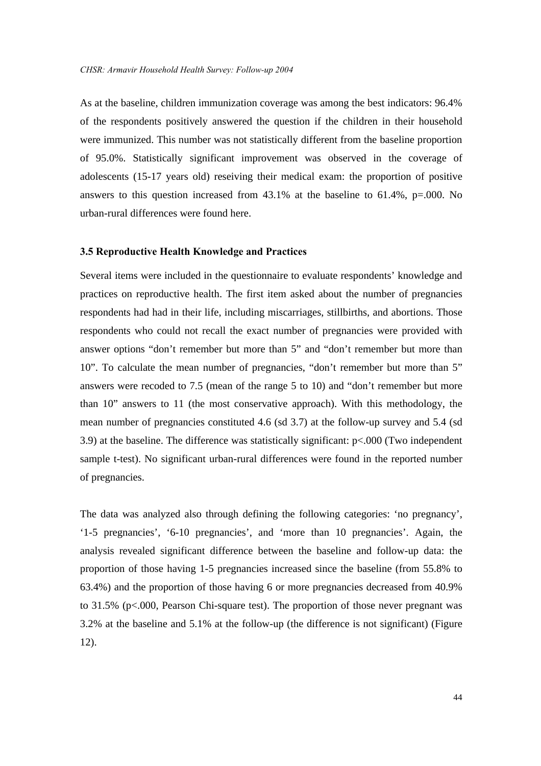As at the baseline, children immunization coverage was among the best indicators: 96.4% of the respondents positively answered the question if the children in their household were immunized. This number was not statistically different from the baseline proportion of 95.0%. Statistically significant improvement was observed in the coverage of adolescents (15-17 years old) reseiving their medical exam: the proportion of positive answers to this question increased from 43.1% at the baseline to 61.4%, p=.000. No urban-rural differences were found here.

### 3.5 Reproductive Health Knowledge and Practices

Several items were included in the questionnaire to evaluate respondents' knowledge and practices on reproductive health. The first item asked about the number of pregnancies respondents had had in their life, including miscarriages, stillbirths, and abortions. Those respondents who could not recall the exact number of pregnancies were provided with answer options "don't remember but more than 5" and "don't remember but more than 10". To calculate the mean number of pregnancies, "don't remember but more than 5" answers were recoded to 7.5 (mean of the range 5 to 10) and "don't remember but more than 10" answers to 11 (the most conservative approach). With this methodology, the mean number of pregnancies constituted 4.6 (sd 3.7) at the follow-up survey and 5.4 (sd 3.9) at the baseline. The difference was statistically significant: p<.000 (Two independent sample t-test). No significant urban-rural differences were found in the reported number of pregnancies.

The data was analyzed also through defining the following categories: 'no pregnancy', '1-5 pregnancies', '6-10 pregnancies', and 'more than 10 pregnancies'. Again, the analysis revealed significant difference between the baseline and follow-up data: the proportion of those having 1-5 pregnancies increased since the baseline (from 55.8% to 63.4%) and the proportion of those having 6 or more pregnancies decreased from 40.9% to 31.5% (p<.000, Pearson Chi-square test). The proportion of those never pregnant was 3.2% at the baseline and 5.1% at the follow-up (the difference is not significant) (Figure 12).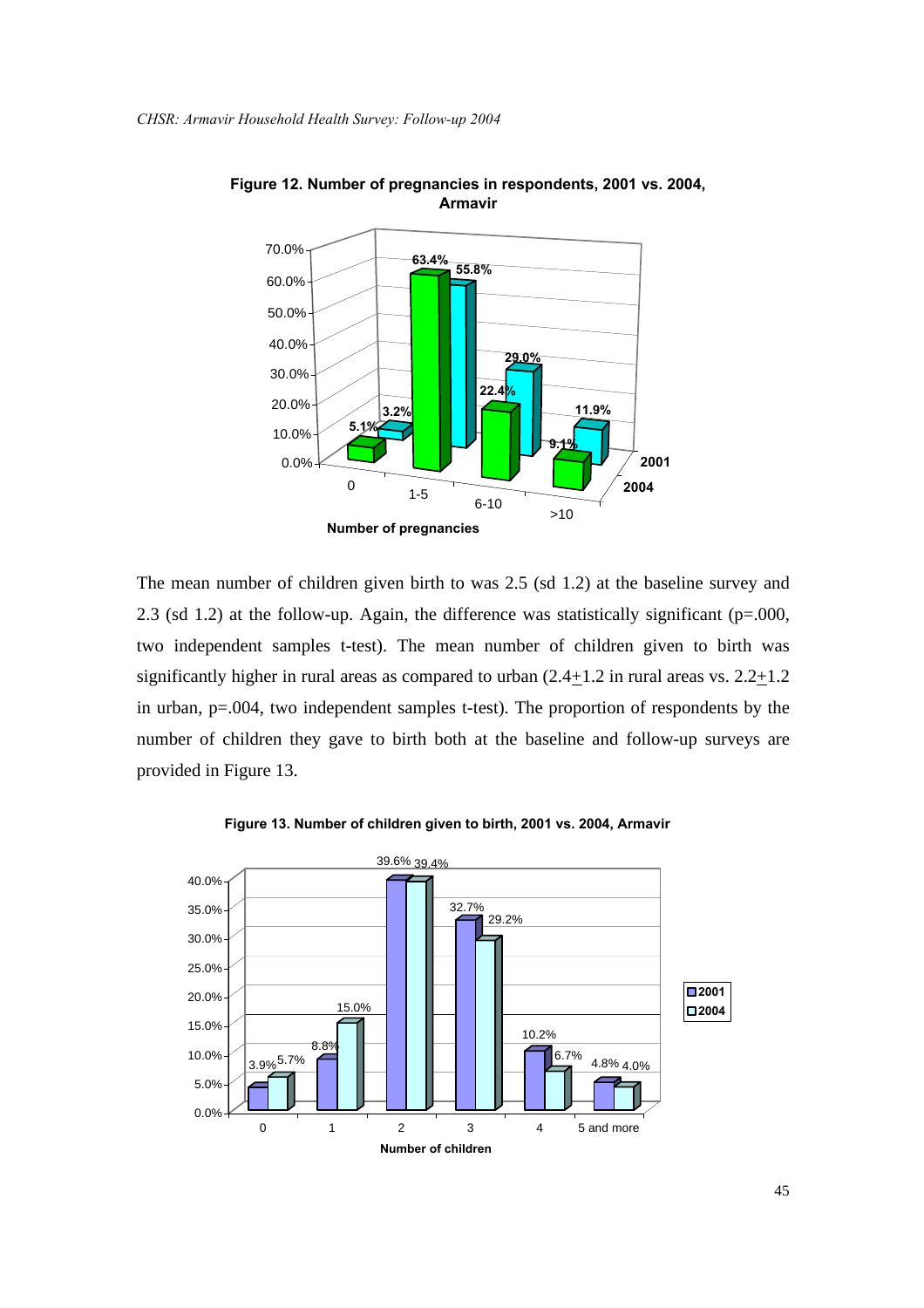**Figure 12. Number of pregnancies in respondents, 2001 vs. 2004, Armavir**

| Number of pregnancies | 2001 | 2004 |
|---|---|---|
| 0 | 3.2% | 5.1% |
| 1-5 | 55.8% | 63.4% |
| 6-10 | 29.0% | 22.4% |
| >10 | 11.9% | 9.1% |

The mean number of children given birth to was 2.5 (sd 1.2) at the baseline survey and 2.3 (sd 1.2) at the follow-up. Again, the difference was statistically significant (p=.000, two independent samples t-test). The mean number of children given to birth was significantly higher in rural areas as compared to urban (2.4+1.2 in rural areas vs. 2.2+1.2 in urban, p=.004, two independent samples t-test). The proportion of respondents by the number of children they gave to birth both at the baseline and follow-up surveys are provided in Figure 13.

**Figure 13. Number of children given to birth, 2001 vs. 2004, Armavir**

| Number of children | 2001 | 2004 |
|---|---|---|
| 0 | 3.9% | 5.7% |
| 1 | 8.8% | 15.0% |
| 2 | 39.6% | 39.4% |
| 3 | 32.7% | 29.2% |
| 4 | 10.2% | 6.7% |
| 5 and more | 4.8% | 4.0% |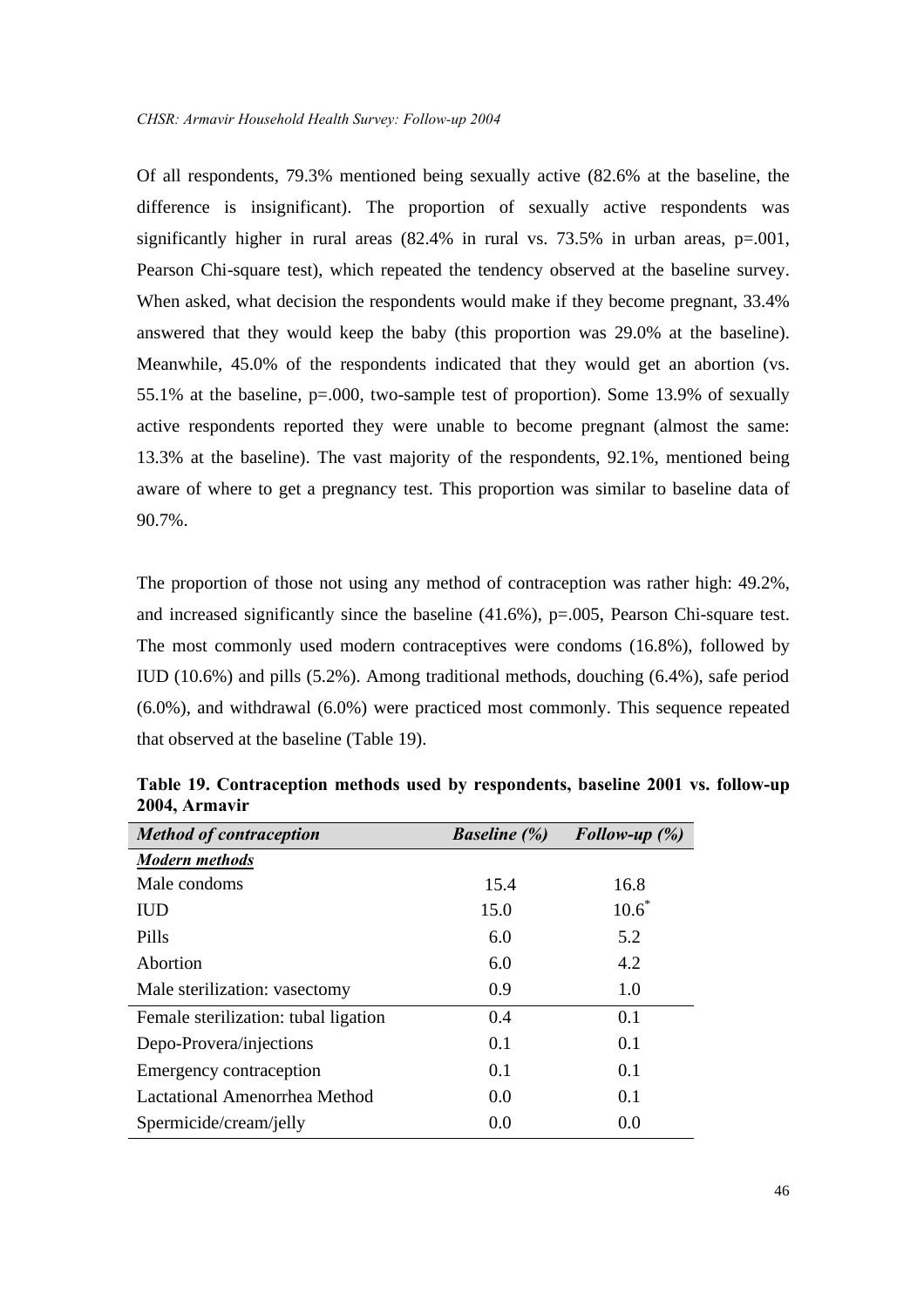Of all respondents, 79.3% mentioned being sexually active (82.6% at the baseline, the difference is insignificant). The proportion of sexually active respondents was significantly higher in rural areas (82.4% in rural vs. 73.5% in urban areas, p=.001, Pearson Chi-square test), which repeated the tendency observed at the baseline survey. When asked, what decision the respondents would make if they become pregnant, 33.4% answered that they would keep the baby (this proportion was 29.0% at the baseline). Meanwhile, 45.0% of the respondents indicated that they would get an abortion (vs. 55.1% at the baseline, p=.000, two-sample test of proportion). Some 13.9% of sexually active respondents reported they were unable to become pregnant (almost the same: 13.3% at the baseline). The vast majority of the respondents, 92.1%, mentioned being aware of where to get a pregnancy test. This proportion was similar to baseline data of 90.7%.

The proportion of those not using any method of contraception was rather high: 49.2%, and increased significantly since the baseline (41.6%), p=.005, Pearson Chi-square test. The most commonly used modern contraceptives were condoms (16.8%), followed by IUD (10.6%) and pills (5.2%). Among traditional methods, douching (6.4%), safe period (6.0%), and withdrawal (6.0%) were practiced most commonly. This sequence repeated that observed at the baseline (Table 19).

**Table 19. Contraception methods used by respondents, baseline 2001 vs. follow-up 2004, Armavir**

| *Method of contraception* | *Baseline (%)* | *Follow-up (%)* |
|---|---|---|
| ***Modern methods*** | | |
| Male condoms | 15.4 | 16.8 |
| IUD | 15.0 | 10.6* |
| Pills | 6.0 | 5.2 |
| Abortion | 6.0 | 4.2 |
| Male sterilization: vasectomy | 0.9 | 1.0 |
| Female sterilization: tubal ligation | 0.4 | 0.1 |
| Depo-Provera/injections | 0.1 | 0.1 |
| Emergency contraception | 0.1 | 0.1 |
| Lactational Amenorrhea Method | 0.0 | 0.1 |
| Spermicide/cream/jelly | 0.0 | 0.0 |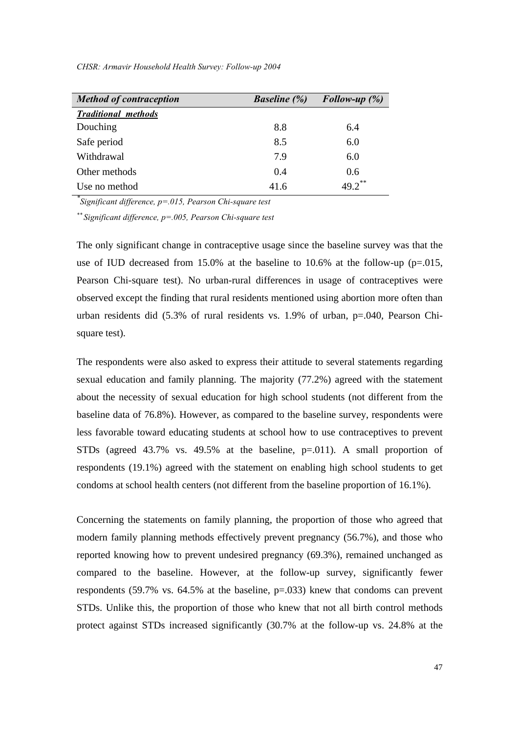| *Method of contraception* | *Baseline (%)* | *Follow-up (%)* |
|---|---|---|
| ***Traditional methods*** | | |
| Douching | 8.8 | 6.4 |
| Safe period | 8.5 | 6.0 |
| Withdrawal | 7.9 | 6.0 |
| Other methods | 0.4 | 0.6 |
| Use no method | 41.6 | 49.2** |

*\*Significant difference, p=.015, Pearson Chi-square test*

*\*\* Significant difference, p=.005, Pearson Chi-square test*

The only significant change in contraceptive usage since the baseline survey was that the use of IUD decreased from 15.0% at the baseline to 10.6% at the follow-up (p=.015, Pearson Chi-square test). No urban-rural differences in usage of contraceptives were observed except the finding that rural residents mentioned using abortion more often than urban residents did (5.3% of rural residents vs. 1.9% of urban, p=.040, Pearson Chi-square test).

The respondents were also asked to express their attitude to several statements regarding sexual education and family planning. The majority (77.2%) agreed with the statement about the necessity of sexual education for high school students (not different from the baseline data of 76.8%). However, as compared to the baseline survey, respondents were less favorable toward educating students at school how to use contraceptives to prevent STDs (agreed 43.7% vs. 49.5% at the baseline, p=.011). A small proportion of respondents (19.1%) agreed with the statement on enabling high school students to get condoms at school health centers (not different from the baseline proportion of 16.1%).

Concerning the statements on family planning, the proportion of those who agreed that modern family planning methods effectively prevent pregnancy (56.7%), and those who reported knowing how to prevent undesired pregnancy (69.3%), remained unchanged as compared to the baseline. However, at the follow-up survey, significantly fewer respondents (59.7% vs. 64.5% at the baseline, p=.033) knew that condoms can prevent STDs. Unlike this, the proportion of those who knew that not all birth control methods protect against STDs increased significantly (30.7% at the follow-up vs. 24.8% at the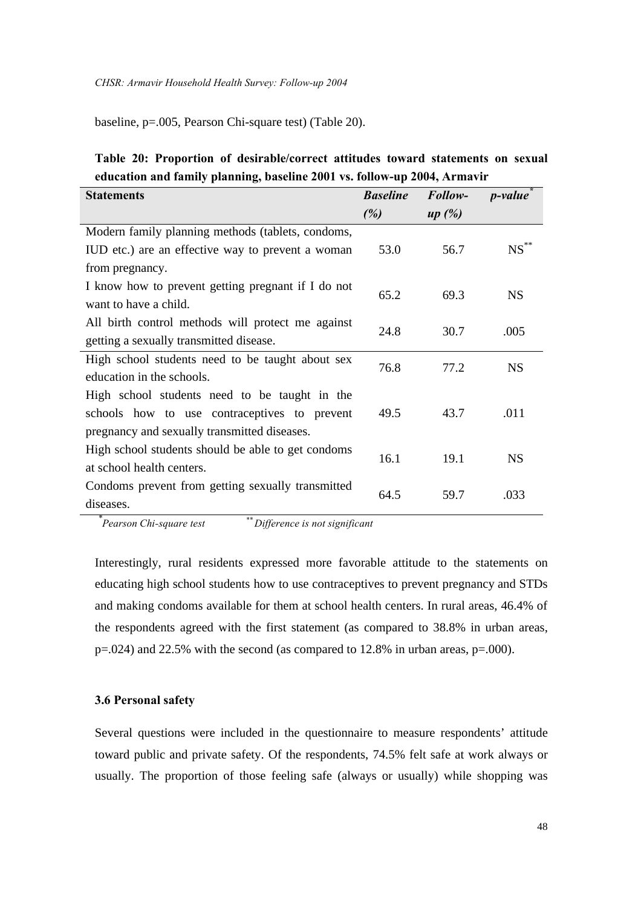baseline, p=.005, Pearson Chi-square test) (Table 20).

**Table 20: Proportion of desirable/correct attitudes toward statements on sexual education and family planning, baseline 2001 vs. follow-up 2004, Armavir**

| Statements | *Baseline (%)* | *Follow-up (%)* | *p-value*[*] |
|---|---|---|---|
| Modern family planning methods (tablets, condoms, IUD etc.) are an effective way to prevent a woman from pregnancy. | 53.0 | 56.7 | NS[**] |
| I know how to prevent getting pregnant if I do not want to have a child. | 65.2 | 69.3 | NS |
| All birth control methods will protect me against getting a sexually transmitted disease. | 24.8 | 30.7 | .005 |
| High school students need to be taught about sex education in the schools. | 76.8 | 77.2 | NS |
| High school students need to be taught in the schools how to use contraceptives to prevent pregnancy and sexually transmitted diseases. | 49.5 | 43.7 | .011 |
| High school students should be able to get condoms at school health centers. | 16.1 | 19.1 | NS |
| Condoms prevent from getting sexually transmitted diseases. | 64.5 | 59.7 | .033 |

[*] *Pearson Chi-square test* [**] *Difference is not significant*

Interestingly, rural residents expressed more favorable attitude to the statements on educating high school students how to use contraceptives to prevent pregnancy and STDs and making condoms available for them at school health centers. In rural areas, 46.4% of the respondents agreed with the first statement (as compared to 38.8% in urban areas, p=.024) and 22.5% with the second (as compared to 12.8% in urban areas, p=.000).

### 3.6 Personal safety

Several questions were included in the questionnaire to measure respondents' attitude toward public and private safety. Of the respondents, 74.5% felt safe at work always or usually. The proportion of those feeling safe (always or usually) while shopping was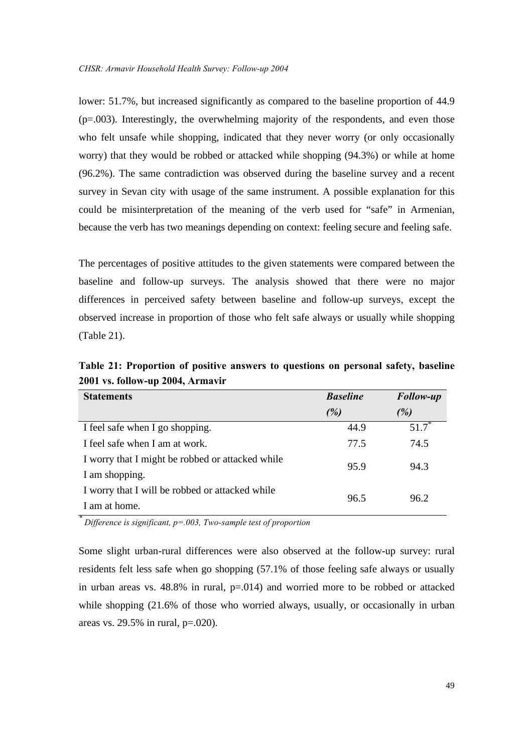lower: 51.7%, but increased significantly as compared to the baseline proportion of 44.9 (p=.003). Interestingly, the overwhelming majority of the respondents, and even those who felt unsafe while shopping, indicated that they never worry (or only occasionally worry) that they would be robbed or attacked while shopping (94.3%) or while at home (96.2%). The same contradiction was observed during the baseline survey and a recent survey in Sevan city with usage of the same instrument. A possible explanation for this could be misinterpretation of the meaning of the verb used for "safe" in Armenian, because the verb has two meanings depending on context: feeling secure and feeling safe.

The percentages of positive attitudes to the given statements were compared between the baseline and follow-up surveys. The analysis showed that there were no major differences in perceived safety between baseline and follow-up surveys, except the observed increase in proportion of those who felt safe always or usually while shopping (Table 21).

**Table 21: Proportion of positive answers to questions on personal safety, baseline 2001 vs. follow-up 2004, Armavir**

| Statements | *Baseline (%)* | *Follow-up (%)* |
|---|---|---|
| I feel safe when I go shopping. | 44.9 | 51.7* |
| I feel safe when I am at work. | 77.5 | 74.5 |
| I worry that I might be robbed or attacked while I am shopping. | 95.9 | 94.3 |
| I worry that I will be robbed or attacked while I am at home. | 96.5 | 96.2 |

*Difference is significant, p=.003, Two-sample test of proportion*

Some slight urban-rural differences were also observed at the follow-up survey: rural residents felt less safe when go shopping (57.1% of those feeling safe always or usually in urban areas vs. 48.8% in rural, p=.014) and worried more to be robbed or attacked while shopping (21.6% of those who worried always, usually, or occasionally in urban areas vs. 29.5% in rural, p=.020).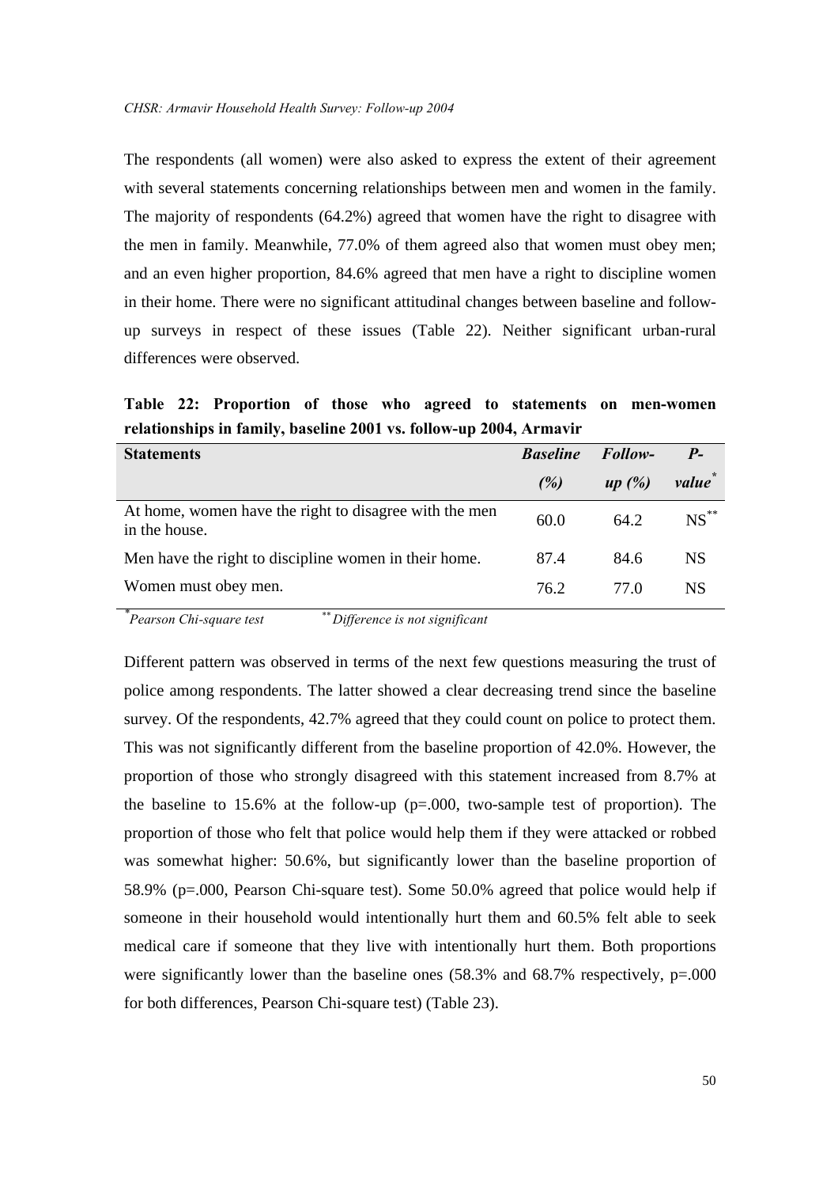The respondents (all women) were also asked to express the extent of their agreement with several statements concerning relationships between men and women in the family. The majority of respondents (64.2%) agreed that women have the right to disagree with the men in family. Meanwhile, 77.0% of them agreed also that women must obey men; and an even higher proportion, 84.6% agreed that men have a right to discipline women in their home. There were no significant attitudinal changes between baseline and follow-up surveys in respect of these issues (Table 22). Neither significant urban-rural differences were observed.

**Table 22: Proportion of those who agreed to statements on men-women relationships in family, baseline 2001 vs. follow-up 2004, Armavir**

| Statements | *Baseline (%)* | *Follow-up (%)* | *P-value*[*] |
|---|---|---|---|
| At home, women have the right to disagree with the men in the house. | 60.0 | 64.2 | NS[**] |
| Men have the right to discipline women in their home. | 87.4 | 84.6 | NS |
| Women must obey men. | 76.2 | 77.0 | NS |

[*] *Pearson Chi-square test* [**] *Difference is not significant*

Different pattern was observed in terms of the next few questions measuring the trust of police among respondents. The latter showed a clear decreasing trend since the baseline survey. Of the respondents, 42.7% agreed that they could count on police to protect them. This was not significantly different from the baseline proportion of 42.0%. However, the proportion of those who strongly disagreed with this statement increased from 8.7% at the baseline to 15.6% at the follow-up (p=.000, two-sample test of proportion). The proportion of those who felt that police would help them if they were attacked or robbed was somewhat higher: 50.6%, but significantly lower than the baseline proportion of 58.9% (p=.000, Pearson Chi-square test). Some 50.0% agreed that police would help if someone in their household would intentionally hurt them and 60.5% felt able to seek medical care if someone that they live with intentionally hurt them. Both proportions were significantly lower than the baseline ones (58.3% and 68.7% respectively, p=.000 for both differences, Pearson Chi-square test) (Table 23).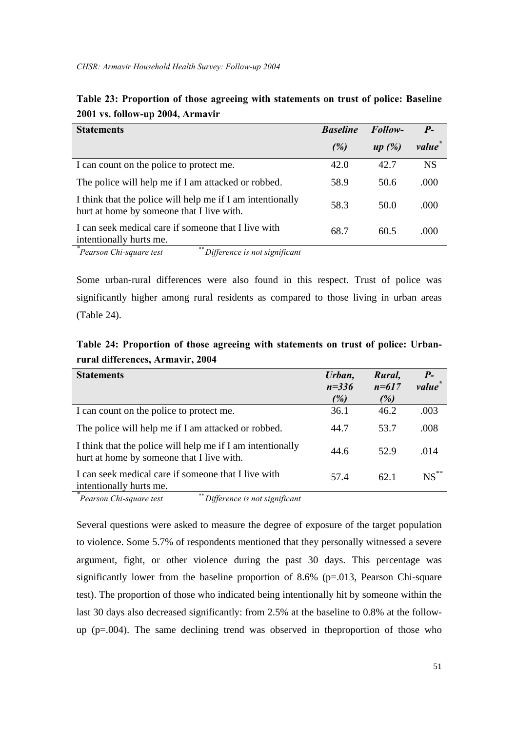**Table 23: Proportion of those agreeing with statements on trust of police: Baseline 2001 vs. follow-up 2004, Armavir**

| Statements | *Baseline (%)* | *Follow-up (%)* | *P-value*[*] |
|---|---|---|---|
| I can count on the police to protect me. | 42.0 | 42.7 | NS |
| The police will help me if I am attacked or robbed. | 58.9 | 50.6 | .000 |
| I think that the police will help me if I am intentionally hurt at home by someone that I live with. | 58.3 | 50.0 | .000 |
| I can seek medical care if someone that I live with intentionally hurts me. | 68.7 | 60.5 | .000 |

[*]*Pearson Chi-square test* [**]*Difference is not significant*

Some urban-rural differences were also found in this respect. Trust of police was significantly higher among rural residents as compared to those living in urban areas (Table 24).

**Table 24: Proportion of those agreeing with statements on trust of police: Urban-rural differences, Armavir, 2004**

| Statements | *Urban, n=336 (%)* | *Rural, n=617 (%)* | *P-value*[*] |
|---|---|---|---|
| I can count on the police to protect me. | 36.1 | 46.2 | .003 |
| The police will help me if I am attacked or robbed. | 44.7 | 53.7 | .008 |
| I think that the police will help me if I am intentionally hurt at home by someone that I live with. | 44.6 | 52.9 | .014 |
| I can seek medical care if someone that I live with intentionally hurts me. | 57.4 | 62.1 | NS[**] |

[*]*Pearson Chi-square test* [**]*Difference is not significant*

Several questions were asked to measure the degree of exposure of the target population to violence. Some 5.7% of respondents mentioned that they personally witnessed a severe argument, fight, or other violence during the past 30 days. This percentage was significantly lower from the baseline proportion of 8.6% (p=.013, Pearson Chi-square test). The proportion of those who indicated being intentionally hit by someone within the last 30 days also decreased significantly: from 2.5% at the baseline to 0.8% at the follow-up (p=.004). The same declining trend was observed in theproportion of those who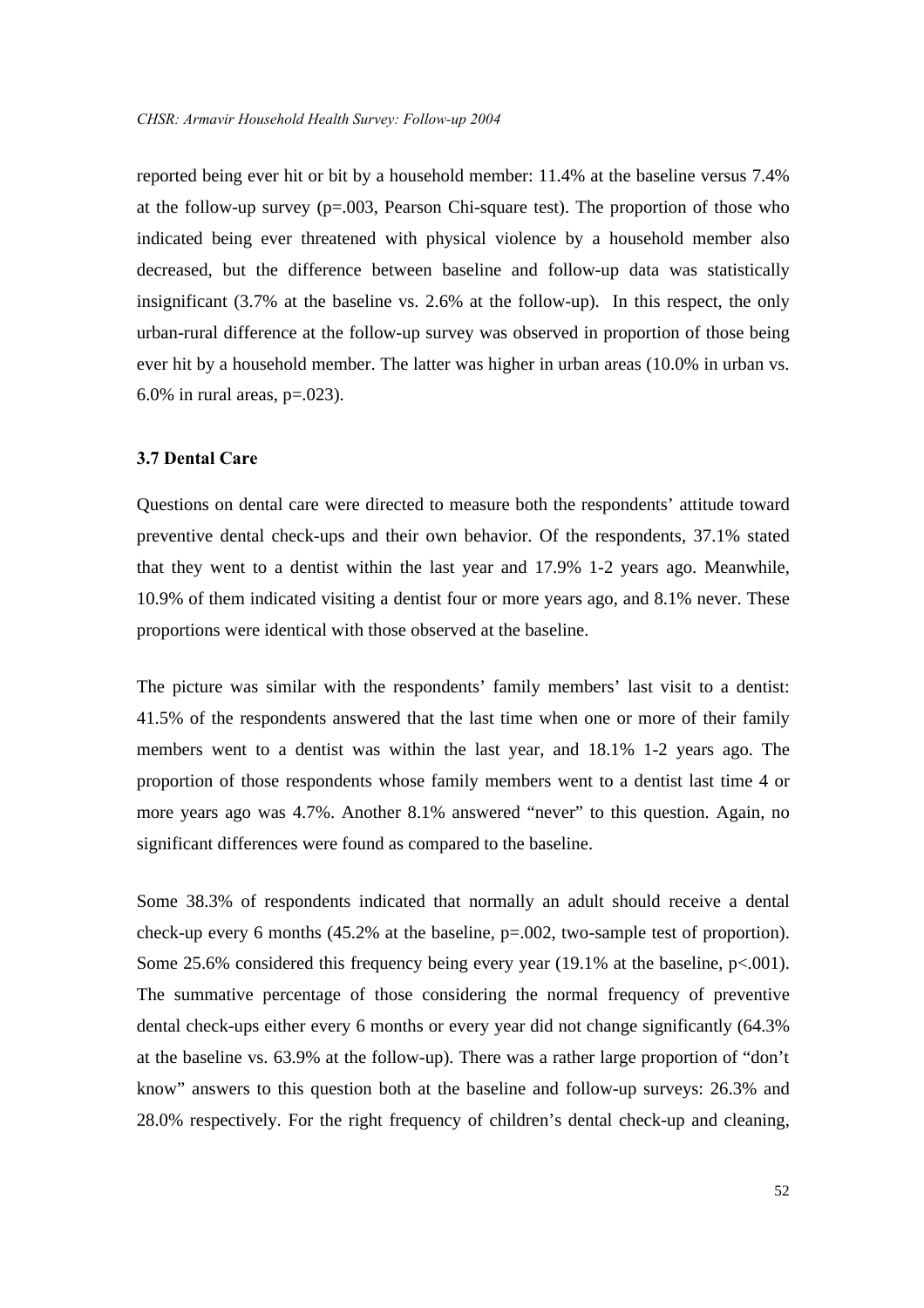reported being ever hit or bit by a household member: 11.4% at the baseline versus 7.4% at the follow-up survey (p=.003, Pearson Chi-square test). The proportion of those who indicated being ever threatened with physical violence by a household member also decreased, but the difference between baseline and follow-up data was statistically insignificant (3.7% at the baseline vs. 2.6% at the follow-up). In this respect, the only urban-rural difference at the follow-up survey was observed in proportion of those being ever hit by a household member. The latter was higher in urban areas (10.0% in urban vs. 6.0% in rural areas, p=.023).

### 3.7 Dental Care

Questions on dental care were directed to measure both the respondents' attitude toward preventive dental check-ups and their own behavior. Of the respondents, 37.1% stated that they went to a dentist within the last year and 17.9% 1-2 years ago. Meanwhile, 10.9% of them indicated visiting a dentist four or more years ago, and 8.1% never. These proportions were identical with those observed at the baseline.

The picture was similar with the respondents' family members' last visit to a dentist: 41.5% of the respondents answered that the last time when one or more of their family members went to a dentist was within the last year, and 18.1% 1-2 years ago. The proportion of those respondents whose family members went to a dentist last time 4 or more years ago was 4.7%. Another 8.1% answered "never" to this question. Again, no significant differences were found as compared to the baseline.

Some 38.3% of respondents indicated that normally an adult should receive a dental check-up every 6 months (45.2% at the baseline, p=.002, two-sample test of proportion). Some 25.6% considered this frequency being every year (19.1% at the baseline, p<.001). The summative percentage of those considering the normal frequency of preventive dental check-ups either every 6 months or every year did not change significantly (64.3% at the baseline vs. 63.9% at the follow-up). There was a rather large proportion of "don't know" answers to this question both at the baseline and follow-up surveys: 26.3% and 28.0% respectively. For the right frequency of children's dental check-up and cleaning,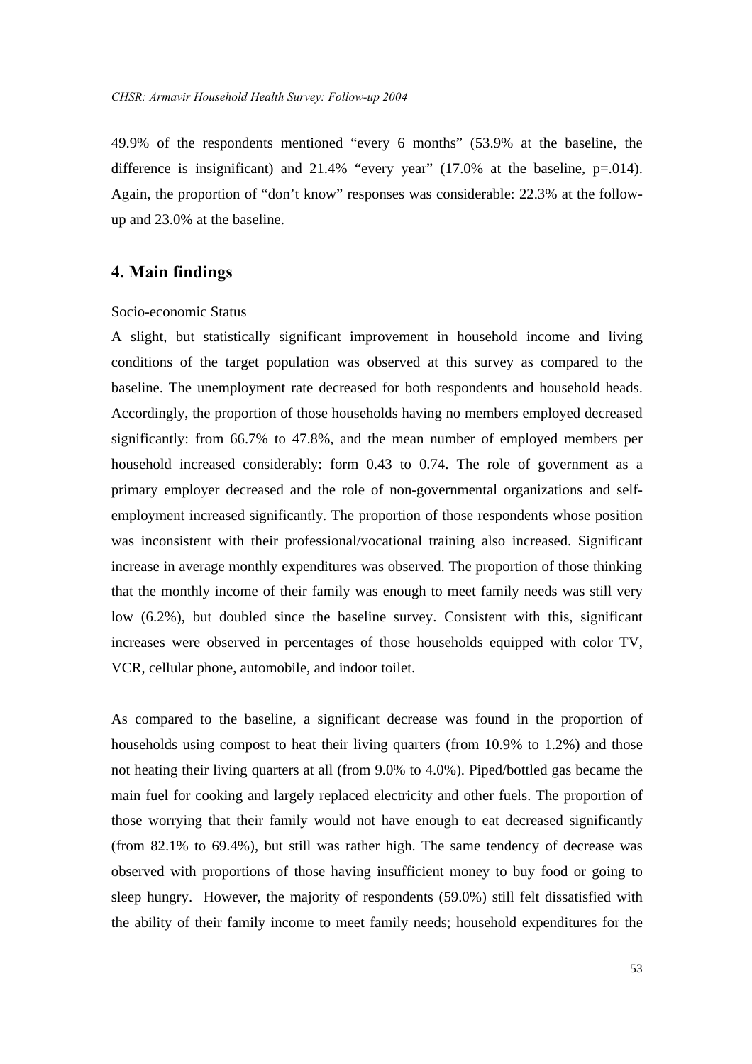49.9% of the respondents mentioned “every 6 months” (53.9% at the baseline, the difference is insignificant) and 21.4% “every year” (17.0% at the baseline, p=.014). Again, the proportion of “don’t know” responses was considerable: 22.3% at the follow-up and 23.0% at the baseline.

## 4. Main findings

Socio-economic Status

A slight, but statistically significant improvement in household income and living conditions of the target population was observed at this survey as compared to the baseline. The unemployment rate decreased for both respondents and household heads. Accordingly, the proportion of those households having no members employed decreased significantly: from 66.7% to 47.8%, and the mean number of employed members per household increased considerably: form 0.43 to 0.74. The role of government as a primary employer decreased and the role of non-governmental organizations and self-employment increased significantly. The proportion of those respondents whose position was inconsistent with their professional/vocational training also increased. Significant increase in average monthly expenditures was observed. The proportion of those thinking that the monthly income of their family was enough to meet family needs was still very low (6.2%), but doubled since the baseline survey. Consistent with this, significant increases were observed in percentages of those households equipped with color TV, VCR, cellular phone, automobile, and indoor toilet.

As compared to the baseline, a significant decrease was found in the proportion of households using compost to heat their living quarters (from 10.9% to 1.2%) and those not heating their living quarters at all (from 9.0% to 4.0%). Piped/bottled gas became the main fuel for cooking and largely replaced electricity and other fuels. The proportion of those worrying that their family would not have enough to eat decreased significantly (from 82.1% to 69.4%), but still was rather high. The same tendency of decrease was observed with proportions of those having insufficient money to buy food or going to sleep hungry. However, the majority of respondents (59.0%) still felt dissatisfied with the ability of their family income to meet family needs; household expenditures for the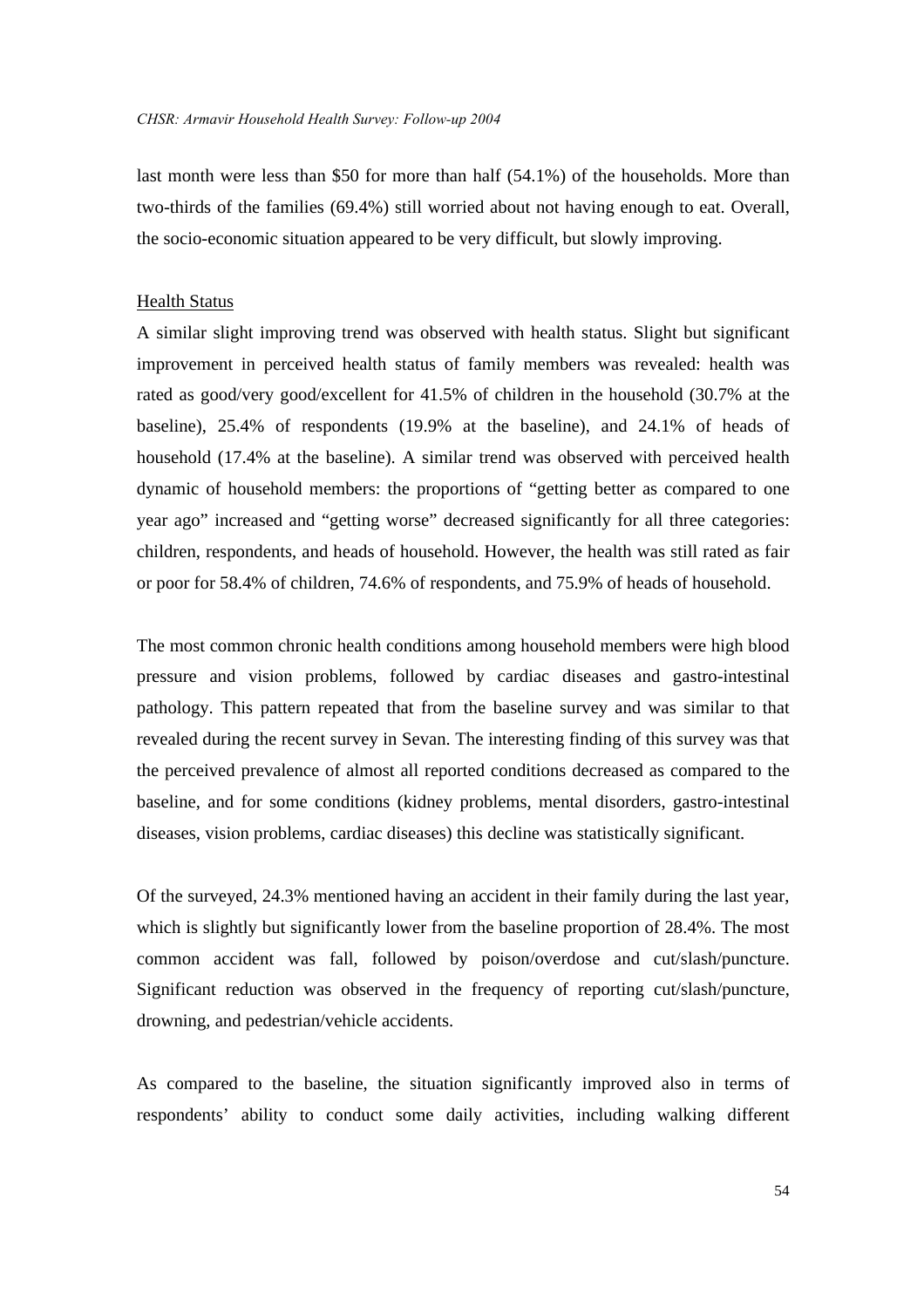last month were less than $50 for more than half (54.1%) of the households. More than two-thirds of the families (69.4%) still worried about not having enough to eat. Overall, the socio-economic situation appeared to be very difficult, but slowly improving.

<u>Health Status</u>

A similar slight improving trend was observed with health status. Slight but significant improvement in perceived health status of family members was revealed: health was rated as good/very good/excellent for 41.5% of children in the household (30.7% at the baseline), 25.4% of respondents (19.9% at the baseline), and 24.1% of heads of household (17.4% at the baseline). A similar trend was observed with perceived health dynamic of household members: the proportions of "getting better as compared to one year ago" increased and "getting worse" decreased significantly for all three categories: children, respondents, and heads of household. However, the health was still rated as fair or poor for 58.4% of children, 74.6% of respondents, and 75.9% of heads of household.

The most common chronic health conditions among household members were high blood pressure and vision problems, followed by cardiac diseases and gastro-intestinal pathology. This pattern repeated that from the baseline survey and was similar to that revealed during the recent survey in Sevan. The interesting finding of this survey was that the perceived prevalence of almost all reported conditions decreased as compared to the baseline, and for some conditions (kidney problems, mental disorders, gastro-intestinal diseases, vision problems, cardiac diseases) this decline was statistically significant.

Of the surveyed, 24.3% mentioned having an accident in their family during the last year, which is slightly but significantly lower from the baseline proportion of 28.4%. The most common accident was fall, followed by poison/overdose and cut/slash/puncture. Significant reduction was observed in the frequency of reporting cut/slash/puncture, drowning, and pedestrian/vehicle accidents.

As compared to the baseline, the situation significantly improved also in terms of respondents' ability to conduct some daily activities, including walking different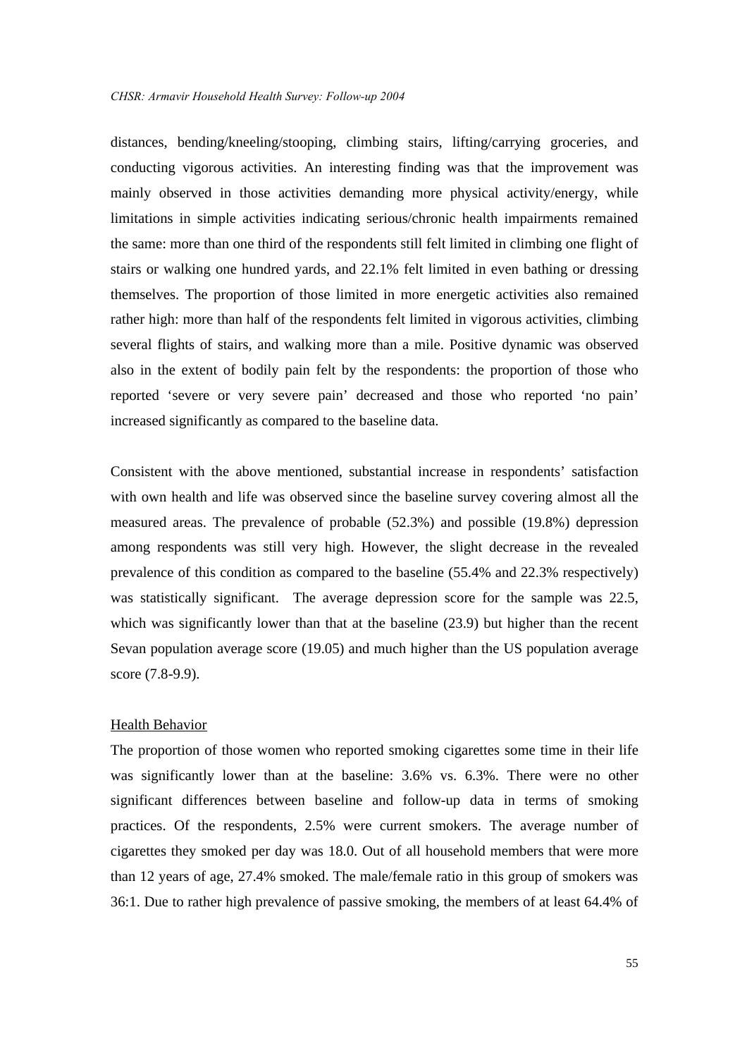distances, bending/kneeling/stooping, climbing stairs, lifting/carrying groceries, and conducting vigorous activities. An interesting finding was that the improvement was mainly observed in those activities demanding more physical activity/energy, while limitations in simple activities indicating serious/chronic health impairments remained the same: more than one third of the respondents still felt limited in climbing one flight of stairs or walking one hundred yards, and 22.1% felt limited in even bathing or dressing themselves. The proportion of those limited in more energetic activities also remained rather high: more than half of the respondents felt limited in vigorous activities, climbing several flights of stairs, and walking more than a mile. Positive dynamic was observed also in the extent of bodily pain felt by the respondents: the proportion of those who reported 'severe or very severe pain' decreased and those who reported 'no pain' increased significantly as compared to the baseline data.

Consistent with the above mentioned, substantial increase in respondents' satisfaction with own health and life was observed since the baseline survey covering almost all the measured areas. The prevalence of probable (52.3%) and possible (19.8%) depression among respondents was still very high. However, the slight decrease in the revealed prevalence of this condition as compared to the baseline (55.4% and 22.3% respectively) was statistically significant. The average depression score for the sample was 22.5, which was significantly lower than that at the baseline (23.9) but higher than the recent Sevan population average score (19.05) and much higher than the US population average score (7.8-9.9).

<u>Health Behavior</u>

The proportion of those women who reported smoking cigarettes some time in their life was significantly lower than at the baseline: 3.6% vs. 6.3%. There were no other significant differences between baseline and follow-up data in terms of smoking practices. Of the respondents, 2.5% were current smokers. The average number of cigarettes they smoked per day was 18.0. Out of all household members that were more than 12 years of age, 27.4% smoked. The male/female ratio in this group of smokers was 36:1. Due to rather high prevalence of passive smoking, the members of at least 64.4% of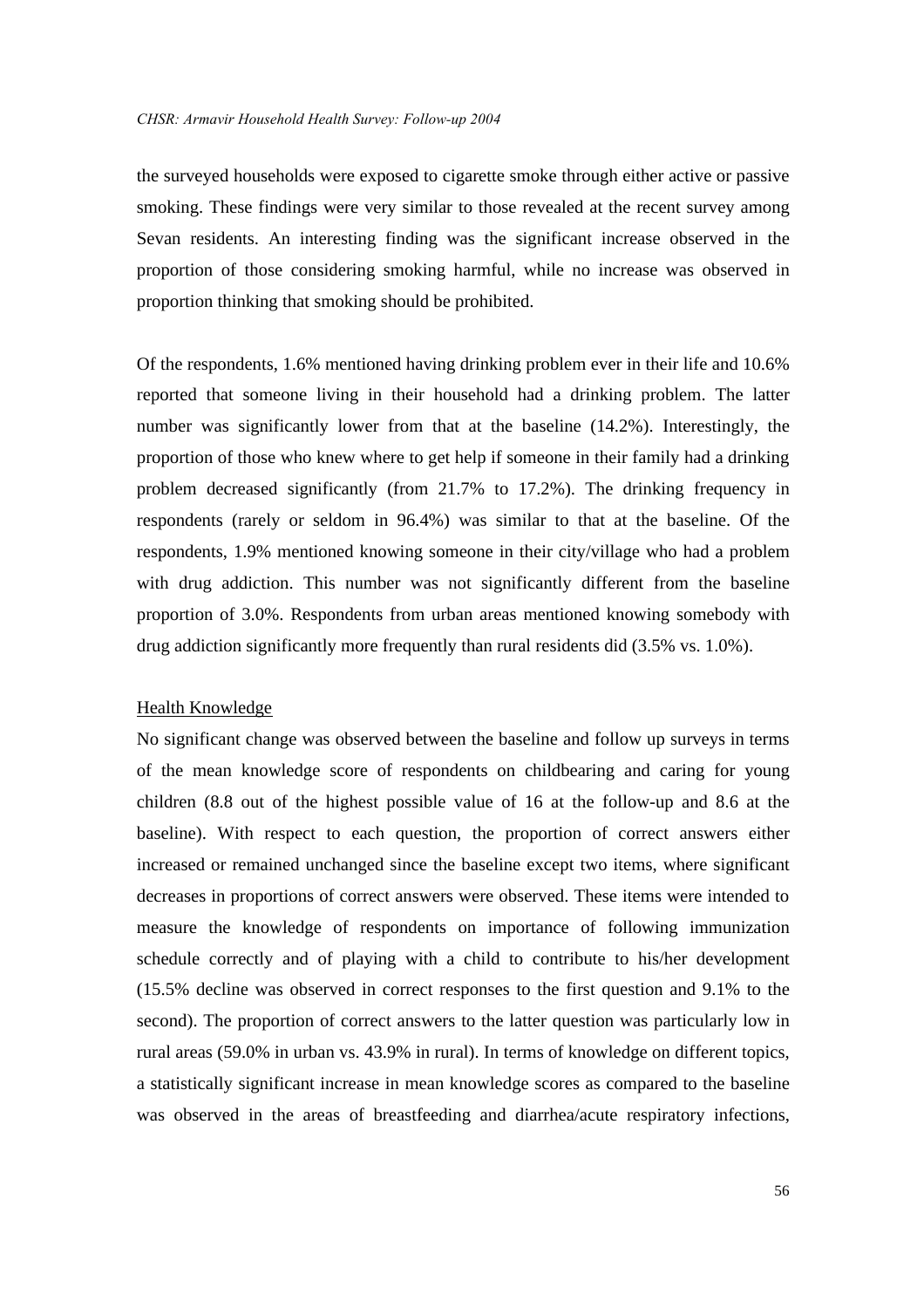the surveyed households were exposed to cigarette smoke through either active or passive smoking. These findings were very similar to those revealed at the recent survey among Sevan residents. An interesting finding was the significant increase observed in the proportion of those considering smoking harmful, while no increase was observed in proportion thinking that smoking should be prohibited.

Of the respondents, 1.6% mentioned having drinking problem ever in their life and 10.6% reported that someone living in their household had a drinking problem. The latter number was significantly lower from that at the baseline (14.2%). Interestingly, the proportion of those who knew where to get help if someone in their family had a drinking problem decreased significantly (from 21.7% to 17.2%). The drinking frequency in respondents (rarely or seldom in 96.4%) was similar to that at the baseline. Of the respondents, 1.9% mentioned knowing someone in their city/village who had a problem with drug addiction. This number was not significantly different from the baseline proportion of 3.0%. Respondents from urban areas mentioned knowing somebody with drug addiction significantly more frequently than rural residents did (3.5% vs. 1.0%).

<u>Health Knowledge</u>

No significant change was observed between the baseline and follow up surveys in terms of the mean knowledge score of respondents on childbearing and caring for young children (8.8 out of the highest possible value of 16 at the follow-up and 8.6 at the baseline). With respect to each question, the proportion of correct answers either increased or remained unchanged since the baseline except two items, where significant decreases in proportions of correct answers were observed. These items were intended to measure the knowledge of respondents on importance of following immunization schedule correctly and of playing with a child to contribute to his/her development (15.5% decline was observed in correct responses to the first question and 9.1% to the second). The proportion of correct answers to the latter question was particularly low in rural areas (59.0% in urban vs. 43.9% in rural). In terms of knowledge on different topics, a statistically significant increase in mean knowledge scores as compared to the baseline was observed in the areas of breastfeeding and diarrhea/acute respiratory infections,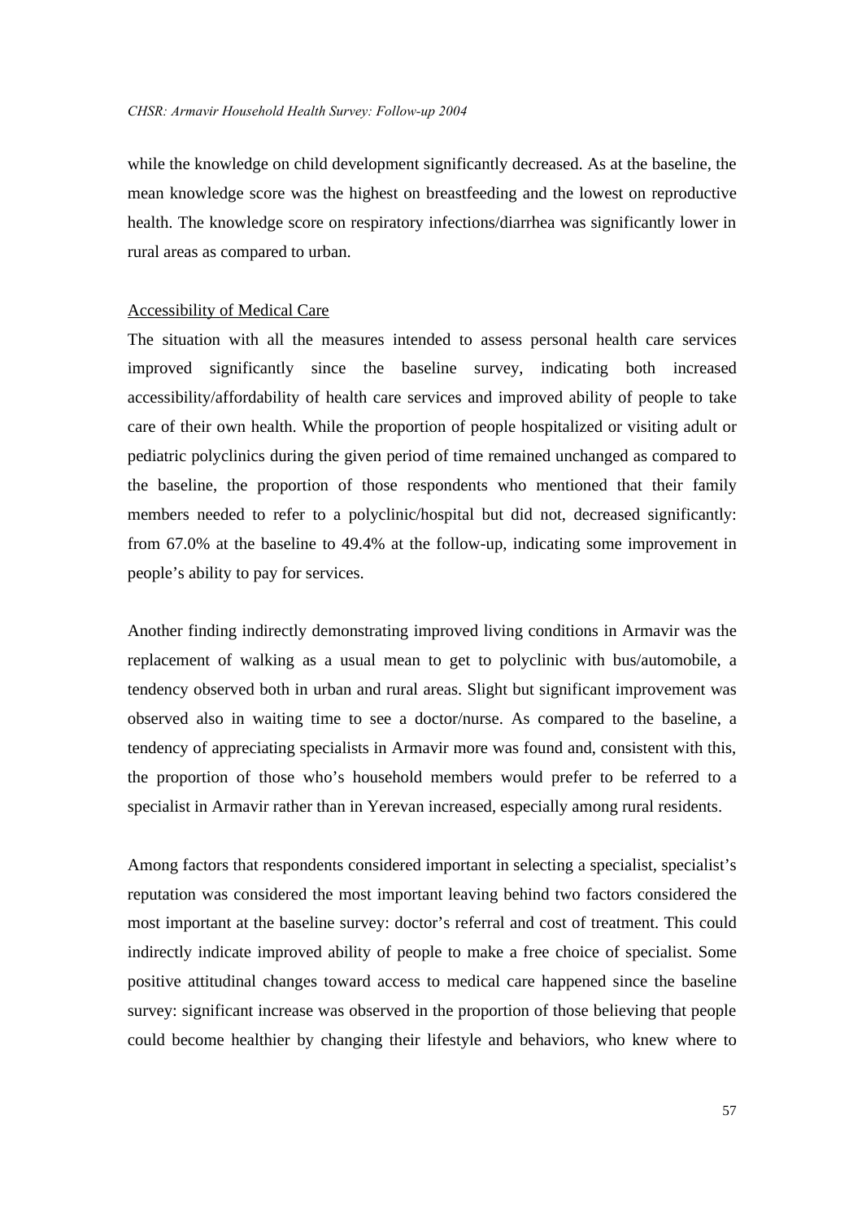while the knowledge on child development significantly decreased. As at the baseline, the mean knowledge score was the highest on breastfeeding and the lowest on reproductive health. The knowledge score on respiratory infections/diarrhea was significantly lower in rural areas as compared to urban.

<u>Accessibility of Medical Care</u>

The situation with all the measures intended to assess personal health care services improved significantly since the baseline survey, indicating both increased accessibility/affordability of health care services and improved ability of people to take care of their own health. While the proportion of people hospitalized or visiting adult or pediatric polyclinics during the given period of time remained unchanged as compared to the baseline, the proportion of those respondents who mentioned that their family members needed to refer to a polyclinic/hospital but did not, decreased significantly: from 67.0% at the baseline to 49.4% at the follow-up, indicating some improvement in people's ability to pay for services.

Another finding indirectly demonstrating improved living conditions in Armavir was the replacement of walking as a usual mean to get to polyclinic with bus/automobile, a tendency observed both in urban and rural areas. Slight but significant improvement was observed also in waiting time to see a doctor/nurse. As compared to the baseline, a tendency of appreciating specialists in Armavir more was found and, consistent with this, the proportion of those who's household members would prefer to be referred to a specialist in Armavir rather than in Yerevan increased, especially among rural residents.

Among factors that respondents considered important in selecting a specialist, specialist's reputation was considered the most important leaving behind two factors considered the most important at the baseline survey: doctor's referral and cost of treatment. This could indirectly indicate improved ability of people to make a free choice of specialist. Some positive attitudinal changes toward access to medical care happened since the baseline survey: significant increase was observed in the proportion of those believing that people could become healthier by changing their lifestyle and behaviors, who knew where to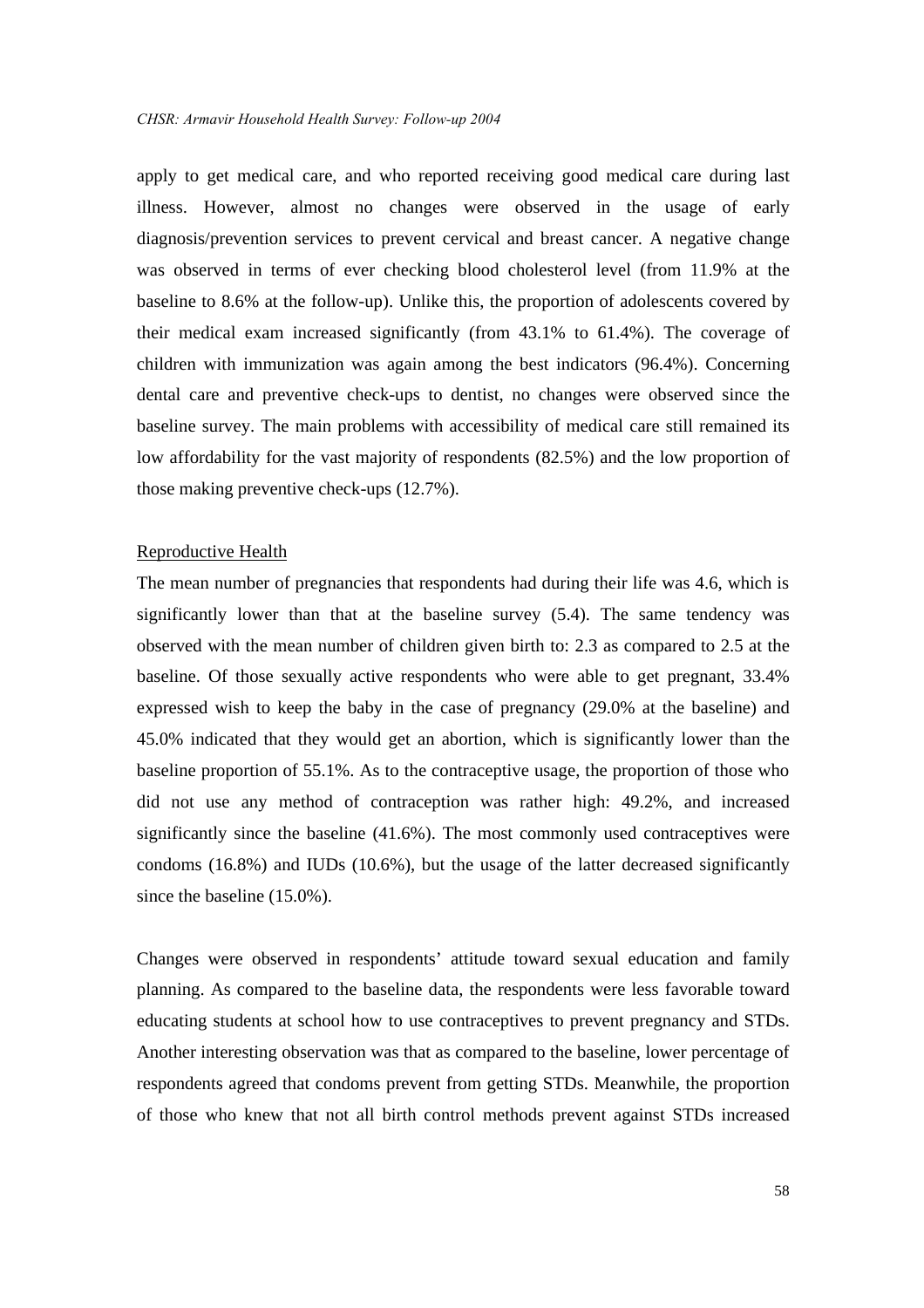apply to get medical care, and who reported receiving good medical care during last illness. However, almost no changes were observed in the usage of early diagnosis/prevention services to prevent cervical and breast cancer. A negative change was observed in terms of ever checking blood cholesterol level (from 11.9% at the baseline to 8.6% at the follow-up). Unlike this, the proportion of adolescents covered by their medical exam increased significantly (from 43.1% to 61.4%). The coverage of children with immunization was again among the best indicators (96.4%). Concerning dental care and preventive check-ups to dentist, no changes were observed since the baseline survey. The main problems with accessibility of medical care still remained its low affordability for the vast majority of respondents (82.5%) and the low proportion of those making preventive check-ups (12.7%).

Reproductive Health

The mean number of pregnancies that respondents had during their life was 4.6, which is significantly lower than that at the baseline survey (5.4). The same tendency was observed with the mean number of children given birth to: 2.3 as compared to 2.5 at the baseline. Of those sexually active respondents who were able to get pregnant, 33.4% expressed wish to keep the baby in the case of pregnancy (29.0% at the baseline) and 45.0% indicated that they would get an abortion, which is significantly lower than the baseline proportion of 55.1%. As to the contraceptive usage, the proportion of those who did not use any method of contraception was rather high: 49.2%, and increased significantly since the baseline (41.6%). The most commonly used contraceptives were condoms (16.8%) and IUDs (10.6%), but the usage of the latter decreased significantly since the baseline (15.0%).

Changes were observed in respondents' attitude toward sexual education and family planning. As compared to the baseline data, the respondents were less favorable toward educating students at school how to use contraceptives to prevent pregnancy and STDs. Another interesting observation was that as compared to the baseline, lower percentage of respondents agreed that condoms prevent from getting STDs. Meanwhile, the proportion of those who knew that not all birth control methods prevent against STDs increased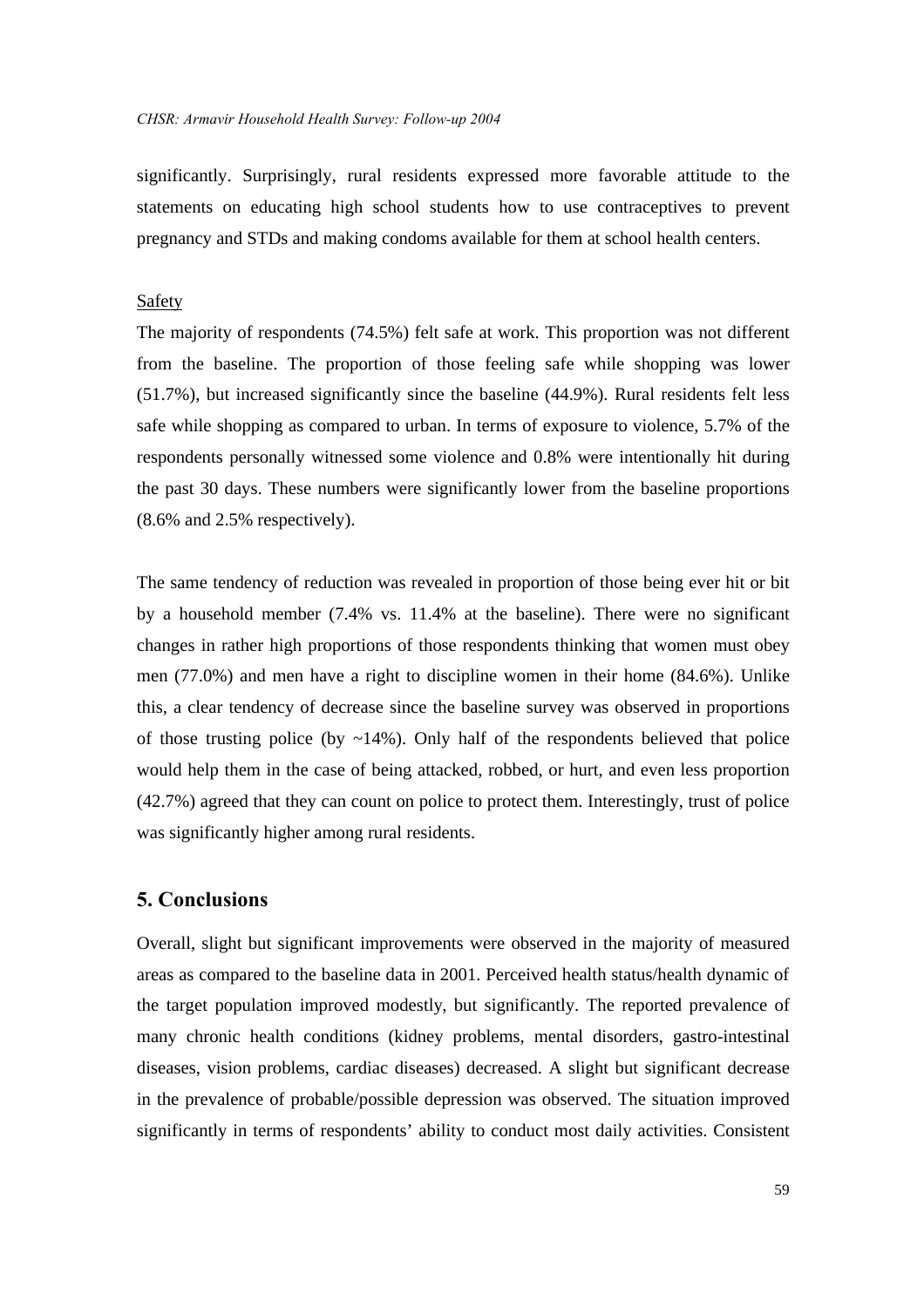significantly. Surprisingly, rural residents expressed more favorable attitude to the statements on educating high school students how to use contraceptives to prevent pregnancy and STDs and making condoms available for them at school health centers.

Safety

The majority of respondents (74.5%) felt safe at work. This proportion was not different from the baseline. The proportion of those feeling safe while shopping was lower (51.7%), but increased significantly since the baseline (44.9%). Rural residents felt less safe while shopping as compared to urban. In terms of exposure to violence, 5.7% of the respondents personally witnessed some violence and 0.8% were intentionally hit during the past 30 days. These numbers were significantly lower from the baseline proportions (8.6% and 2.5% respectively).

The same tendency of reduction was revealed in proportion of those being ever hit or bit by a household member (7.4% vs. 11.4% at the baseline). There were no significant changes in rather high proportions of those respondents thinking that women must obey men (77.0%) and men have a right to discipline women in their home (84.6%). Unlike this, a clear tendency of decrease since the baseline survey was observed in proportions of those trusting police (by ~14%). Only half of the respondents believed that police would help them in the case of being attacked, robbed, or hurt, and even less proportion (42.7%) agreed that they can count on police to protect them. Interestingly, trust of police was significantly higher among rural residents.

## 5. Conclusions

Overall, slight but significant improvements were observed in the majority of measured areas as compared to the baseline data in 2001. Perceived health status/health dynamic of the target population improved modestly, but significantly. The reported prevalence of many chronic health conditions (kidney problems, mental disorders, gastro-intestinal diseases, vision problems, cardiac diseases) decreased. A slight but significant decrease in the prevalence of probable/possible depression was observed. The situation improved significantly in terms of respondents' ability to conduct most daily activities. Consistent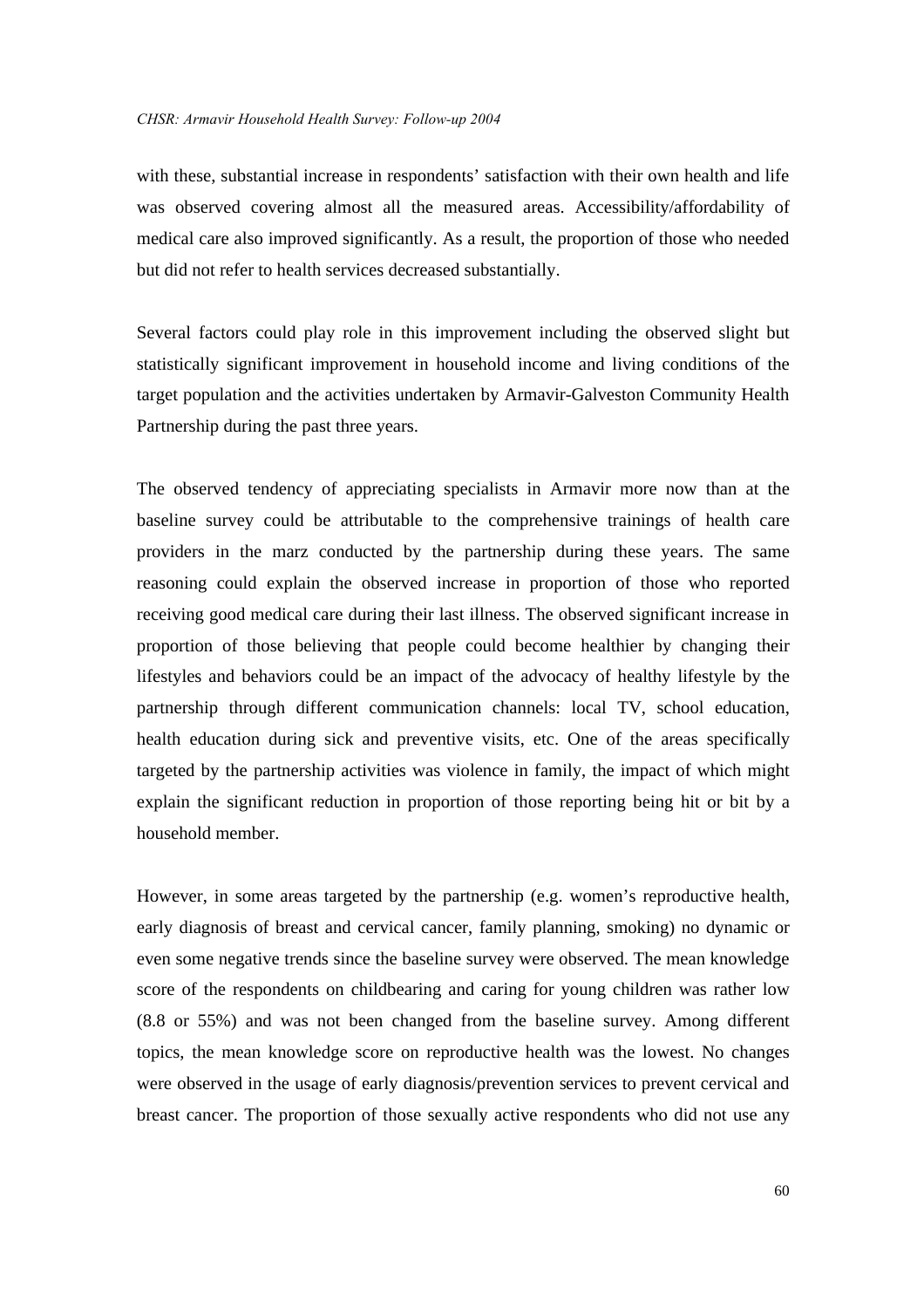with these, substantial increase in respondents' satisfaction with their own health and life was observed covering almost all the measured areas. Accessibility/affordability of medical care also improved significantly. As a result, the proportion of those who needed but did not refer to health services decreased substantially.

Several factors could play role in this improvement including the observed slight but statistically significant improvement in household income and living conditions of the target population and the activities undertaken by Armavir-Galveston Community Health Partnership during the past three years.

The observed tendency of appreciating specialists in Armavir more now than at the baseline survey could be attributable to the comprehensive trainings of health care providers in the marz conducted by the partnership during these years. The same reasoning could explain the observed increase in proportion of those who reported receiving good medical care during their last illness. The observed significant increase in proportion of those believing that people could become healthier by changing their lifestyles and behaviors could be an impact of the advocacy of healthy lifestyle by the partnership through different communication channels: local TV, school education, health education during sick and preventive visits, etc. One of the areas specifically targeted by the partnership activities was violence in family, the impact of which might explain the significant reduction in proportion of those reporting being hit or bit by a household member.

However, in some areas targeted by the partnership (e.g. women's reproductive health, early diagnosis of breast and cervical cancer, family planning, smoking) no dynamic or even some negative trends since the baseline survey were observed. The mean knowledge score of the respondents on childbearing and caring for young children was rather low (8.8 or 55%) and was not been changed from the baseline survey. Among different topics, the mean knowledge score on reproductive health was the lowest. No changes were observed in the usage of early diagnosis/prevention services to prevent cervical and breast cancer. The proportion of those sexually active respondents who did not use any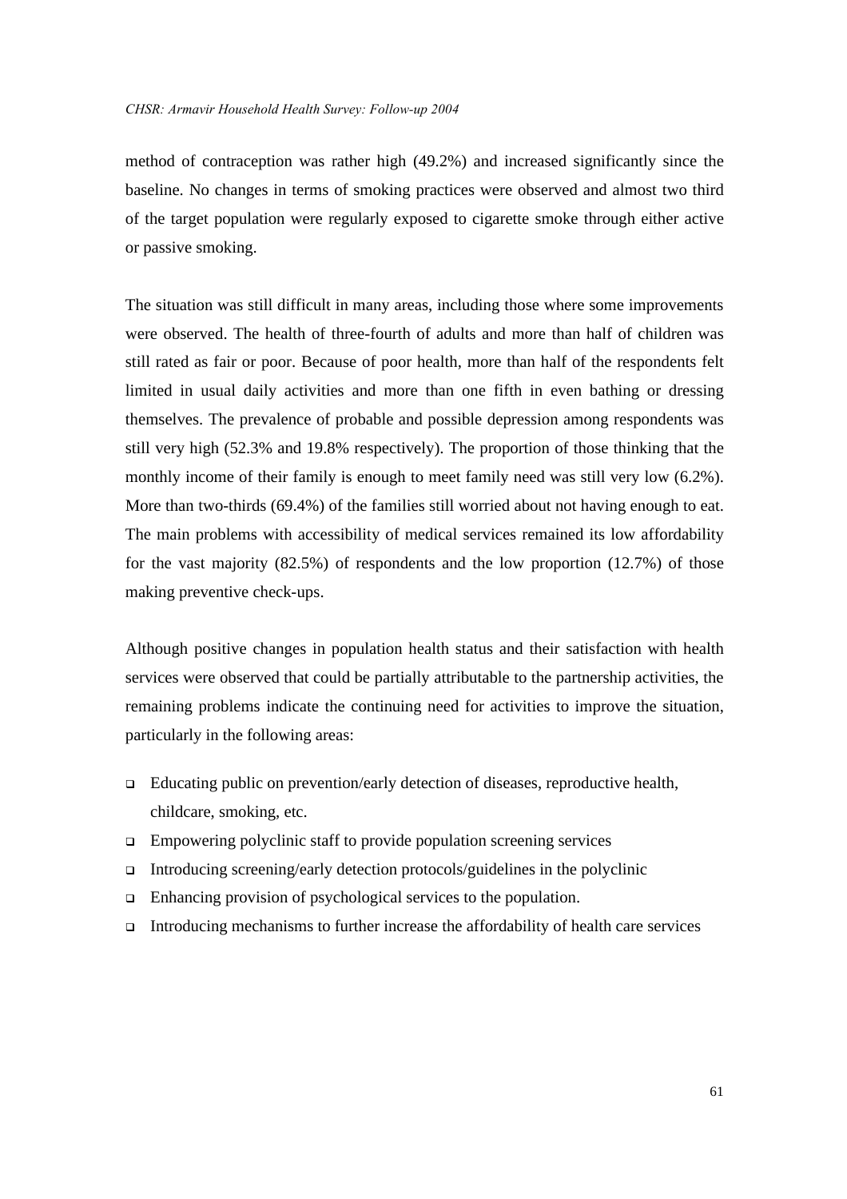method of contraception was rather high (49.2%) and increased significantly since the baseline. No changes in terms of smoking practices were observed and almost two third of the target population were regularly exposed to cigarette smoke through either active or passive smoking.

The situation was still difficult in many areas, including those where some improvements were observed. The health of three-fourth of adults and more than half of children was still rated as fair or poor. Because of poor health, more than half of the respondents felt limited in usual daily activities and more than one fifth in even bathing or dressing themselves. The prevalence of probable and possible depression among respondents was still very high (52.3% and 19.8% respectively). The proportion of those thinking that the monthly income of their family is enough to meet family need was still very low (6.2%). More than two-thirds (69.4%) of the families still worried about not having enough to eat. The main problems with accessibility of medical services remained its low affordability for the vast majority (82.5%) of respondents and the low proportion (12.7%) of those making preventive check-ups.

Although positive changes in population health status and their satisfaction with health services were observed that could be partially attributable to the partnership activities, the remaining problems indicate the continuing need for activities to improve the situation, particularly in the following areas:

- Educating public on prevention/early detection of diseases, reproductive health, childcare, smoking, etc.
- Empowering polyclinic staff to provide population screening services
- Introducing screening/early detection protocols/guidelines in the polyclinic
- Enhancing provision of psychological services to the population.
- Introducing mechanisms to further increase the affordability of health care services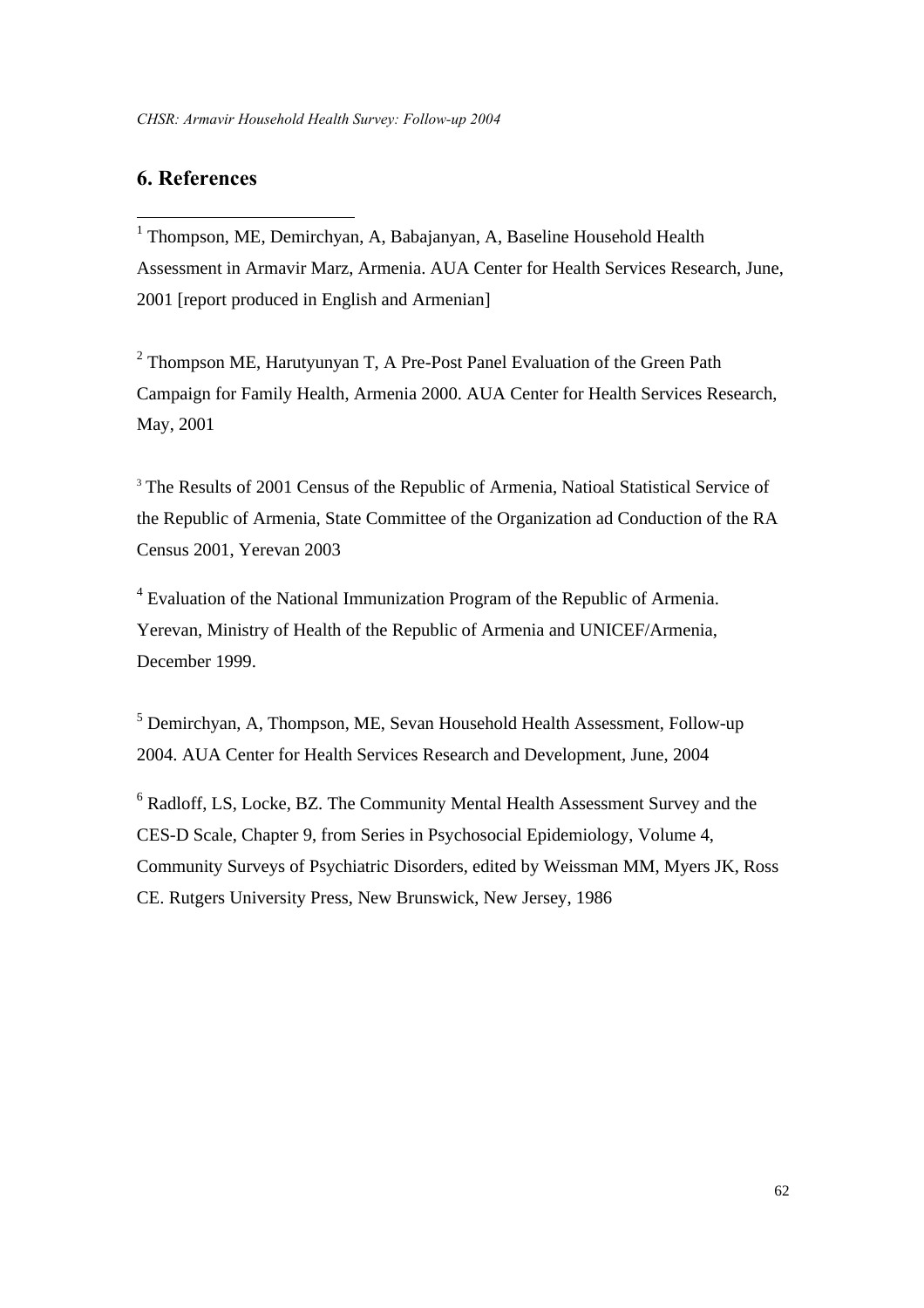## 6. References

[1] Thompson, ME, Demirchyan, A, Babajanyan, A, Baseline Household Health Assessment in Armavir Marz, Armenia. AUA Center for Health Services Research, June, 2001 [report produced in English and Armenian]

[2] Thompson ME, Harutyunyan T, A Pre-Post Panel Evaluation of the Green Path Campaign for Family Health, Armenia 2000. AUA Center for Health Services Research, May, 2001

[3] The Results of 2001 Census of the Republic of Armenia, Natioal Statistical Service of the Republic of Armenia, State Committee of the Organization ad Conduction of the RA Census 2001, Yerevan 2003

[4] Evaluation of the National Immunization Program of the Republic of Armenia. Yerevan, Ministry of Health of the Republic of Armenia and UNICEF/Armenia, December 1999.

[5] Demirchyan, A, Thompson, ME, Sevan Household Health Assessment, Follow-up 2004. AUA Center for Health Services Research and Development, June, 2004

[6] Radloff, LS, Locke, BZ. The Community Mental Health Assessment Survey and the CES-D Scale, Chapter 9, from Series in Psychosocial Epidemiology, Volume 4, Community Surveys of Psychiatric Disorders, edited by Weissman MM, Myers JK, Ross CE. Rutgers University Press, New Brunswick, New Jersey, 1986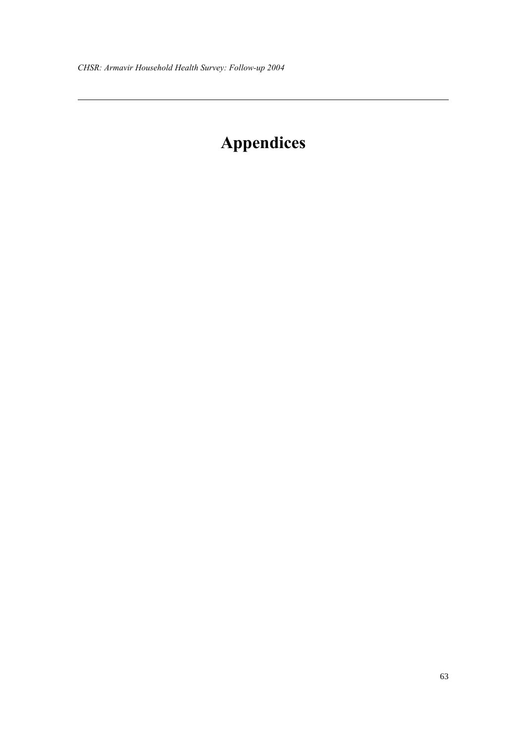# Appendices